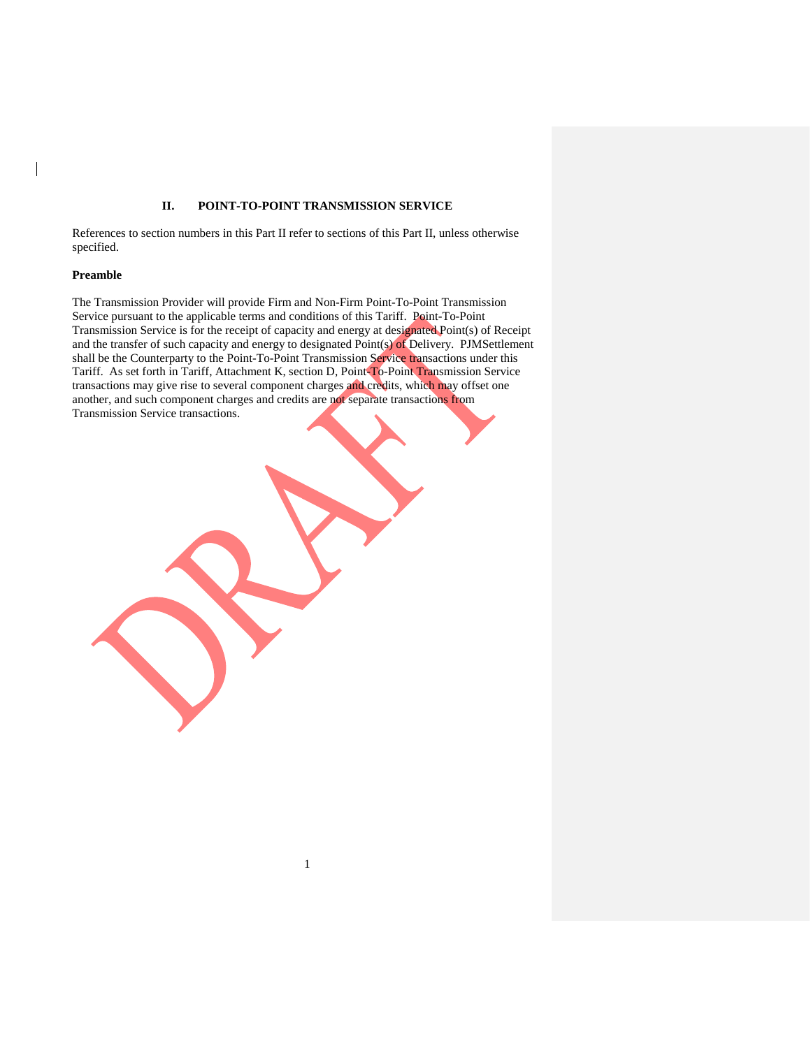## II. POINT-TO-POINT TRANSMISSION SERVICE

References to section numbers in this Part II refer to sections of this Part II, unless otherwise specified.

**Preamble**

The Transmission Provider will provide Firm and Non-Firm Point-To-Point Transmission Service pursuant to the applicable terms and conditions of this Tariff. Point-To-Point Transmission Service is for the receipt of capacity and energy at designated Point(s) of Receipt and the transfer of such capacity and energy to designated Point(s) of Delivery. PJMSettlement shall be the Counterparty to the Point-To-Point Transmission Service transactions under this Tariff. As set forth in Tariff, Attachment K, section D, Point-To-Point Transmission Service transactions may give rise to several component charges and credits, which may offset one another, and such component charges and credits are not separate transactions from Transmission Service transactions.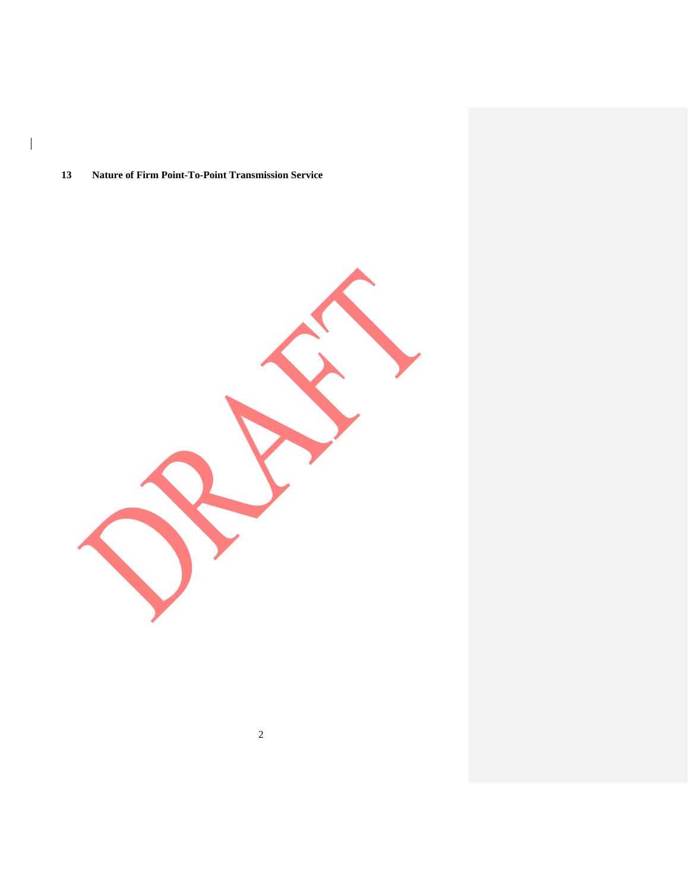## 13 Nature of Firm Point-To-Point Transmission Service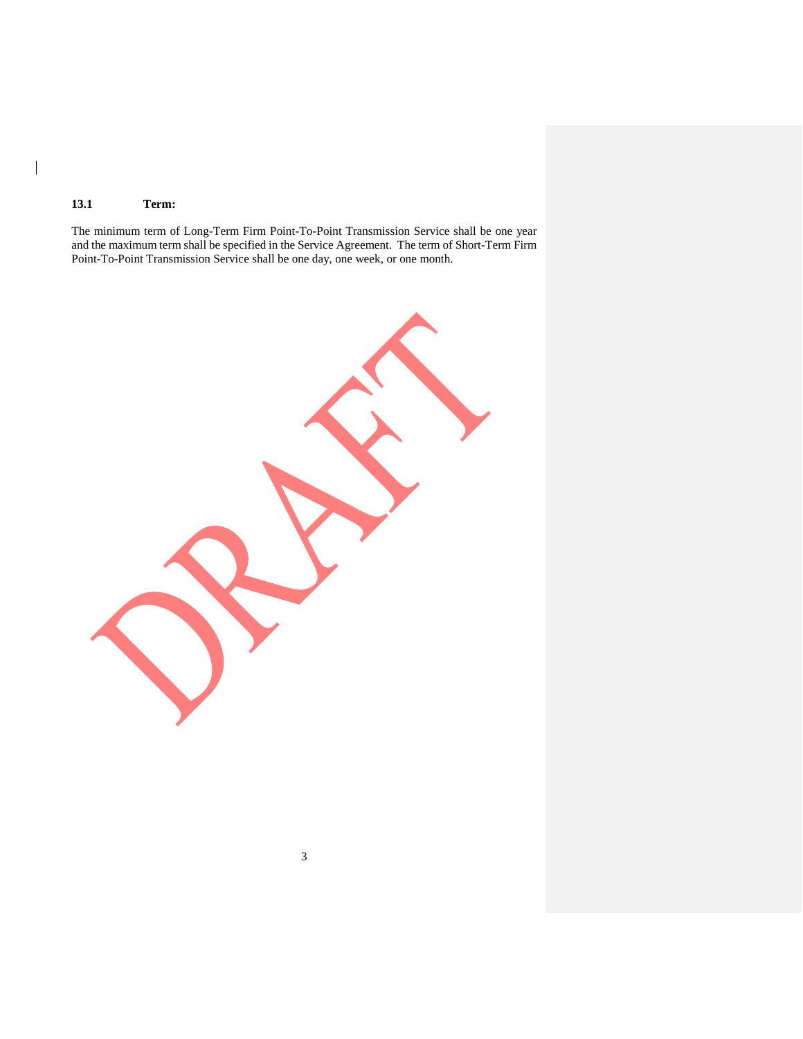### 13.1 Term:

The minimum term of Long-Term Firm Point-To-Point Transmission Service shall be one year and the maximum term shall be specified in the Service Agreement. The term of Short-Term Firm Point-To-Point Transmission Service shall be one day, one week, or one month.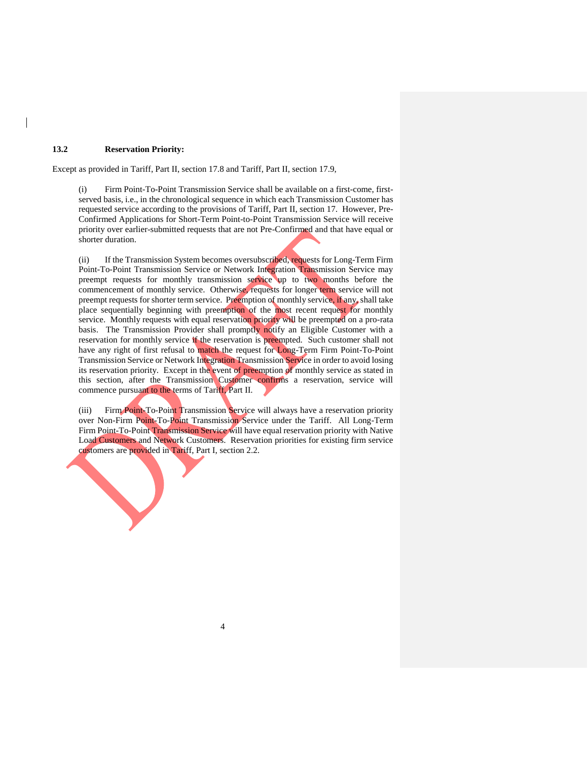### 13.2 Reservation Priority:

Except as provided in Tariff, Part II, section 17.8 and Tariff, Part II, section 17.9,

(i) Firm Point-To-Point Transmission Service shall be available on a first-come, first-served basis, i.e., in the chronological sequence in which each Transmission Customer has requested service according to the provisions of Tariff, Part II, section 17. However, Pre-Confirmed Applications for Short-Term Point-to-Point Transmission Service will receive priority over earlier-submitted requests that are not Pre-Confirmed and that have equal or shorter duration.

(ii) If the Transmission System becomes oversubscribed, requests for Long-Term Firm Point-To-Point Transmission Service or Network Integration Transmission Service may preempt requests for monthly transmission service up to two months before the commencement of monthly service. Otherwise, requests for longer term service will not preempt requests for shorter term service. Preemption of monthly service, if any, shall take place sequentially beginning with preemption of the most recent request for monthly service. Monthly requests with equal reservation priority will be preempted on a pro-rata basis. The Transmission Provider shall promptly notify an Eligible Customer with a reservation for monthly service if the reservation is preempted. Such customer shall not have any right of first refusal to match the request for Long-Term Firm Point-To-Point Transmission Service or Network Integration Transmission Service in order to avoid losing its reservation priority. Except in the event of preemption of monthly service as stated in this section, after the Transmission Customer confirms a reservation, service will commence pursuant to the terms of Tariff, Part II.

(iii) Firm Point-To-Point Transmission Service will always have a reservation priority over Non-Firm Point-To-Point Transmission Service under the Tariff. All Long-Term Firm Point-To-Point Transmission Service will have equal reservation priority with Native Load Customers and Network Customers. Reservation priorities for existing firm service customers are provided in Tariff, Part I, section 2.2.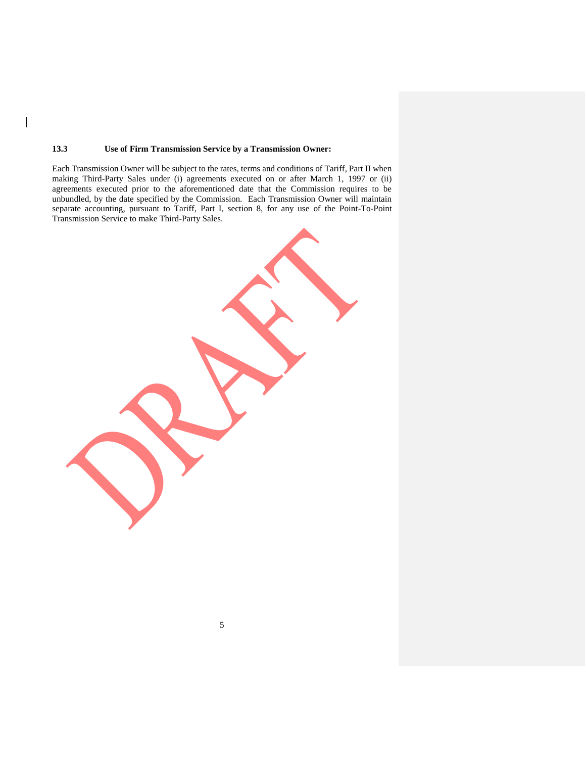### 13.3 Use of Firm Transmission Service by a Transmission Owner:

Each Transmission Owner will be subject to the rates, terms and conditions of Tariff, Part II when making Third-Party Sales under (i) agreements executed on or after March 1, 1997 or (ii) agreements executed prior to the aforementioned date that the Commission requires to be unbundled, by the date specified by the Commission. Each Transmission Owner will maintain separate accounting, pursuant to Tariff, Part I, section 8, for any use of the Point-To-Point Transmission Service to make Third-Party Sales.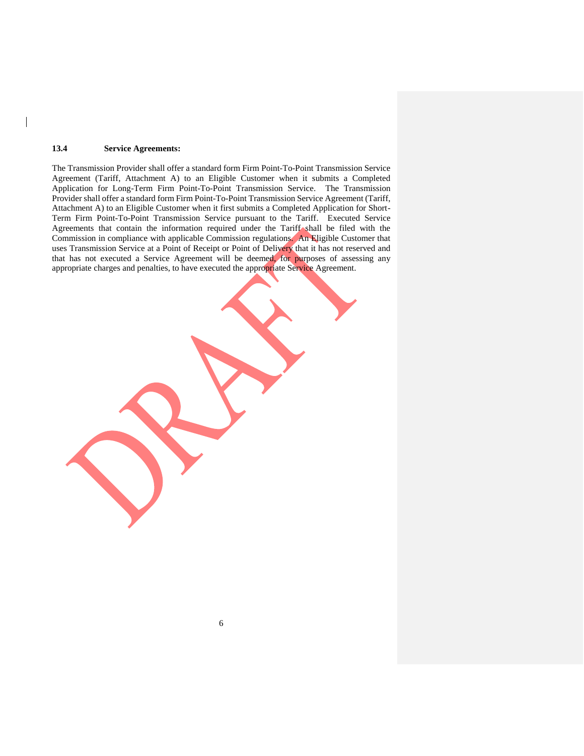### 13.4 Service Agreements:

The Transmission Provider shall offer a standard form Firm Point-To-Point Transmission Service Agreement (Tariff, Attachment A) to an Eligible Customer when it submits a Completed Application for Long-Term Firm Point-To-Point Transmission Service. The Transmission Provider shall offer a standard form Firm Point-To-Point Transmission Service Agreement (Tariff, Attachment A) to an Eligible Customer when it first submits a Completed Application for Short-Term Firm Point-To-Point Transmission Service pursuant to the Tariff. Executed Service Agreements that contain the information required under the Tariff shall be filed with the Commission in compliance with applicable Commission regulations. An Eligible Customer that uses Transmission Service at a Point of Receipt or Point of Delivery that it has not reserved and that has not executed a Service Agreement will be deemed, for purposes of assessing any appropriate charges and penalties, to have executed the appropriate Service Agreement.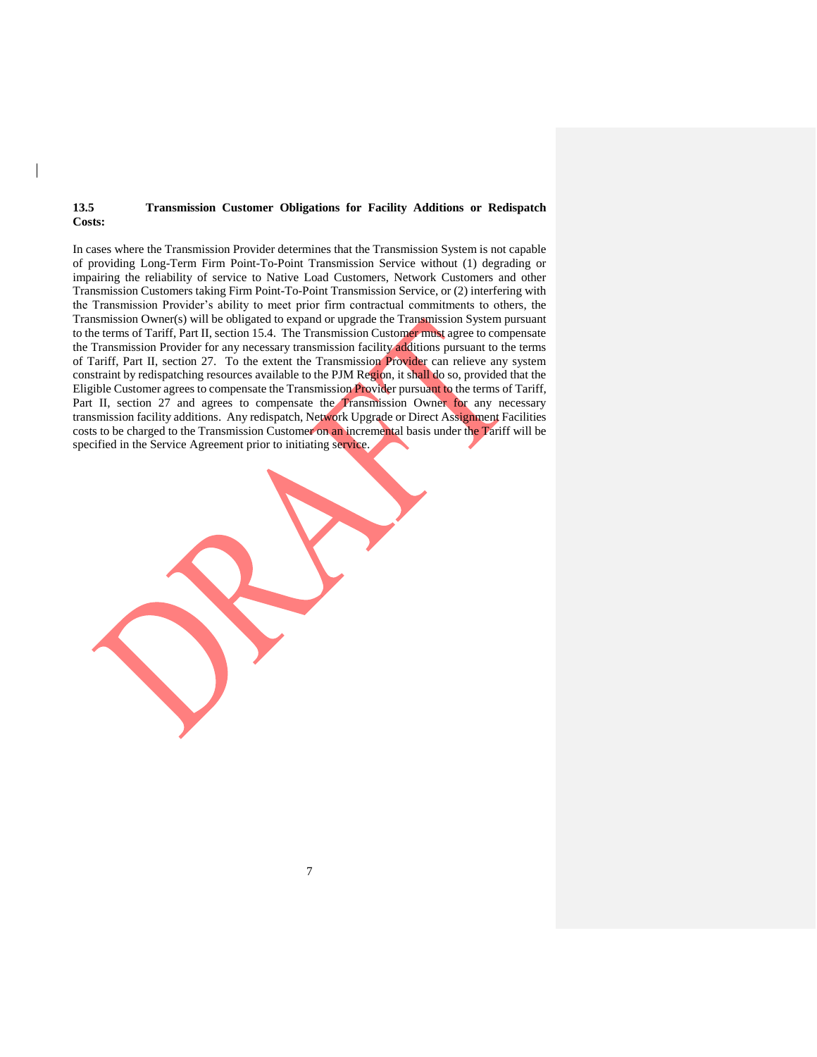### 13.5 Transmission Customer Obligations for Facility Additions or Redispatch Costs:

In cases where the Transmission Provider determines that the Transmission System is not capable of providing Long-Term Firm Point-To-Point Transmission Service without (1) degrading or impairing the reliability of service to Native Load Customers, Network Customers and other Transmission Customers taking Firm Point-To-Point Transmission Service, or (2) interfering with the Transmission Provider's ability to meet prior firm contractual commitments to others, the Transmission Owner(s) will be obligated to expand or upgrade the Transmission System pursuant to the terms of Tariff, Part II, section 15.4. The Transmission Customer must agree to compensate the Transmission Provider for any necessary transmission facility additions pursuant to the terms of Tariff, Part II, section 27. To the extent the Transmission Provider can relieve any system constraint by redispatching resources available to the PJM Region, it shall do so, provided that the Eligible Customer agrees to compensate the Transmission Provider pursuant to the terms of Tariff, Part II, section 27 and agrees to compensate the Transmission Owner for any necessary transmission facility additions. Any redispatch, Network Upgrade or Direct Assignment Facilities costs to be charged to the Transmission Customer on an incremental basis under the Tariff will be specified in the Service Agreement prior to initiating service.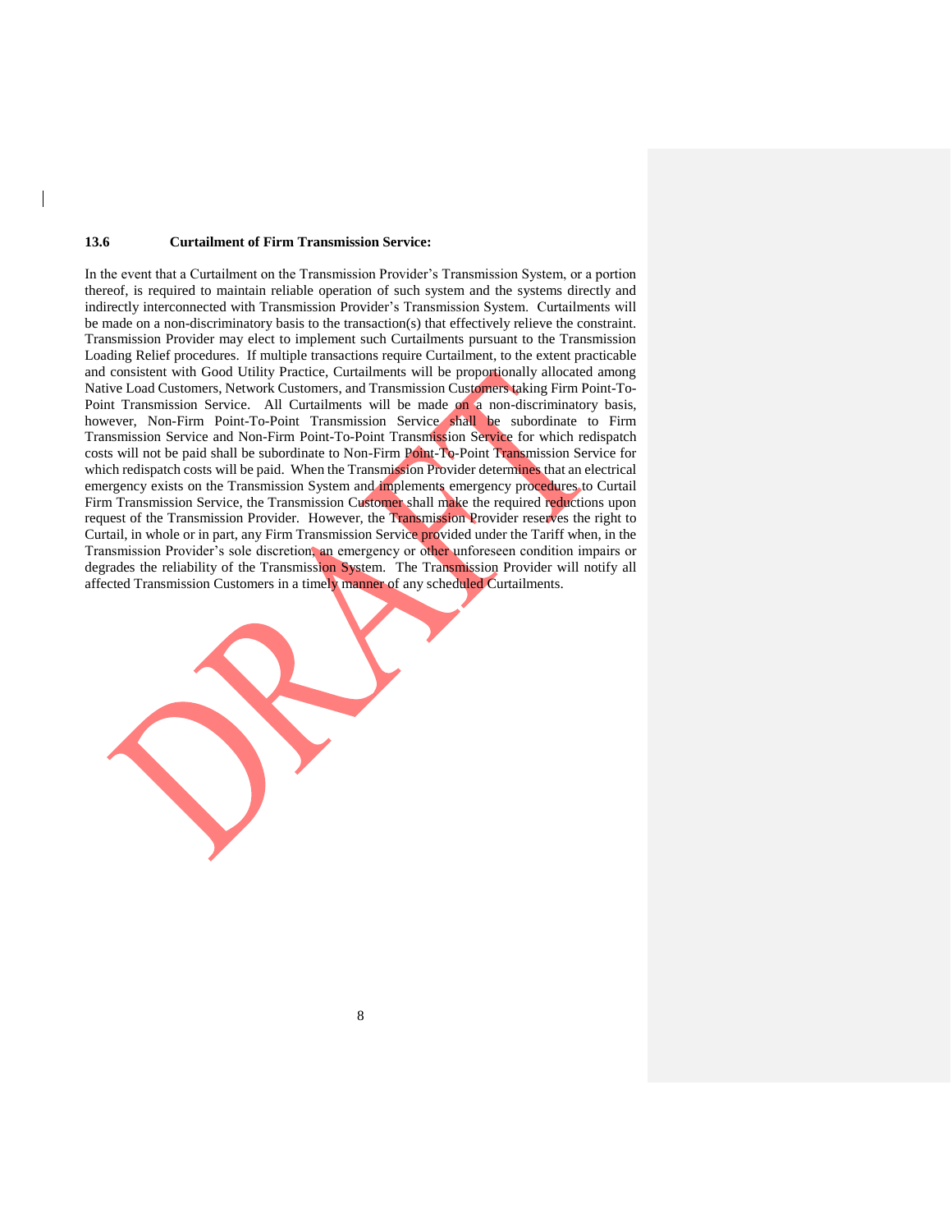### 13.6 Curtailment of Firm Transmission Service:

In the event that a Curtailment on the Transmission Provider's Transmission System, or a portion thereof, is required to maintain reliable operation of such system and the systems directly and indirectly interconnected with Transmission Provider's Transmission System. Curtailments will be made on a non-discriminatory basis to the transaction(s) that effectively relieve the constraint. Transmission Provider may elect to implement such Curtailments pursuant to the Transmission Loading Relief procedures. If multiple transactions require Curtailment, to the extent practicable and consistent with Good Utility Practice, Curtailments will be proportionally allocated among Native Load Customers, Network Customers, and Transmission Customers taking Firm Point-To-Point Transmission Service. All Curtailments will be made on a non-discriminatory basis, however, Non-Firm Point-To-Point Transmission Service shall be subordinate to Firm Transmission Service and Non-Firm Point-To-Point Transmission Service for which redispatch costs will not be paid shall be subordinate to Non-Firm Point-To-Point Transmission Service for which redispatch costs will be paid. When the Transmission Provider determines that an electrical emergency exists on the Transmission System and implements emergency procedures to Curtail Firm Transmission Service, the Transmission Customer shall make the required reductions upon request of the Transmission Provider. However, the Transmission Provider reserves the right to Curtail, in whole or in part, any Firm Transmission Service provided under the Tariff when, in the Transmission Provider's sole discretion, an emergency or other unforeseen condition impairs or degrades the reliability of the Transmission System. The Transmission Provider will notify all affected Transmission Customers in a timely manner of any scheduled Curtailments.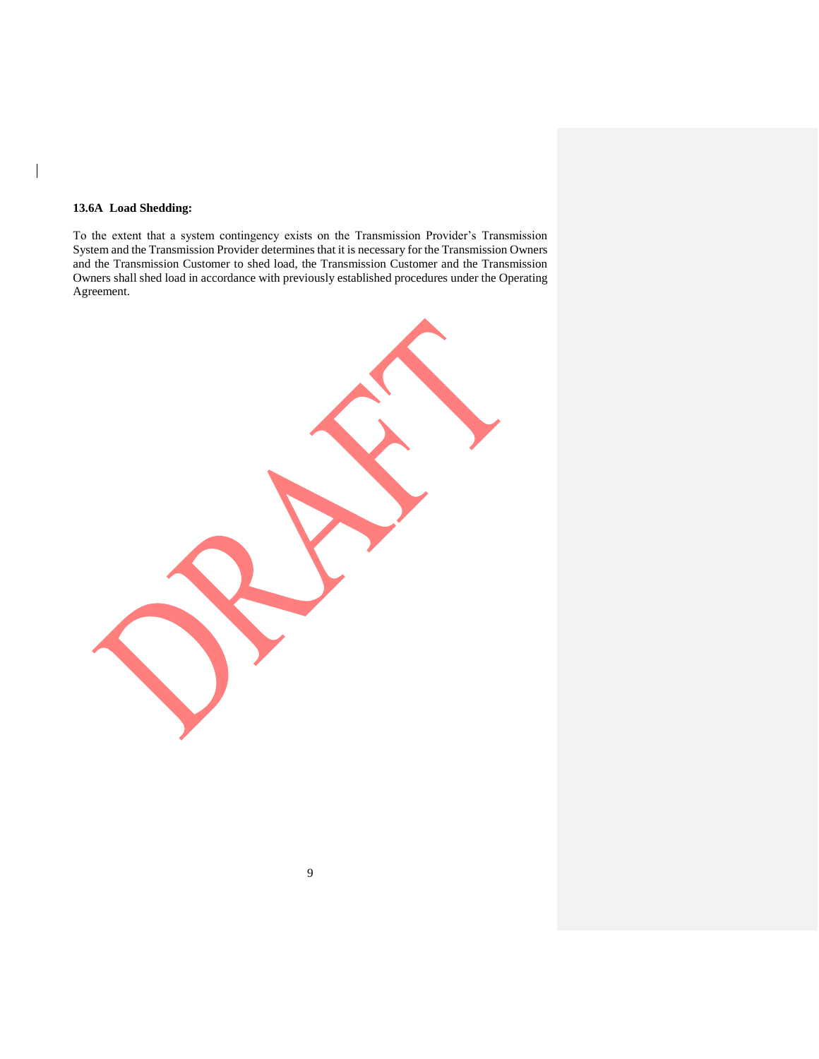**13.6A Load Shedding:**

To the extent that a system contingency exists on the Transmission Provider's Transmission System and the Transmission Provider determines that it is necessary for the Transmission Owners and the Transmission Customer to shed load, the Transmission Customer and the Transmission Owners shall shed load in accordance with previously established procedures under the Operating Agreement.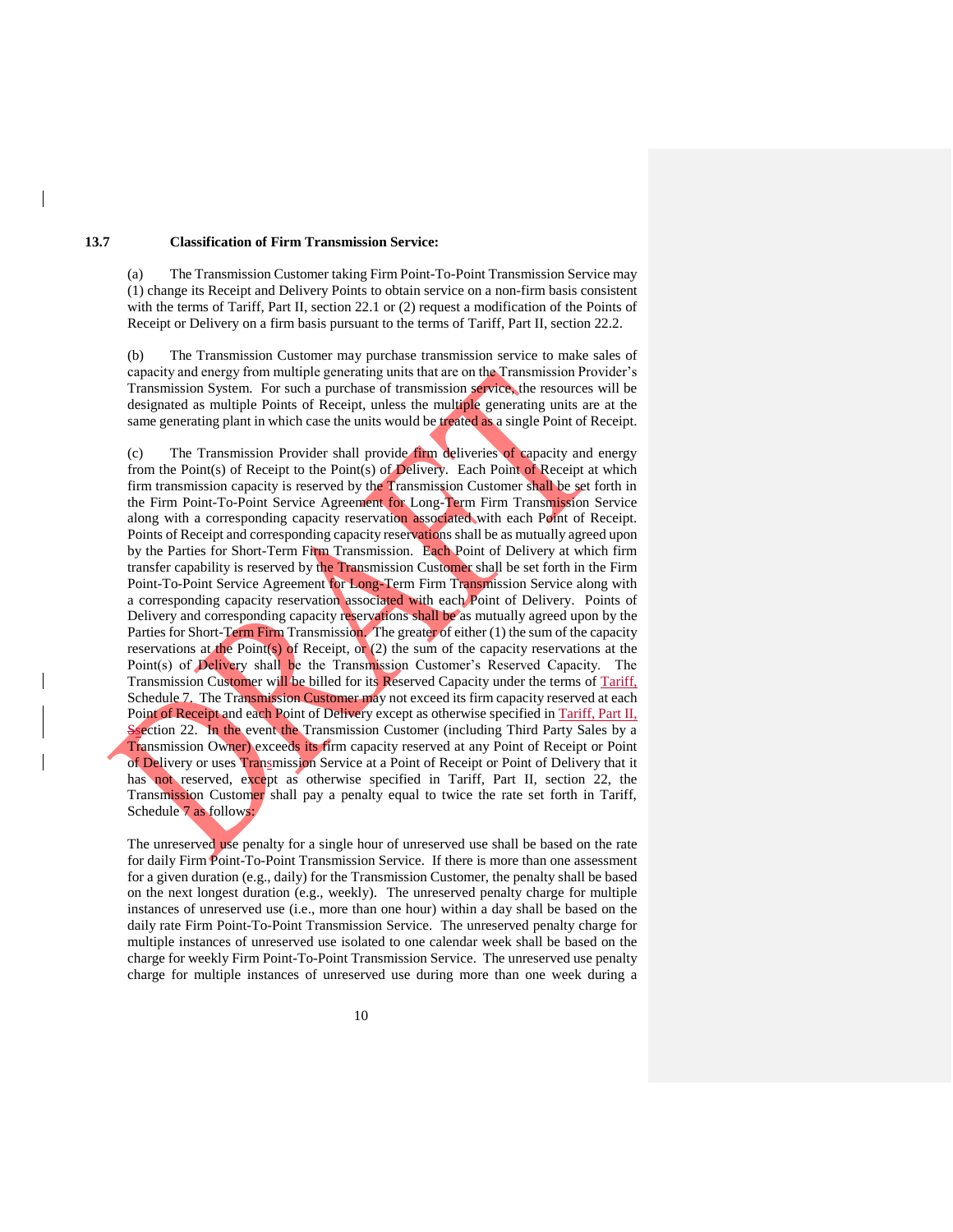**13.7 Classification of Firm Transmission Service:**

(a) The Transmission Customer taking Firm Point-To-Point Transmission Service may (1) change its Receipt and Delivery Points to obtain service on a non-firm basis consistent with the terms of Tariff, Part II, section 22.1 or (2) request a modification of the Points of Receipt or Delivery on a firm basis pursuant to the terms of Tariff, Part II, section 22.2.

(b) The Transmission Customer may purchase transmission service to make sales of capacity and energy from multiple generating units that are on the Transmission Provider's Transmission System. For such a purchase of transmission service, the resources will be designated as multiple Points of Receipt, unless the multiple generating units are at the same generating plant in which case the units would be treated as a single Point of Receipt.

(c) The Transmission Provider shall provide firm deliveries of capacity and energy from the Point(s) of Receipt to the Point(s) of Delivery. Each Point of Receipt at which firm transmission capacity is reserved by the Transmission Customer shall be set forth in the Firm Point-To-Point Service Agreement for Long-Term Firm Transmission Service along with a corresponding capacity reservation associated with each Point of Receipt. Points of Receipt and corresponding capacity reservations shall be as mutually agreed upon by the Parties for Short-Term Firm Transmission. Each Point of Delivery at which firm transfer capability is reserved by the Transmission Customer shall be set forth in the Firm Point-To-Point Service Agreement for Long-Term Firm Transmission Service along with a corresponding capacity reservation associated with each Point of Delivery. Points of Delivery and corresponding capacity reservations shall be as mutually agreed upon by the Parties for Short-Term Firm Transmission. The greater of either (1) the sum of the capacity reservations at the Point(s) of Receipt, or (2) the sum of the capacity reservations at the Point(s) of Delivery shall be the Transmission Customer's Reserved Capacity. The Transmission Customer will be billed for its Reserved Capacity under the terms of Tariff, Schedule 7. The Transmission Customer may not exceed its firm capacity reserved at each Point of Receipt and each Point of Delivery except as otherwise specified in Tariff, Part II, Ssection 22. In the event the Transmission Customer (including Third Party Sales by a Transmission Owner) exceeds its firm capacity reserved at any Point of Receipt or Point of Delivery or uses Transmission Service at a Point of Receipt or Point of Delivery that it has not reserved, except as otherwise specified in Tariff, Part II, section 22, the Transmission Customer shall pay a penalty equal to twice the rate set forth in Tariff, Schedule 7 as follows:

The unreserved use penalty for a single hour of unreserved use shall be based on the rate for daily Firm Point-To-Point Transmission Service. If there is more than one assessment for a given duration (e.g., daily) for the Transmission Customer, the penalty shall be based on the next longest duration (e.g., weekly). The unreserved penalty charge for multiple instances of unreserved use (i.e., more than one hour) within a day shall be based on the daily rate Firm Point-To-Point Transmission Service. The unreserved penalty charge for multiple instances of unreserved use isolated to one calendar week shall be based on the charge for weekly Firm Point-To-Point Transmission Service. The unreserved use penalty charge for multiple instances of unreserved use during more than one week during a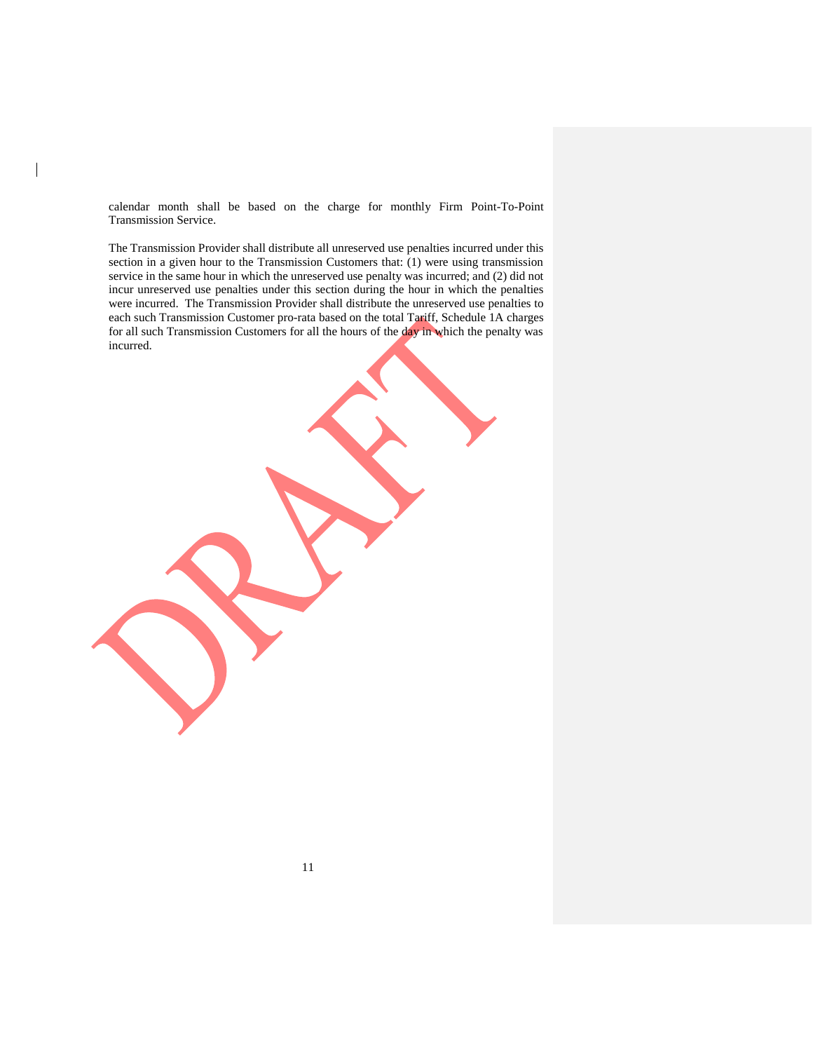calendar month shall be based on the charge for monthly Firm Point-To-Point Transmission Service.

The Transmission Provider shall distribute all unreserved use penalties incurred under this section in a given hour to the Transmission Customers that: (1) were using transmission service in the same hour in which the unreserved use penalty was incurred; and (2) did not incur unreserved use penalties under this section during the hour in which the penalties were incurred. The Transmission Provider shall distribute the unreserved use penalties to each such Transmission Customer pro-rata based on the total Tariff, Schedule 1A charges for all such Transmission Customers for all the hours of the day in which the penalty was incurred.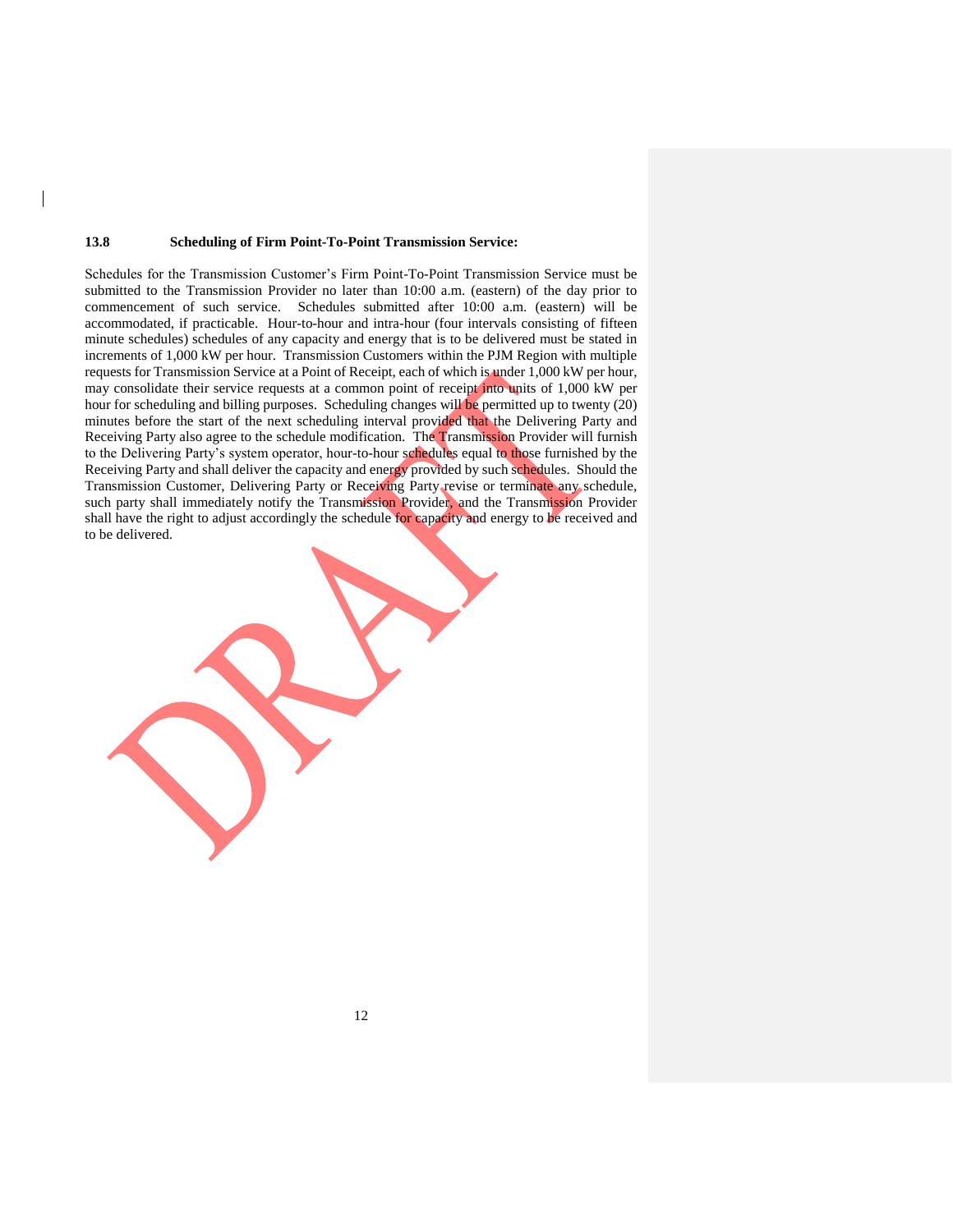### 13.8 Scheduling of Firm Point-To-Point Transmission Service:

Schedules for the Transmission Customer's Firm Point-To-Point Transmission Service must be submitted to the Transmission Provider no later than 10:00 a.m. (eastern) of the day prior to commencement of such service. Schedules submitted after 10:00 a.m. (eastern) will be accommodated, if practicable. Hour-to-hour and intra-hour (four intervals consisting of fifteen minute schedules) schedules of any capacity and energy that is to be delivered must be stated in increments of 1,000 kW per hour. Transmission Customers within the PJM Region with multiple requests for Transmission Service at a Point of Receipt, each of which is under 1,000 kW per hour, may consolidate their service requests at a common point of receipt into units of 1,000 kW per hour for scheduling and billing purposes. Scheduling changes will be permitted up to twenty (20) minutes before the start of the next scheduling interval provided that the Delivering Party and Receiving Party also agree to the schedule modification. The Transmission Provider will furnish to the Delivering Party's system operator, hour-to-hour schedules equal to those furnished by the Receiving Party and shall deliver the capacity and energy provided by such schedules. Should the Transmission Customer, Delivering Party or Receiving Party revise or terminate any schedule, such party shall immediately notify the Transmission Provider, and the Transmission Provider shall have the right to adjust accordingly the schedule for capacity and energy to be received and to be delivered.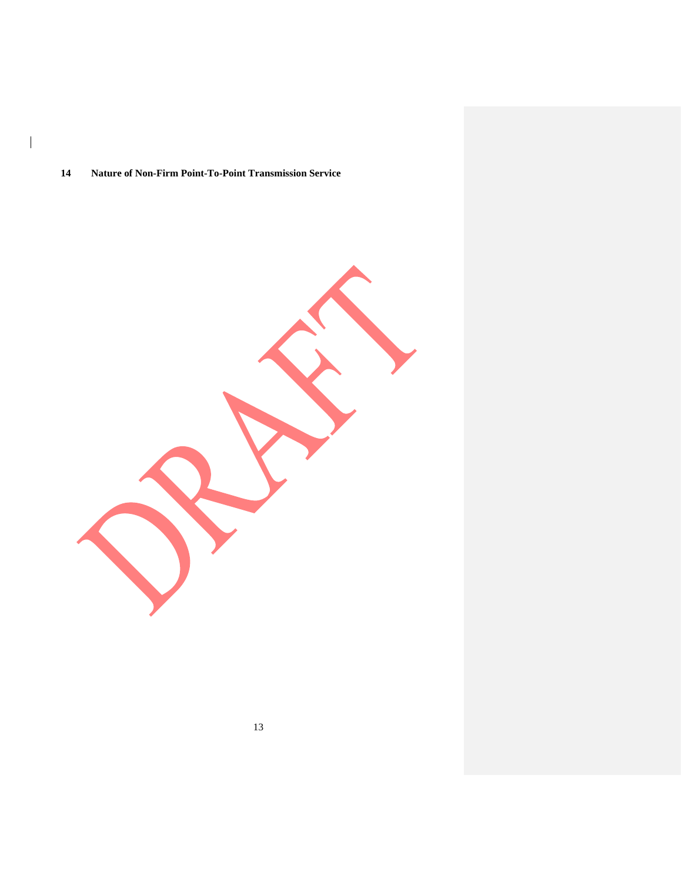## 14 Nature of Non-Firm Point-To-Point Transmission Service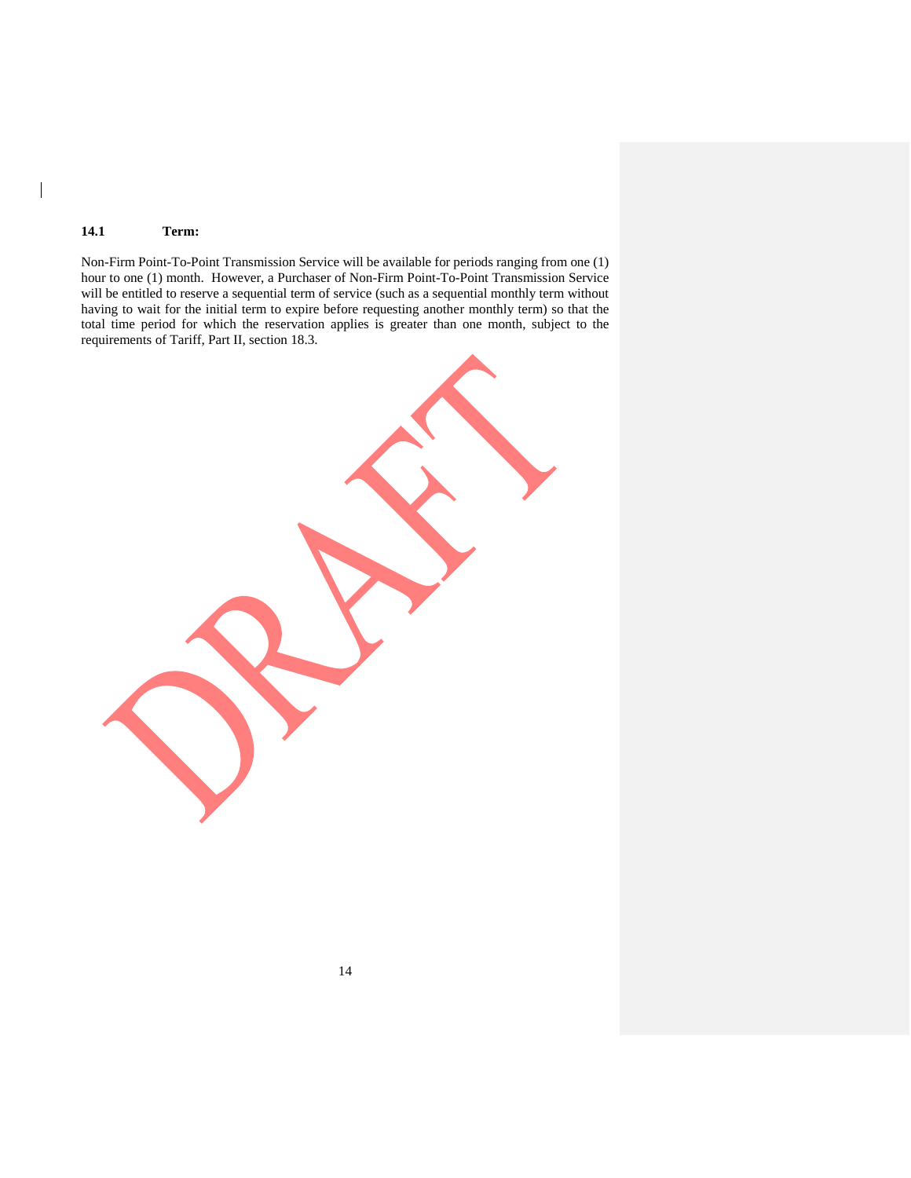### 14.1 Term:

Non-Firm Point-To-Point Transmission Service will be available for periods ranging from one (1) hour to one (1) month. However, a Purchaser of Non-Firm Point-To-Point Transmission Service will be entitled to reserve a sequential term of service (such as a sequential monthly term without having to wait for the initial term to expire before requesting another monthly term) so that the total time period for which the reservation applies is greater than one month, subject to the requirements of Tariff, Part II, section 18.3.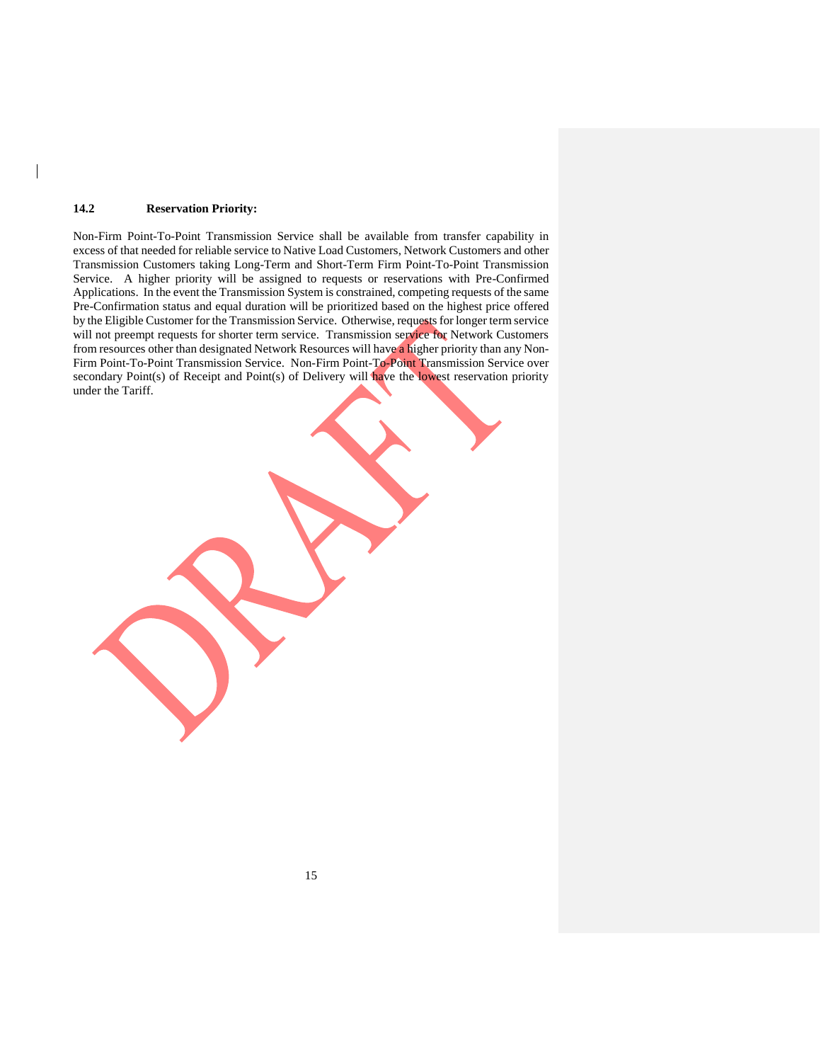### 14.2 Reservation Priority:

Non-Firm Point-To-Point Transmission Service shall be available from transfer capability in excess of that needed for reliable service to Native Load Customers, Network Customers and other Transmission Customers taking Long-Term and Short-Term Firm Point-To-Point Transmission Service. A higher priority will be assigned to requests or reservations with Pre-Confirmed Applications. In the event the Transmission System is constrained, competing requests of the same Pre-Confirmation status and equal duration will be prioritized based on the highest price offered by the Eligible Customer for the Transmission Service. Otherwise, requests for longer term service will not preempt requests for shorter term service. Transmission service for Network Customers from resources other than designated Network Resources will have a higher priority than any Non-Firm Point-To-Point Transmission Service. Non-Firm Point-To-Point Transmission Service over secondary Point(s) of Receipt and Point(s) of Delivery will have the lowest reservation priority under the Tariff.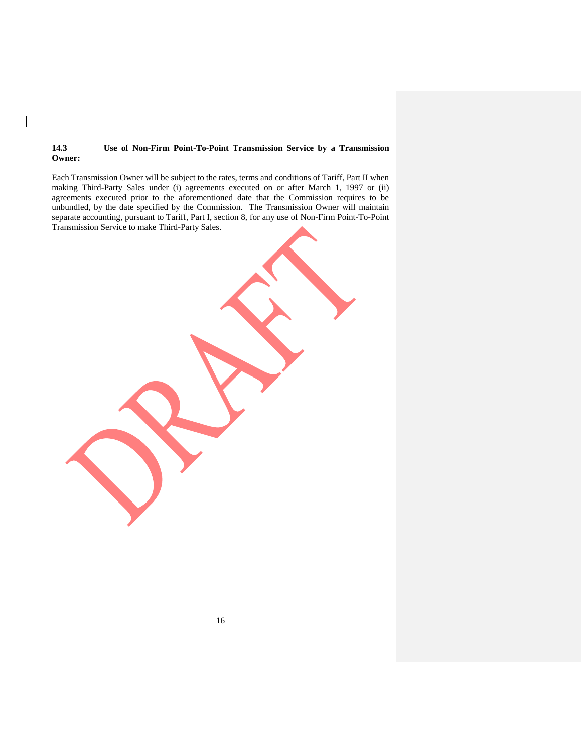**14.3 Use of Non-Firm Point-To-Point Transmission Service by a Transmission Owner:**

Each Transmission Owner will be subject to the rates, terms and conditions of Tariff, Part II when making Third-Party Sales under (i) agreements executed on or after March 1, 1997 or (ii) agreements executed prior to the aforementioned date that the Commission requires to be unbundled, by the date specified by the Commission. The Transmission Owner will maintain separate accounting, pursuant to Tariff, Part I, section 8, for any use of Non-Firm Point-To-Point Transmission Service to make Third-Party Sales.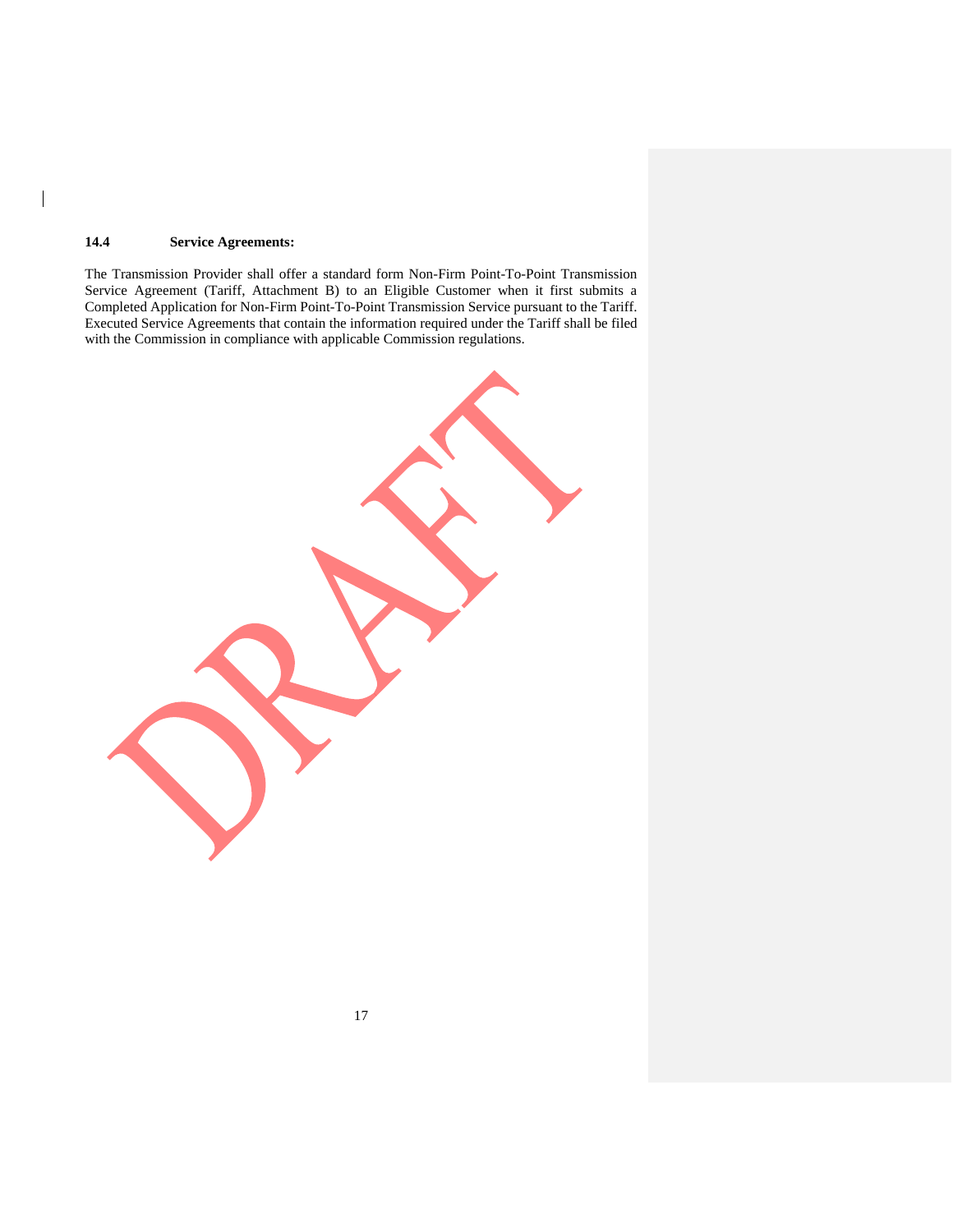### 14.4 Service Agreements:

The Transmission Provider shall offer a standard form Non-Firm Point-To-Point Transmission Service Agreement (Tariff, Attachment B) to an Eligible Customer when it first submits a Completed Application for Non-Firm Point-To-Point Transmission Service pursuant to the Tariff. Executed Service Agreements that contain the information required under the Tariff shall be filed with the Commission in compliance with applicable Commission regulations.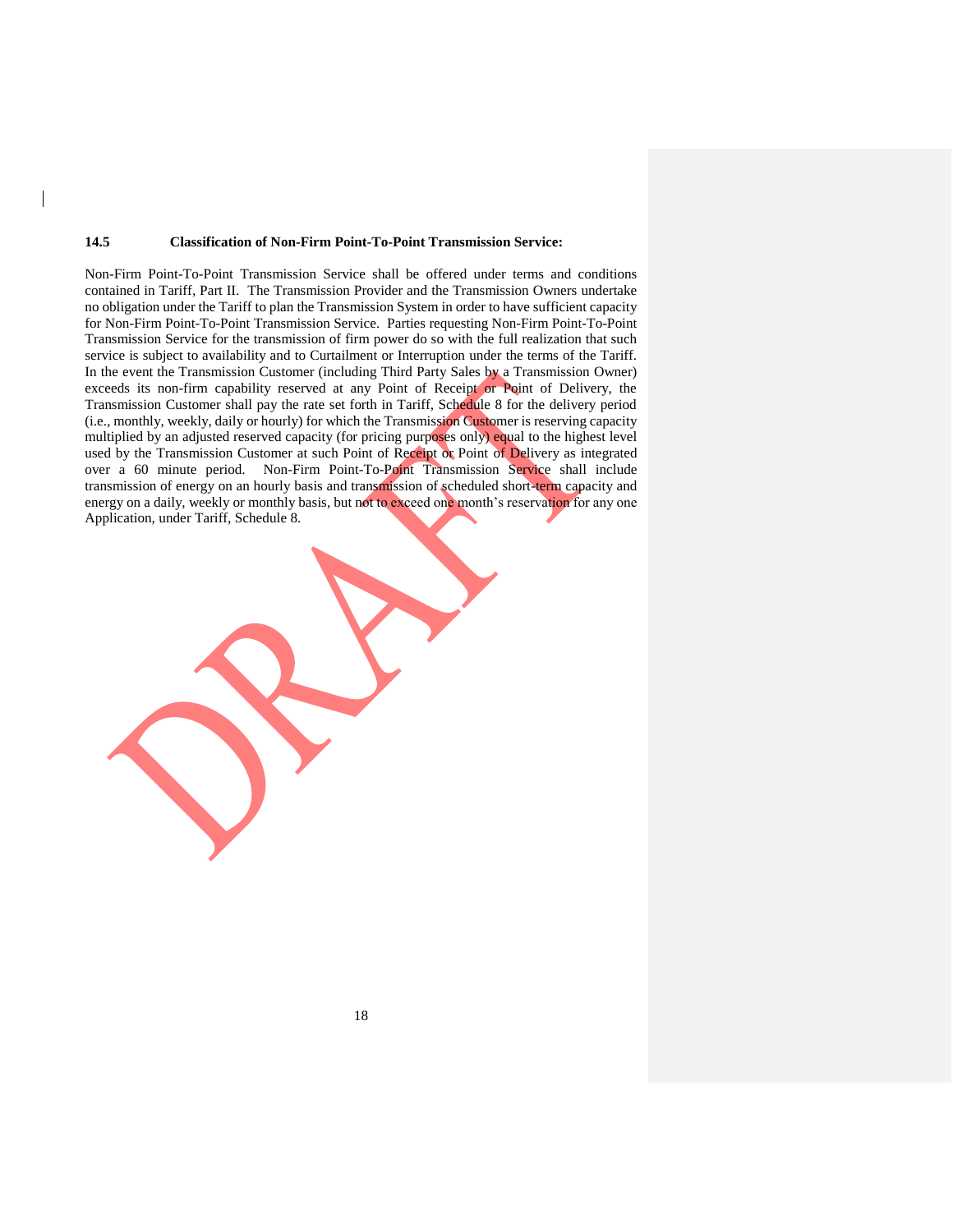### 14.5 Classification of Non-Firm Point-To-Point Transmission Service:

Non-Firm Point-To-Point Transmission Service shall be offered under terms and conditions contained in Tariff, Part II. The Transmission Provider and the Transmission Owners undertake no obligation under the Tariff to plan the Transmission System in order to have sufficient capacity for Non-Firm Point-To-Point Transmission Service. Parties requesting Non-Firm Point-To-Point Transmission Service for the transmission of firm power do so with the full realization that such service is subject to availability and to Curtailment or Interruption under the terms of the Tariff. In the event the Transmission Customer (including Third Party Sales by a Transmission Owner) exceeds its non-firm capability reserved at any Point of Receipt or Point of Delivery, the Transmission Customer shall pay the rate set forth in Tariff, Schedule 8 for the delivery period (i.e., monthly, weekly, daily or hourly) for which the Transmission Customer is reserving capacity multiplied by an adjusted reserved capacity (for pricing purposes only) equal to the highest level used by the Transmission Customer at such Point of Receipt or Point of Delivery as integrated over a 60 minute period. Non-Firm Point-To-Point Transmission Service shall include transmission of energy on an hourly basis and transmission of scheduled short-term capacity and energy on a daily, weekly or monthly basis, but not to exceed one month's reservation for any one Application, under Tariff, Schedule 8.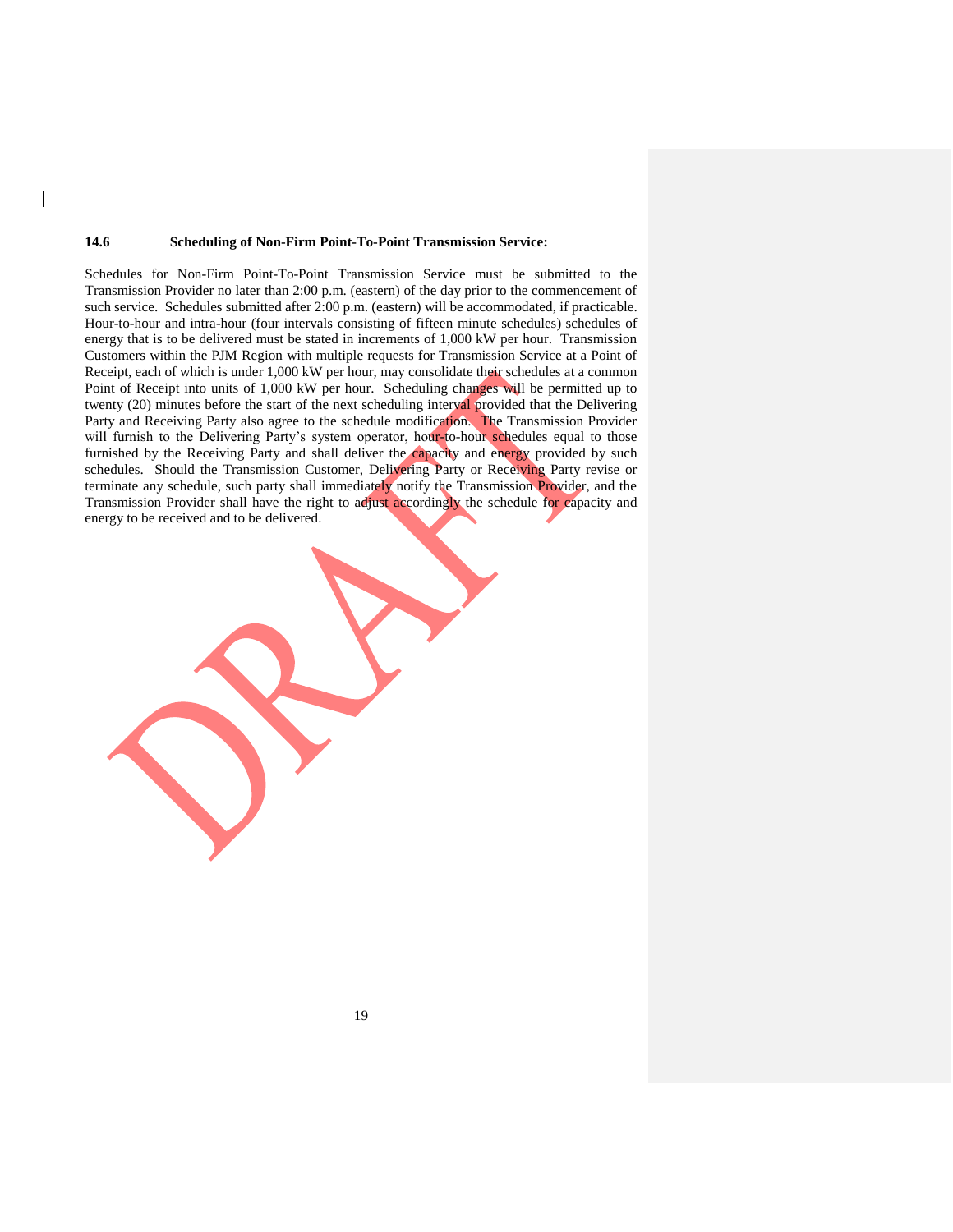### 14.6 Scheduling of Non-Firm Point-To-Point Transmission Service:

Schedules for Non-Firm Point-To-Point Transmission Service must be submitted to the Transmission Provider no later than 2:00 p.m. (eastern) of the day prior to the commencement of such service. Schedules submitted after 2:00 p.m. (eastern) will be accommodated, if practicable. Hour-to-hour and intra-hour (four intervals consisting of fifteen minute schedules) schedules of energy that is to be delivered must be stated in increments of 1,000 kW per hour. Transmission Customers within the PJM Region with multiple requests for Transmission Service at a Point of Receipt, each of which is under 1,000 kW per hour, may consolidate their schedules at a common Point of Receipt into units of 1,000 kW per hour. Scheduling changes will be permitted up to twenty (20) minutes before the start of the next scheduling interval provided that the Delivering Party and Receiving Party also agree to the schedule modification. The Transmission Provider will furnish to the Delivering Party's system operator, hour-to-hour schedules equal to those furnished by the Receiving Party and shall deliver the capacity and energy provided by such schedules. Should the Transmission Customer, Delivering Party or Receiving Party revise or terminate any schedule, such party shall immediately notify the Transmission Provider, and the Transmission Provider shall have the right to adjust accordingly the schedule for capacity and energy to be received and to be delivered.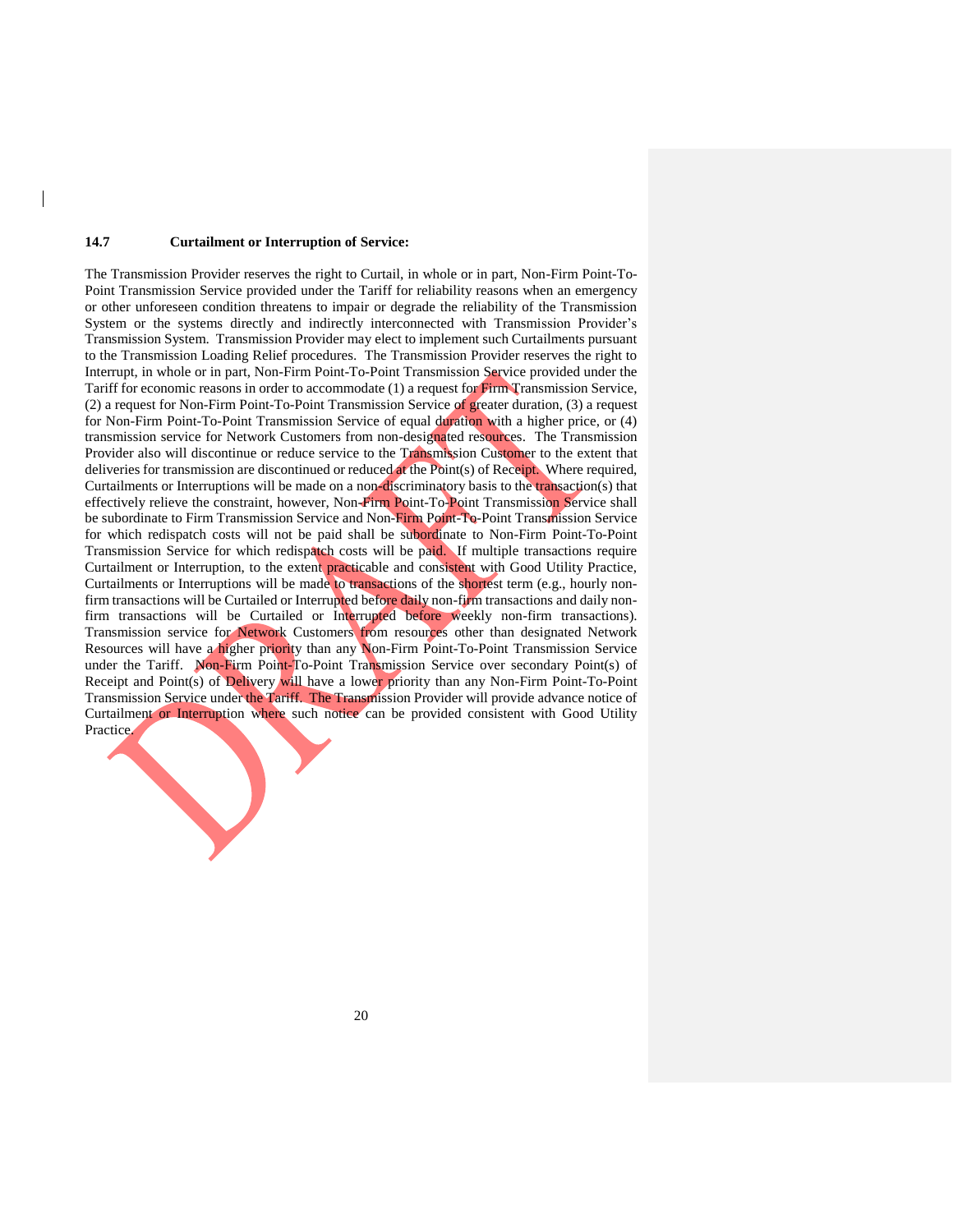**14.7 Curtailment or Interruption of Service:**

The Transmission Provider reserves the right to Curtail, in whole or in part, Non-Firm Point-To-Point Transmission Service provided under the Tariff for reliability reasons when an emergency or other unforeseen condition threatens to impair or degrade the reliability of the Transmission System or the systems directly and indirectly interconnected with Transmission Provider's Transmission System. Transmission Provider may elect to implement such Curtailments pursuant to the Transmission Loading Relief procedures. The Transmission Provider reserves the right to Interrupt, in whole or in part, Non-Firm Point-To-Point Transmission Service provided under the Tariff for economic reasons in order to accommodate (1) a request for Firm Transmission Service, (2) a request for Non-Firm Point-To-Point Transmission Service of greater duration, (3) a request for Non-Firm Point-To-Point Transmission Service of equal duration with a higher price, or (4) transmission service for Network Customers from non-designated resources. The Transmission Provider also will discontinue or reduce service to the Transmission Customer to the extent that deliveries for transmission are discontinued or reduced at the Point(s) of Receipt. Where required, Curtailments or Interruptions will be made on a non-discriminatory basis to the transaction(s) that effectively relieve the constraint, however, Non-Firm Point-To-Point Transmission Service shall be subordinate to Firm Transmission Service and Non-Firm Point-To-Point Transmission Service for which redispatch costs will not be paid shall be subordinate to Non-Firm Point-To-Point Transmission Service for which redispatch costs will be paid. If multiple transactions require Curtailment or Interruption, to the extent practicable and consistent with Good Utility Practice, Curtailments or Interruptions will be made to transactions of the shortest term (e.g., hourly non-firm transactions will be Curtailed or Interrupted before daily non-firm transactions and daily non-firm transactions will be Curtailed or Interrupted before weekly non-firm transactions). Transmission service for Network Customers from resources other than designated Network Resources will have a higher priority than any Non-Firm Point-To-Point Transmission Service under the Tariff. Non-Firm Point-To-Point Transmission Service over secondary Point(s) of Receipt and Point(s) of Delivery will have a lower priority than any Non-Firm Point-To-Point Transmission Service under the Tariff. The Transmission Provider will provide advance notice of Curtailment or Interruption where such notice can be provided consistent with Good Utility Practice.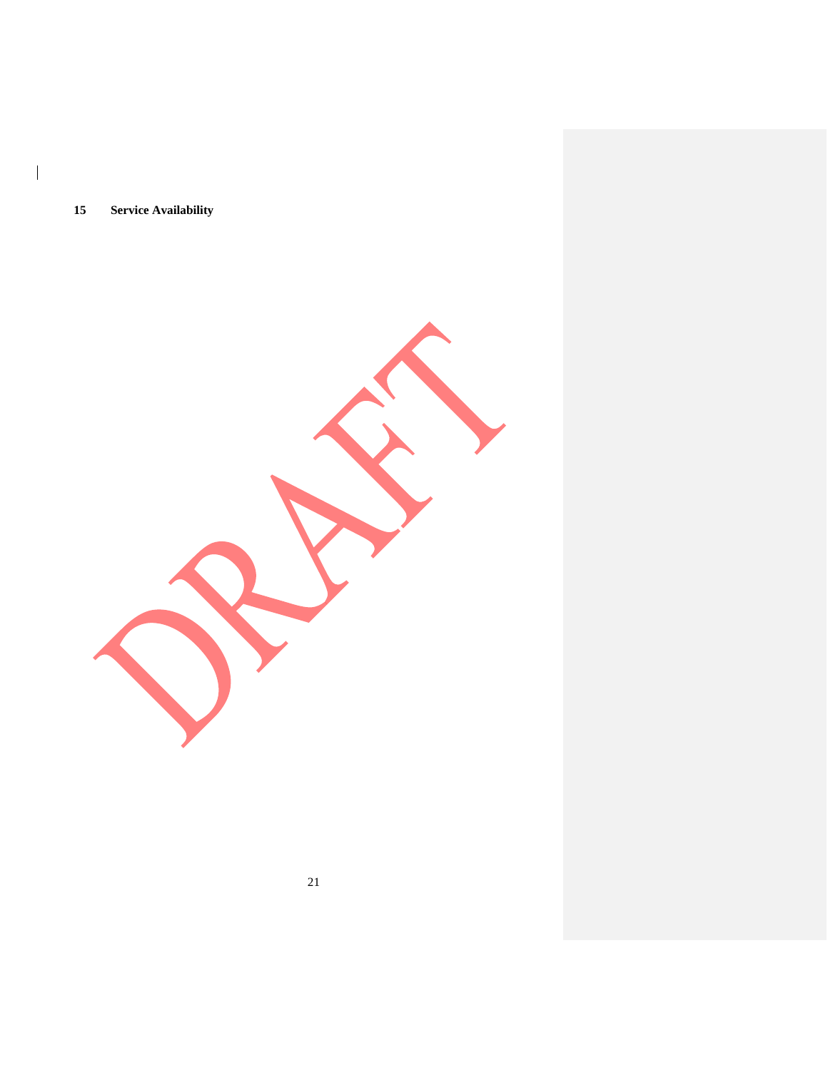## 15 Service Availability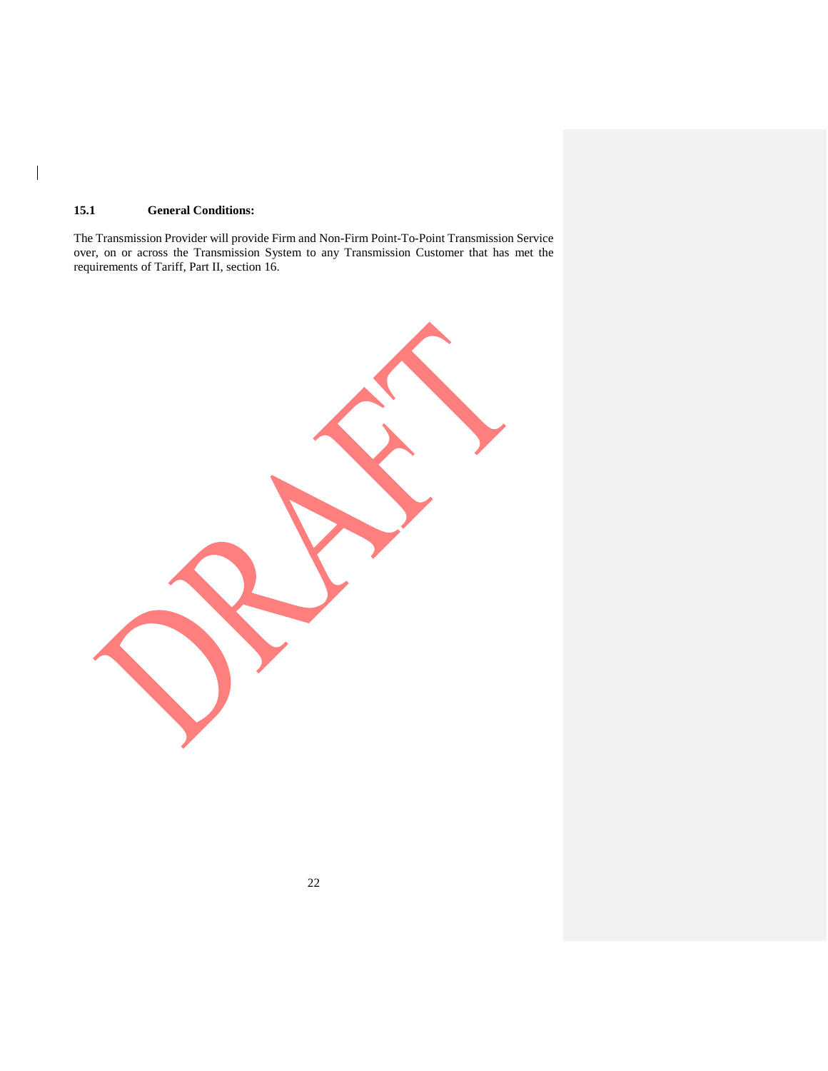### 15.1 General Conditions:

The Transmission Provider will provide Firm and Non-Firm Point-To-Point Transmission Service over, on or across the Transmission System to any Transmission Customer that has met the requirements of Tariff, Part II, section 16.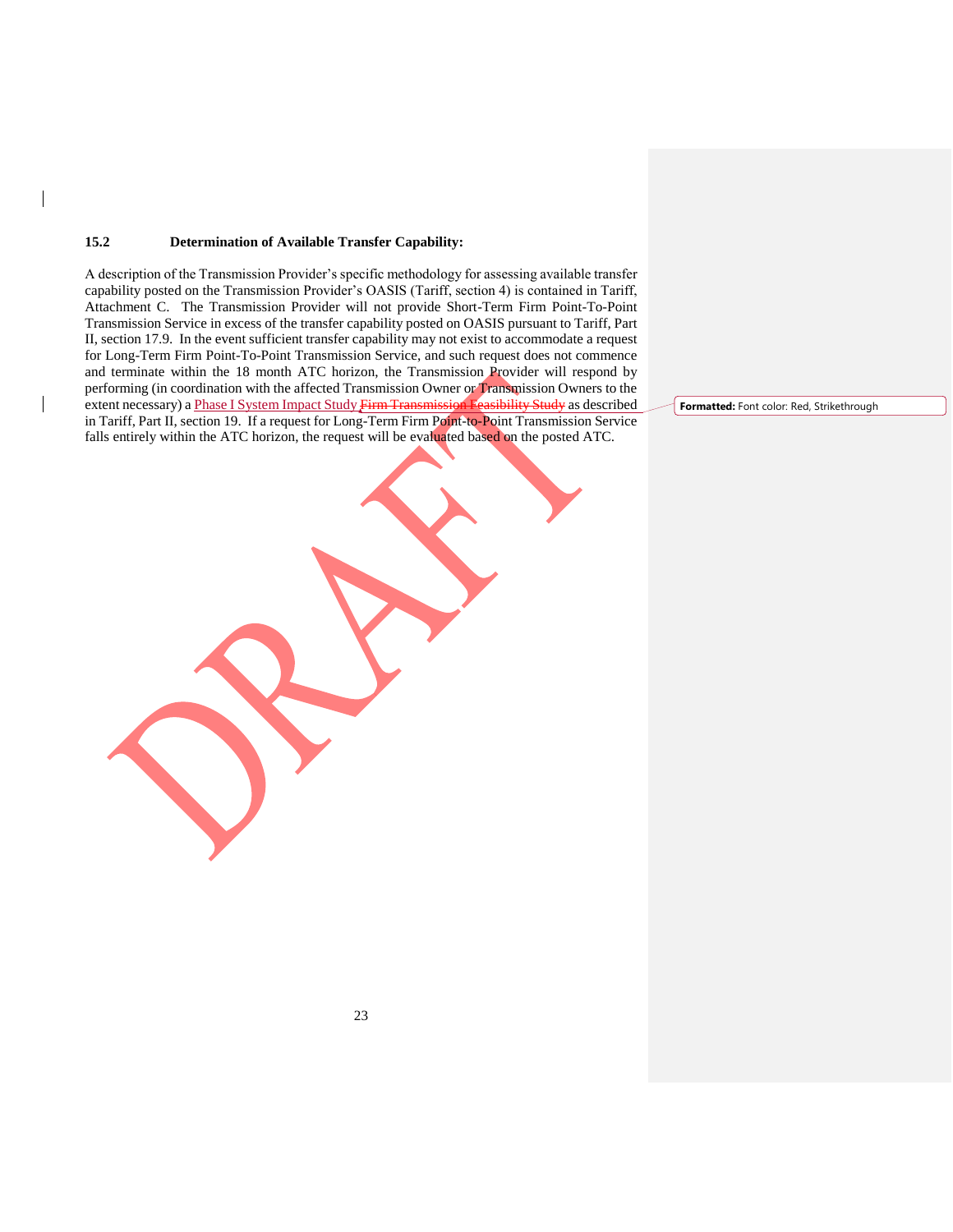### 15.2 Determination of Available Transfer Capability:

A description of the Transmission Provider's specific methodology for assessing available transfer capability posted on the Transmission Provider's OASIS (Tariff, section 4) is contained in Tariff, Attachment C. The Transmission Provider will not provide Short-Term Firm Point-To-Point Transmission Service in excess of the transfer capability posted on OASIS pursuant to Tariff, Part II, section 17.9. In the event sufficient transfer capability may not exist to accommodate a request for Long-Term Firm Point-To-Point Transmission Service, and such request does not commence and terminate within the 18 month ATC horizon, the Transmission Provider will respond by performing (in coordination with the affected Transmission Owner or Transmission Owners to the extent necessary) a Phase I System Impact Study ~~Firm Transmission Feasibility Study~~ as described in Tariff, Part II, section 19. If a request for Long-Term Firm Point-to-Point Transmission Service falls entirely within the ATC horizon, the request will be evaluated based on the posted ATC.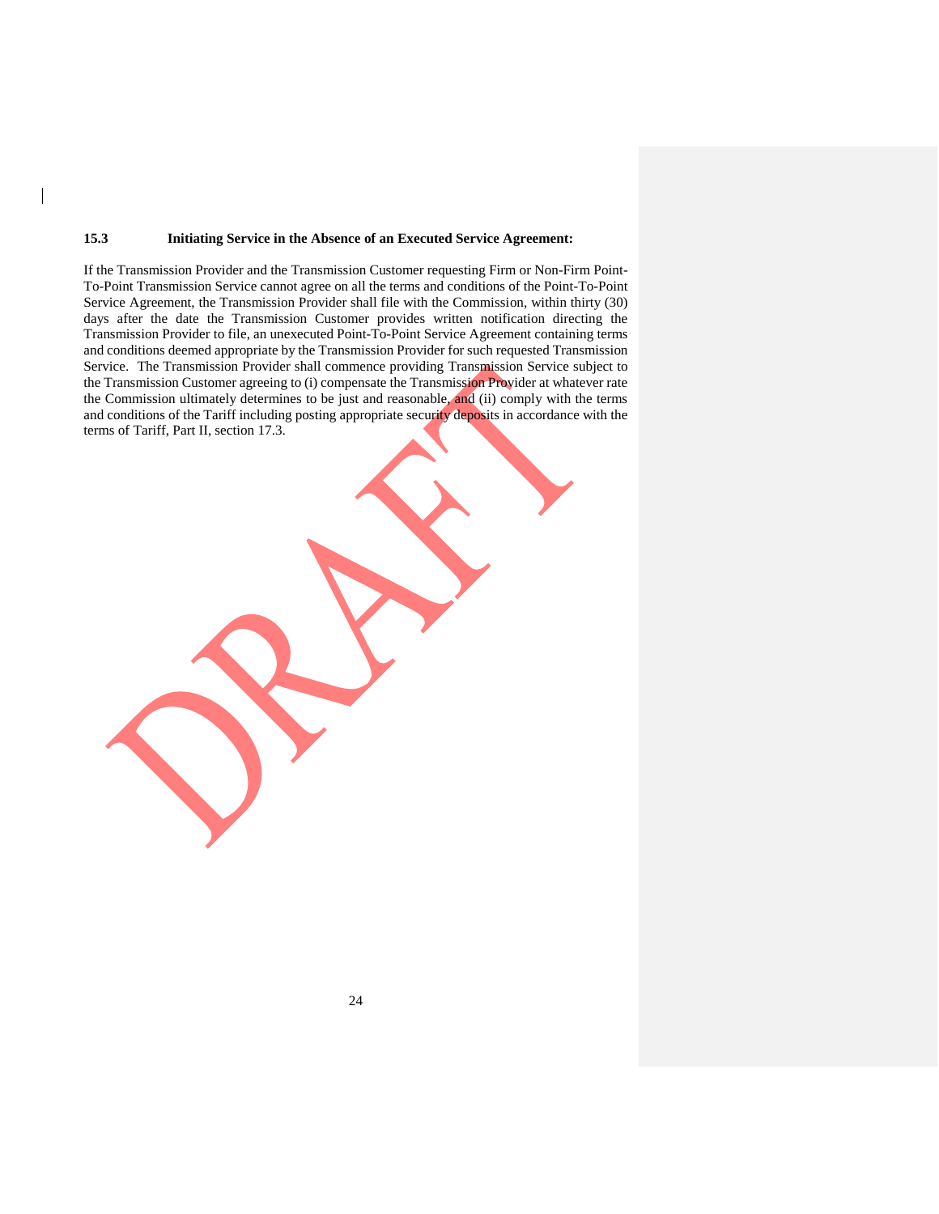### 15.3 Initiating Service in the Absence of an Executed Service Agreement:

If the Transmission Provider and the Transmission Customer requesting Firm or Non-Firm Point-To-Point Transmission Service cannot agree on all the terms and conditions of the Point-To-Point Service Agreement, the Transmission Provider shall file with the Commission, within thirty (30) days after the date the Transmission Customer provides written notification directing the Transmission Provider to file, an unexecuted Point-To-Point Service Agreement containing terms and conditions deemed appropriate by the Transmission Provider for such requested Transmission Service. The Transmission Provider shall commence providing Transmission Service subject to the Transmission Customer agreeing to (i) compensate the Transmission Provider at whatever rate the Commission ultimately determines to be just and reasonable, and (ii) comply with the terms and conditions of the Tariff including posting appropriate security deposits in accordance with the terms of Tariff, Part II, section 17.3.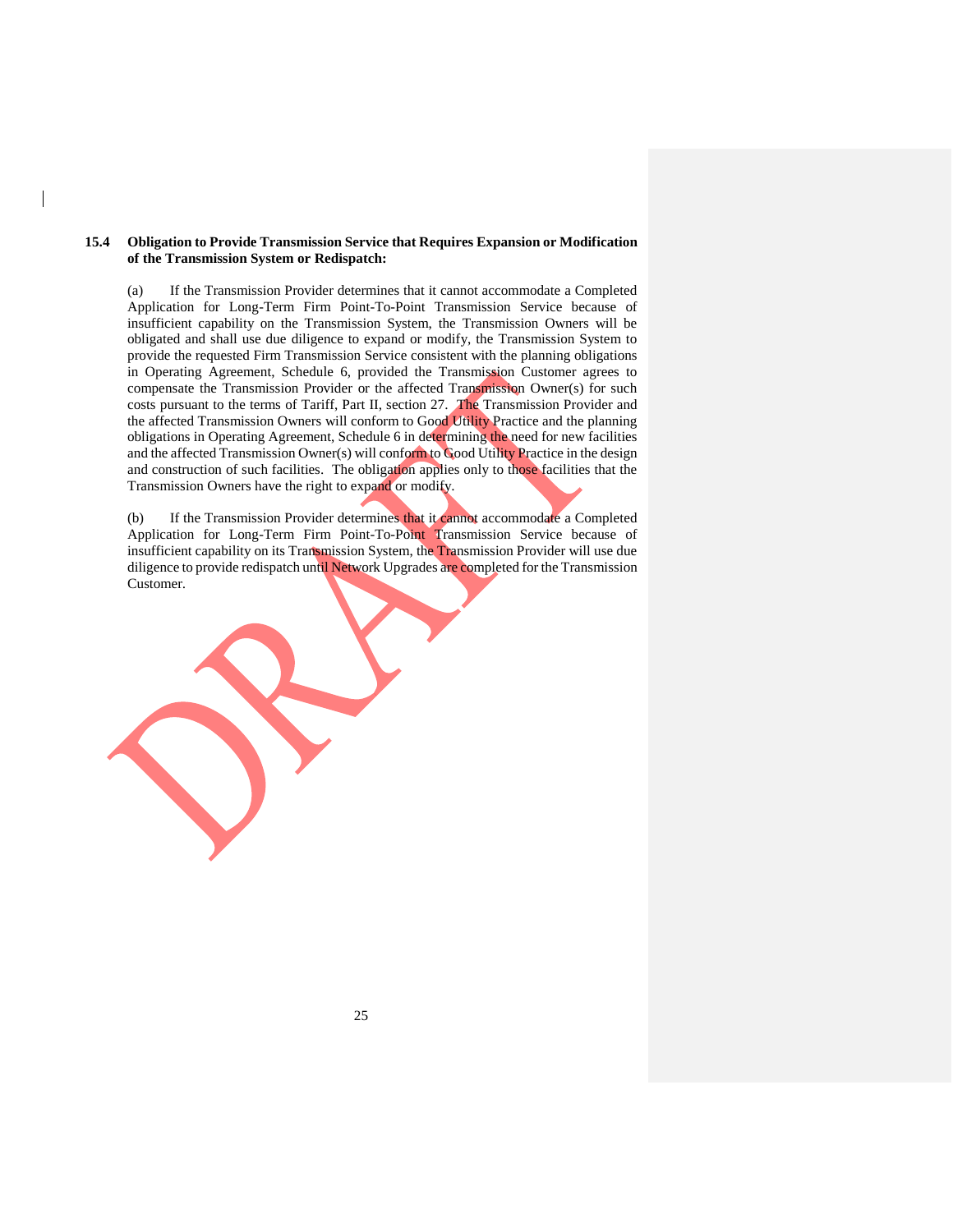**15.4 Obligation to Provide Transmission Service that Requires Expansion or Modification of the Transmission System or Redispatch:**

(a) If the Transmission Provider determines that it cannot accommodate a Completed Application for Long-Term Firm Point-To-Point Transmission Service because of insufficient capability on the Transmission System, the Transmission Owners will be obligated and shall use due diligence to expand or modify, the Transmission System to provide the requested Firm Transmission Service consistent with the planning obligations in Operating Agreement, Schedule 6, provided the Transmission Customer agrees to compensate the Transmission Provider or the affected Transmission Owner(s) for such costs pursuant to the terms of Tariff, Part II, section 27. The Transmission Provider and the affected Transmission Owners will conform to Good Utility Practice and the planning obligations in Operating Agreement, Schedule 6 in determining the need for new facilities and the affected Transmission Owner(s) will conform to Good Utility Practice in the design and construction of such facilities. The obligation applies only to those facilities that the Transmission Owners have the right to expand or modify.

(b) If the Transmission Provider determines that it cannot accommodate a Completed Application for Long-Term Firm Point-To-Point Transmission Service because of insufficient capability on its Transmission System, the Transmission Provider will use due diligence to provide redispatch until Network Upgrades are completed for the Transmission Customer.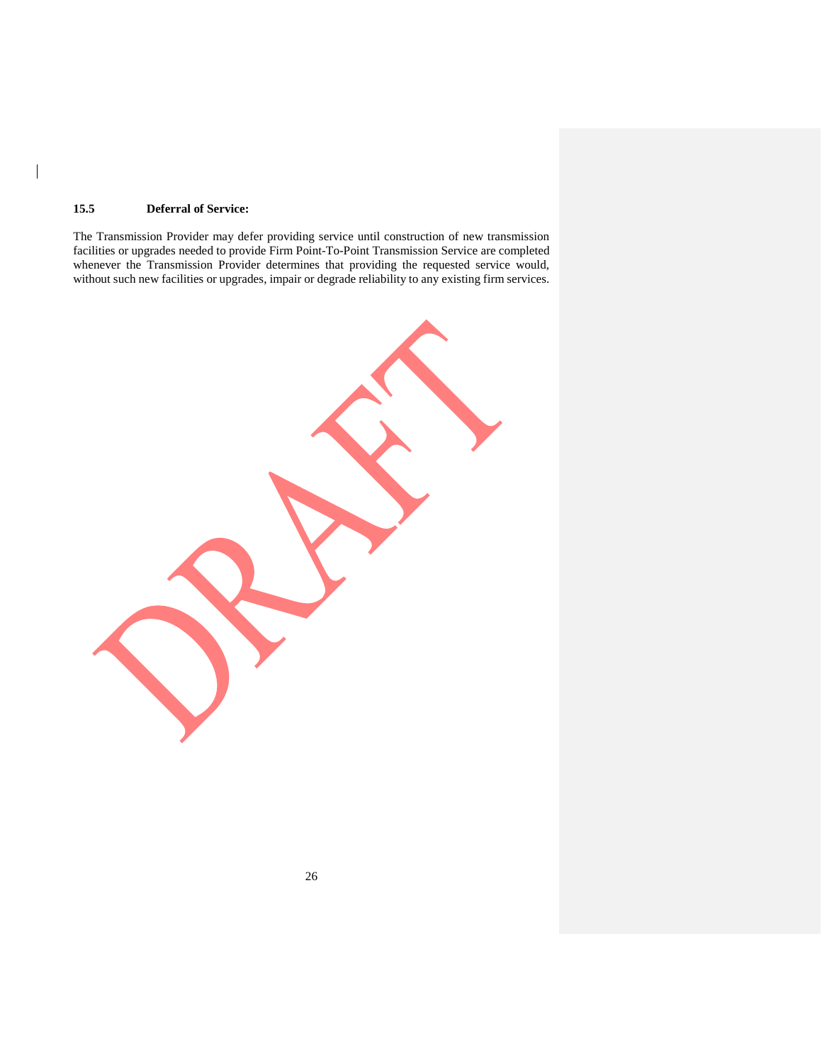### 15.5 Deferral of Service:

The Transmission Provider may defer providing service until construction of new transmission facilities or upgrades needed to provide Firm Point-To-Point Transmission Service are completed whenever the Transmission Provider determines that providing the requested service would, without such new facilities or upgrades, impair or degrade reliability to any existing firm services.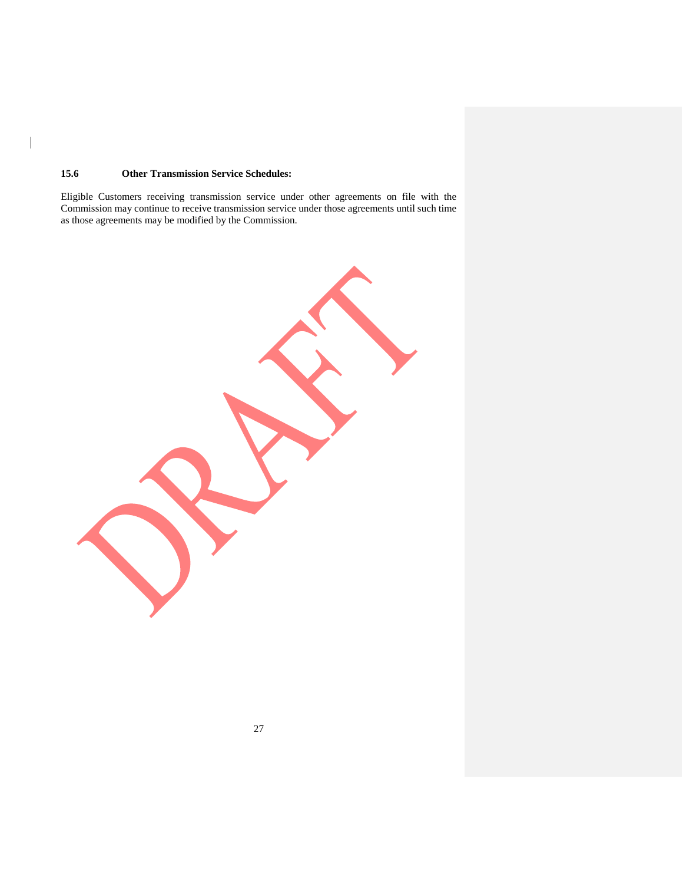### 15.6 Other Transmission Service Schedules:

Eligible Customers receiving transmission service under other agreements on file with the Commission may continue to receive transmission service under those agreements until such time as those agreements may be modified by the Commission.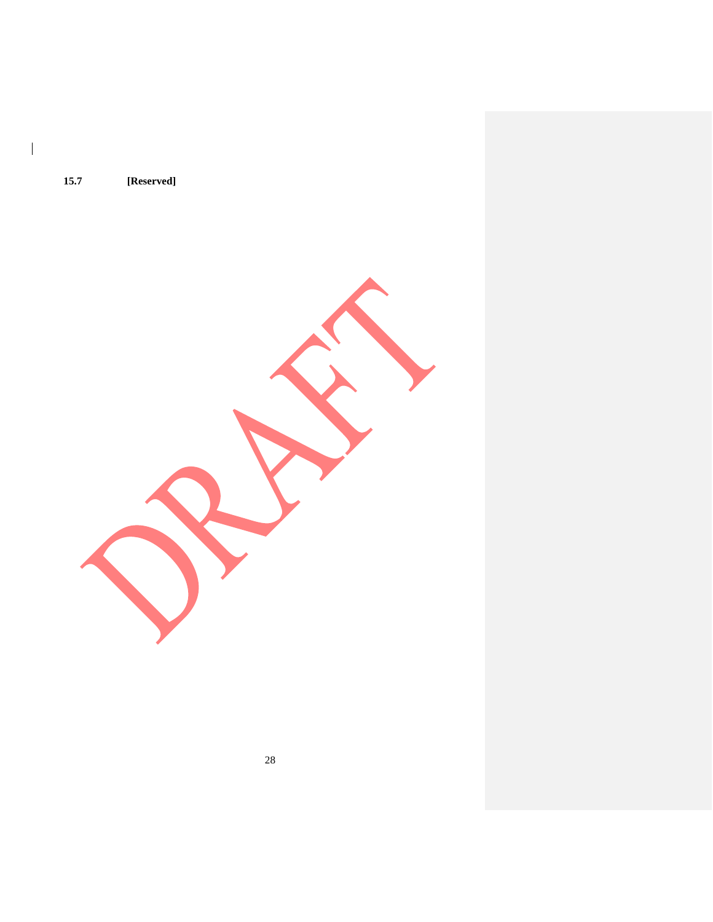**15.7 [Reserved]**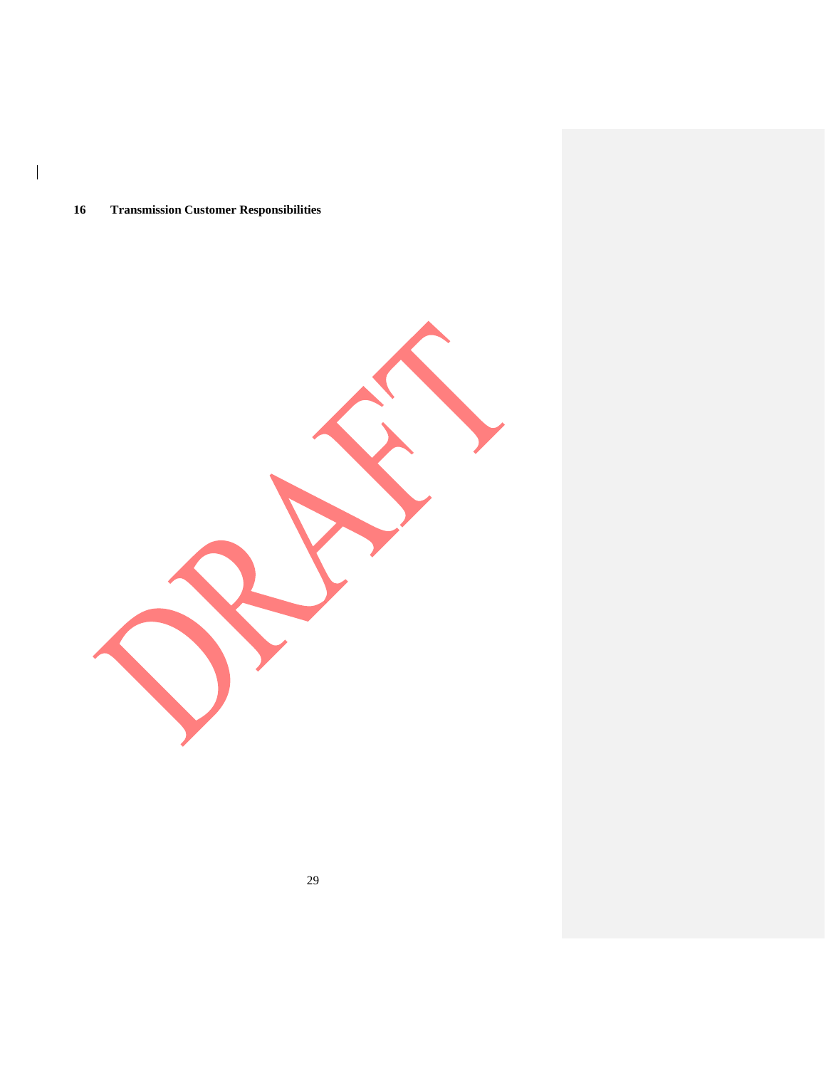## 16 Transmission Customer Responsibilities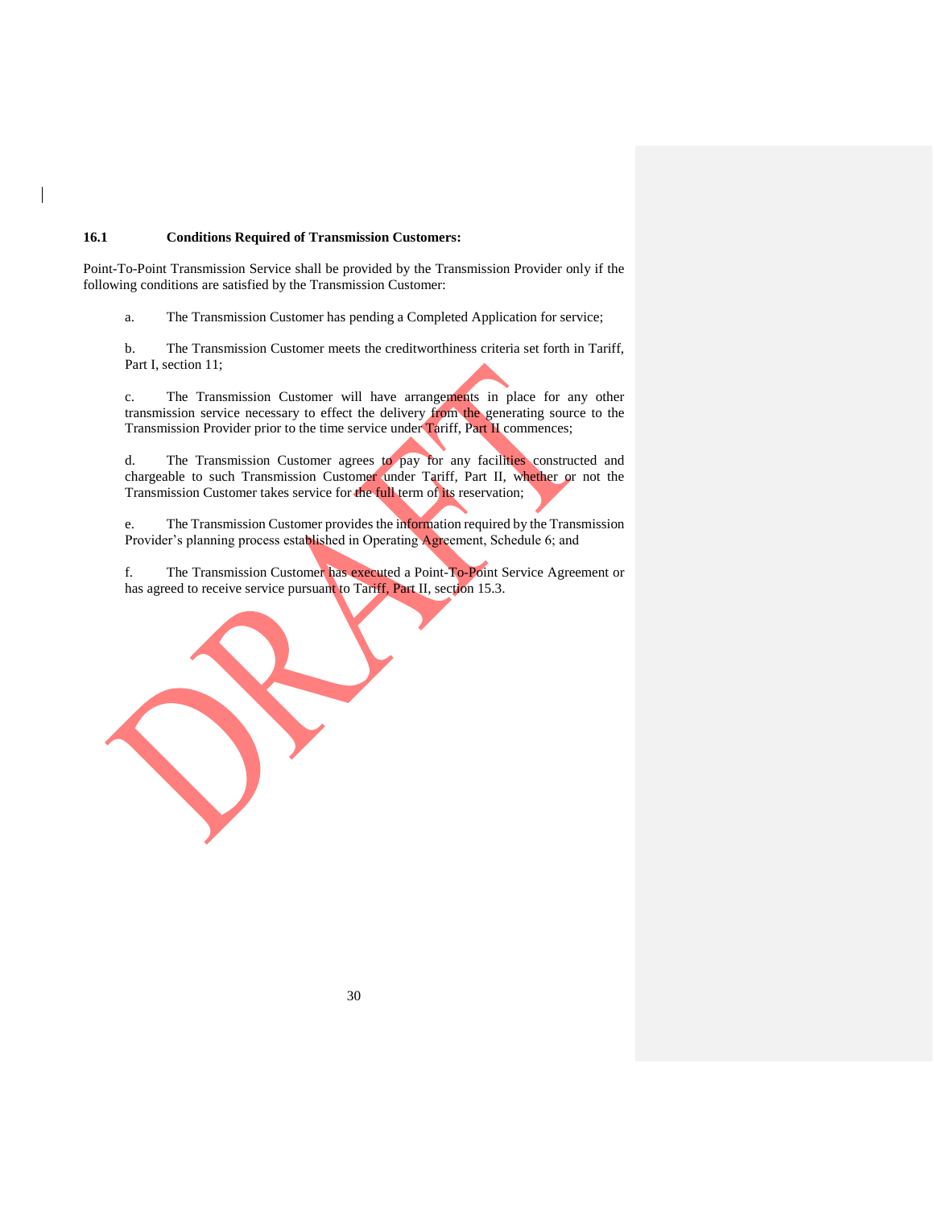**16.1 Conditions Required of Transmission Customers:**

Point-To-Point Transmission Service shall be provided by the Transmission Provider only if the following conditions are satisfied by the Transmission Customer:

a. The Transmission Customer has pending a Completed Application for service;

b. The Transmission Customer meets the creditworthiness criteria set forth in Tariff, Part I, section 11;

c. The Transmission Customer will have arrangements in place for any other transmission service necessary to effect the delivery from the generating source to the Transmission Provider prior to the time service under Tariff, Part II commences;

d. The Transmission Customer agrees to pay for any facilities constructed and chargeable to such Transmission Customer under Tariff, Part II, whether or not the Transmission Customer takes service for the full term of its reservation;

e. The Transmission Customer provides the information required by the Transmission Provider's planning process established in Operating Agreement, Schedule 6; and

f. The Transmission Customer has executed a Point-To-Point Service Agreement or has agreed to receive service pursuant to Tariff, Part II, section 15.3.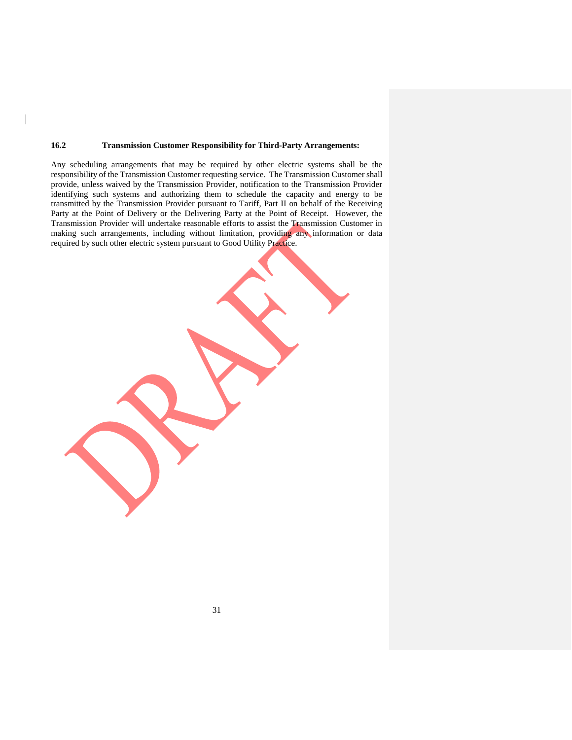### 16.2 Transmission Customer Responsibility for Third-Party Arrangements:

Any scheduling arrangements that may be required by other electric systems shall be the responsibility of the Transmission Customer requesting service. The Transmission Customer shall provide, unless waived by the Transmission Provider, notification to the Transmission Provider identifying such systems and authorizing them to schedule the capacity and energy to be transmitted by the Transmission Provider pursuant to Tariff, Part II on behalf of the Receiving Party at the Point of Delivery or the Delivering Party at the Point of Receipt. However, the Transmission Provider will undertake reasonable efforts to assist the Transmission Customer in making such arrangements, including without limitation, providing any information or data required by such other electric system pursuant to Good Utility Practice.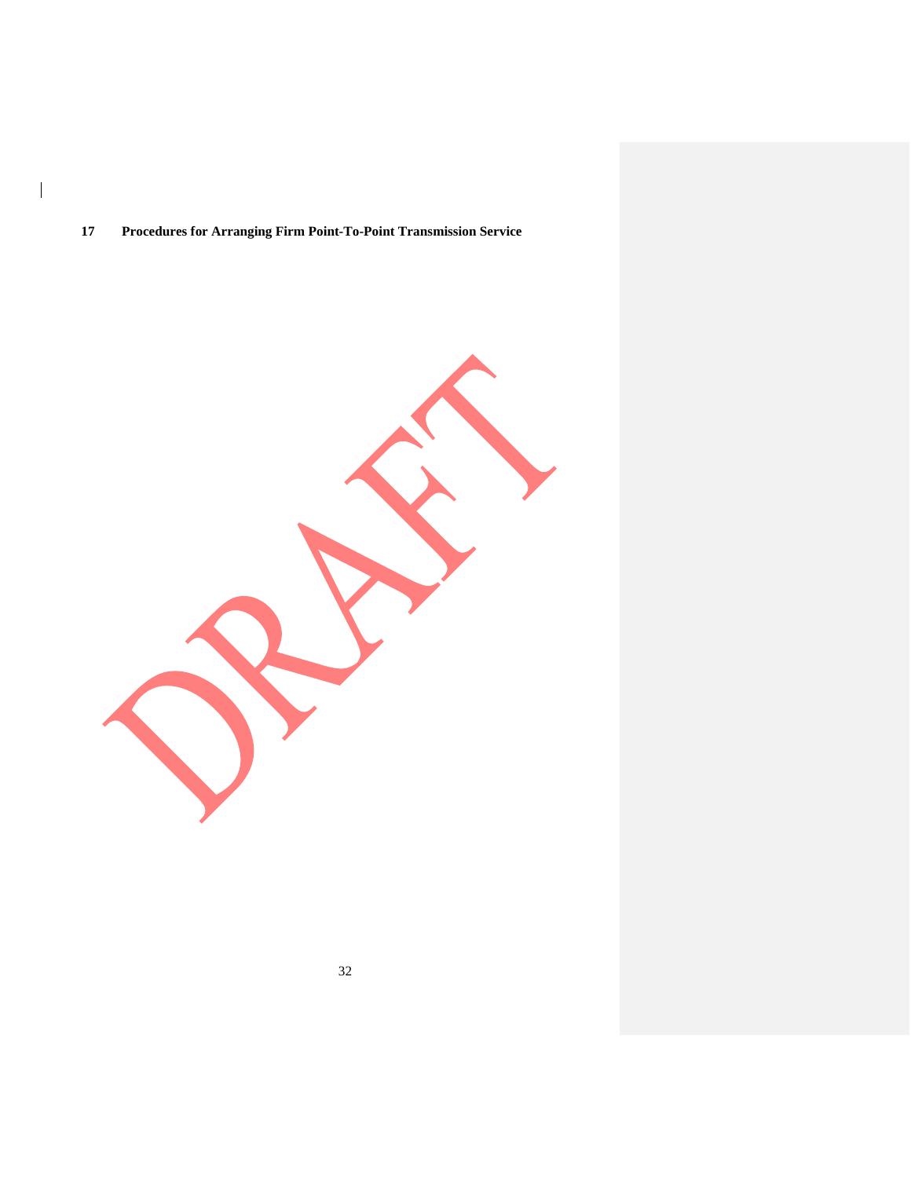## 17 Procedures for Arranging Firm Point-To-Point Transmission Service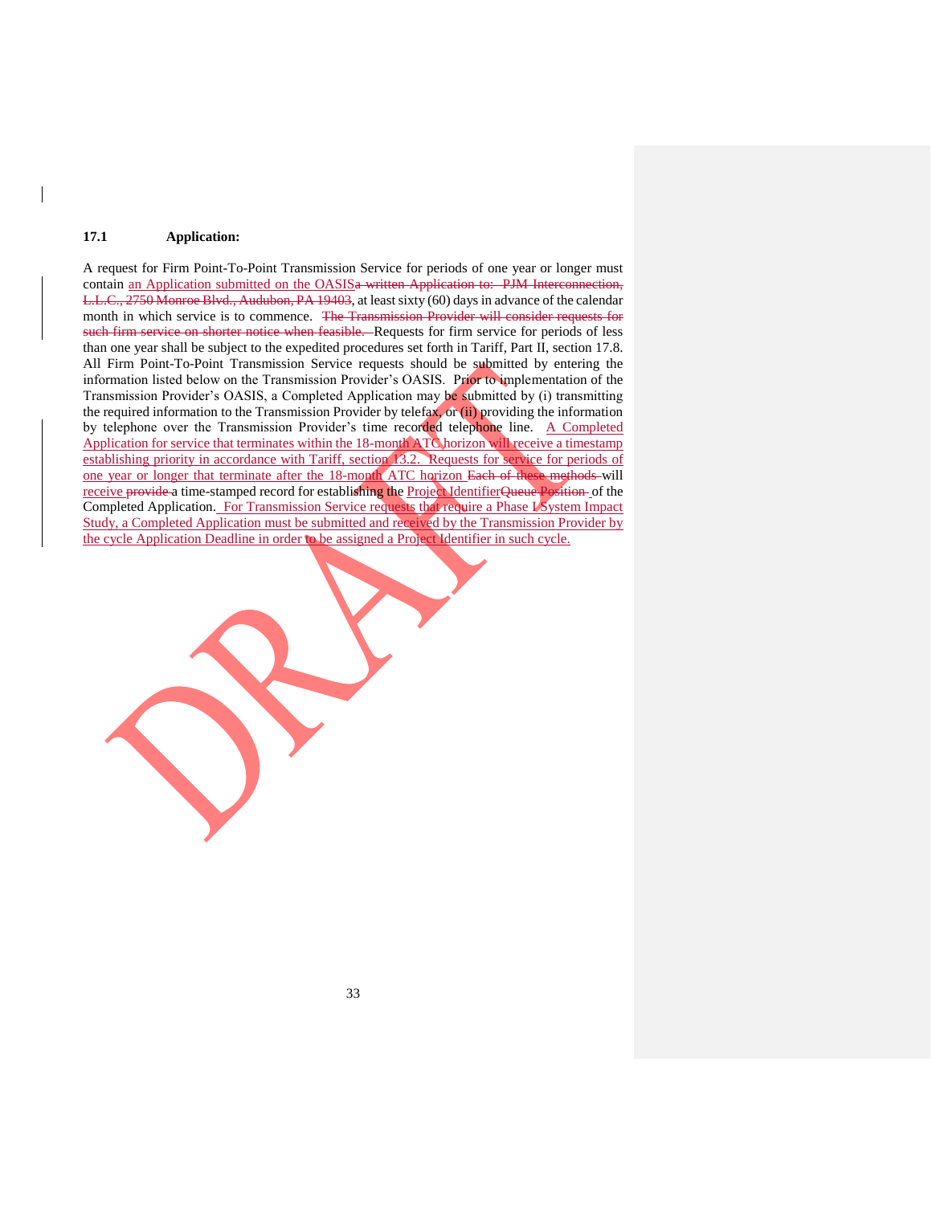### 17.1 Application:

A request for Firm Point-To-Point Transmission Service for periods of one year or longer must contain an Application submitted on the OASISa written Application to: PJM Interconnection, L.L.C., 2750 Monroe Blvd., Audubon, PA 19403, at least sixty (60) days in advance of the calendar month in which service is to commence. The Transmission Provider will consider requests for such firm service on shorter notice when feasible. Requests for firm service for periods of less than one year shall be subject to the expedited procedures set forth in Tariff, Part II, section 17.8. All Firm Point-To-Point Transmission Service requests should be submitted by entering the information listed below on the Transmission Provider's OASIS. Prior to implementation of the Transmission Provider's OASIS, a Completed Application may be submitted by (i) transmitting the required information to the Transmission Provider by telefax, or (ii) providing the information by telephone over the Transmission Provider's time recorded telephone line. A Completed Application for service that terminates within the 18-month ATC horizon will receive a timestamp establishing priority in accordance with Tariff, section 13.2. Requests for service for periods of one year or longer that terminate after the 18-month ATC horizon Each of these methods will receive provide a time-stamped record for establishing the Project IdentifierQueue Position of the Completed Application. For Transmission Service requests that require a Phase I System Impact Study, a Completed Application must be submitted and received by the Transmission Provider by the cycle Application Deadline in order to be assigned a Project Identifier in such cycle.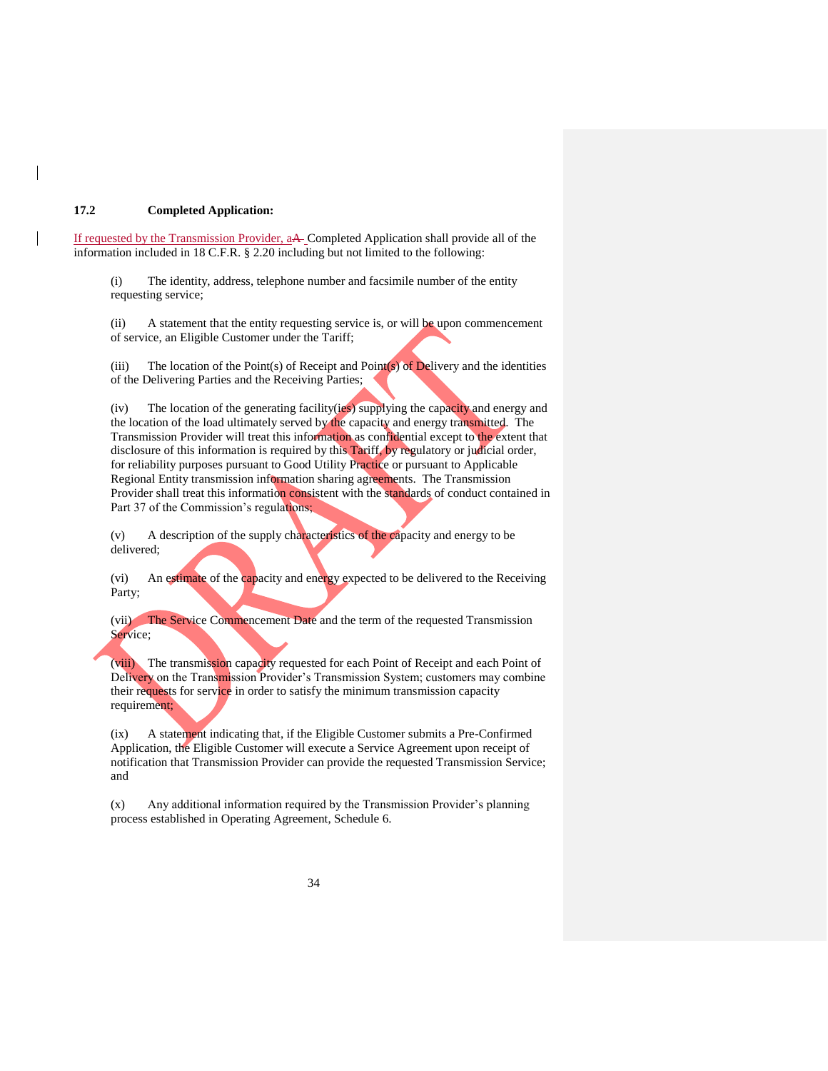### 17.2 Completed Application:

If requested by the Transmission Provider, aA Completed Application shall provide all of the information included in 18 C.F.R. § 2.20 including but not limited to the following:

(i) The identity, address, telephone number and facsimile number of the entity requesting service;

(ii) A statement that the entity requesting service is, or will be upon commencement of service, an Eligible Customer under the Tariff;

(iii) The location of the Point(s) of Receipt and Point(s) of Delivery and the identities of the Delivering Parties and the Receiving Parties;

(iv) The location of the generating facility(ies) supplying the capacity and energy and the location of the load ultimately served by the capacity and energy transmitted. The Transmission Provider will treat this information as confidential except to the extent that disclosure of this information is required by this Tariff, by regulatory or judicial order, for reliability purposes pursuant to Good Utility Practice or pursuant to Applicable Regional Entity transmission information sharing agreements. The Transmission Provider shall treat this information consistent with the standards of conduct contained in Part 37 of the Commission's regulations;

(v) A description of the supply characteristics of the capacity and energy to be delivered;

(vi) An estimate of the capacity and energy expected to be delivered to the Receiving Party;

(vii) The Service Commencement Date and the term of the requested Transmission Service;

(viii) The transmission capacity requested for each Point of Receipt and each Point of Delivery on the Transmission Provider's Transmission System; customers may combine their requests for service in order to satisfy the minimum transmission capacity requirement;

(ix) A statement indicating that, if the Eligible Customer submits a Pre-Confirmed Application, the Eligible Customer will execute a Service Agreement upon receipt of notification that Transmission Provider can provide the requested Transmission Service; and

(x) Any additional information required by the Transmission Provider's planning process established in Operating Agreement, Schedule 6.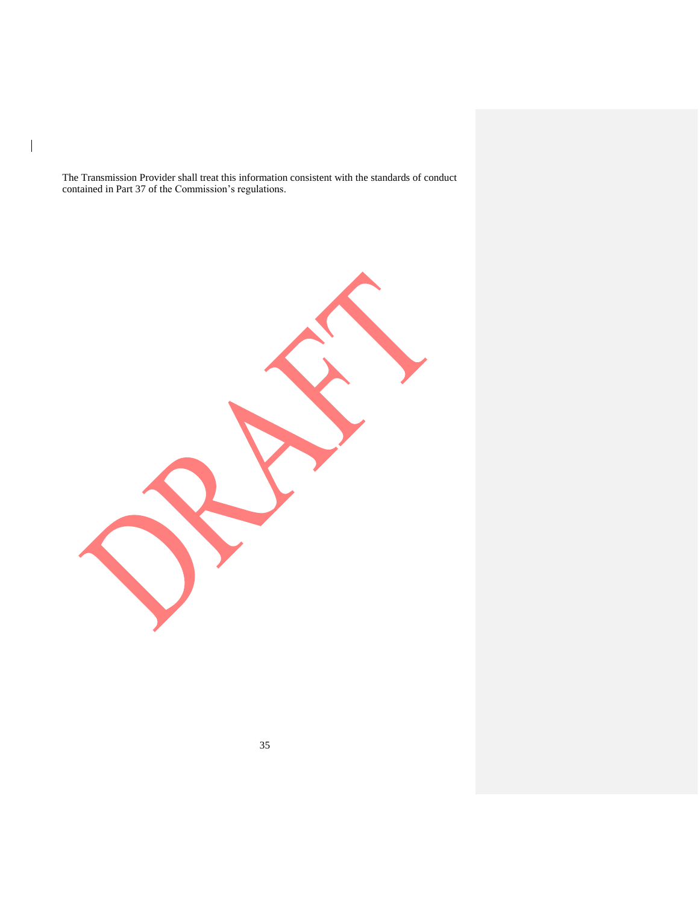The Transmission Provider shall treat this information consistent with the standards of conduct contained in Part 37 of the Commission's regulations.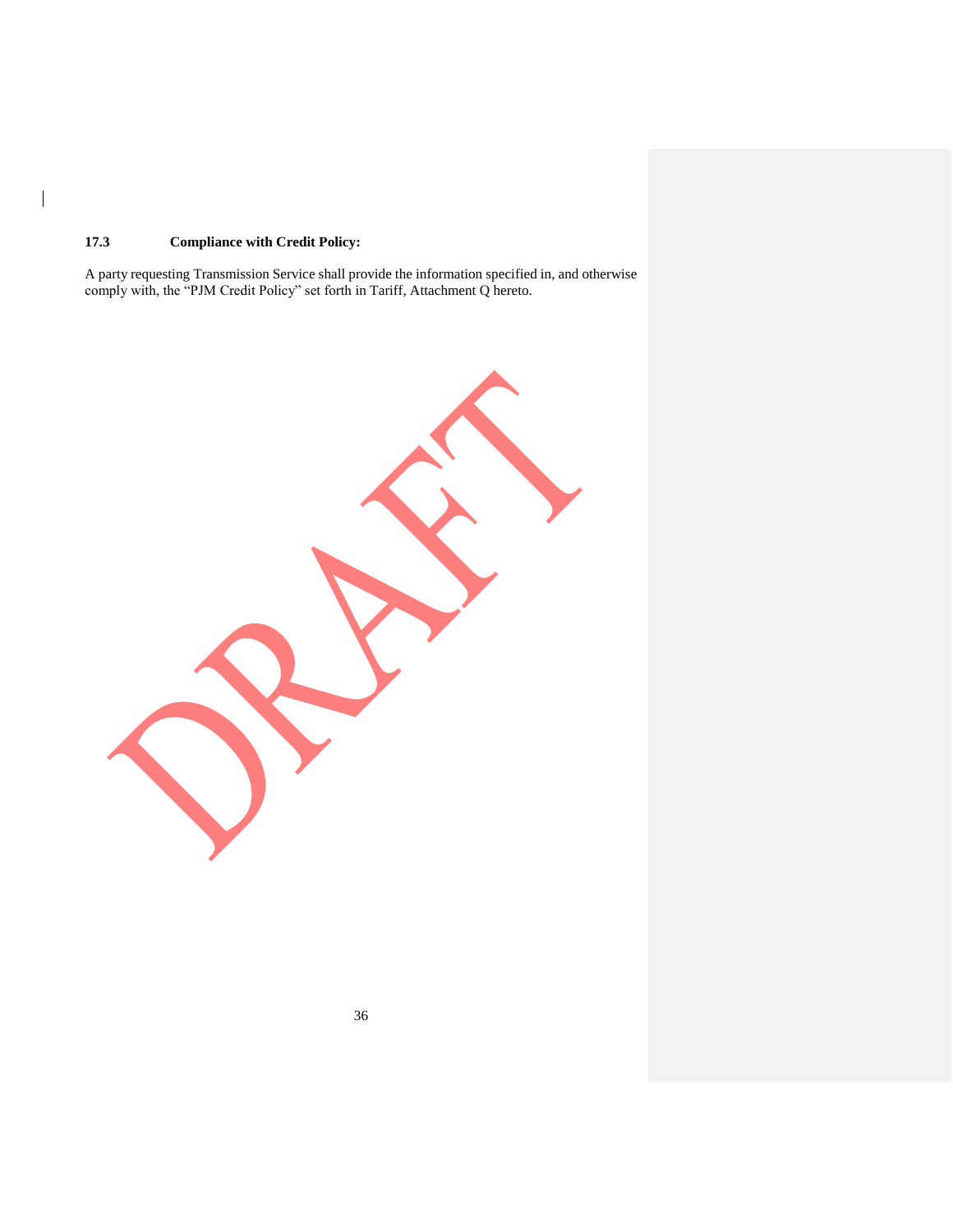### 17.3 Compliance with Credit Policy:

A party requesting Transmission Service shall provide the information specified in, and otherwise comply with, the "PJM Credit Policy" set forth in Tariff, Attachment Q hereto.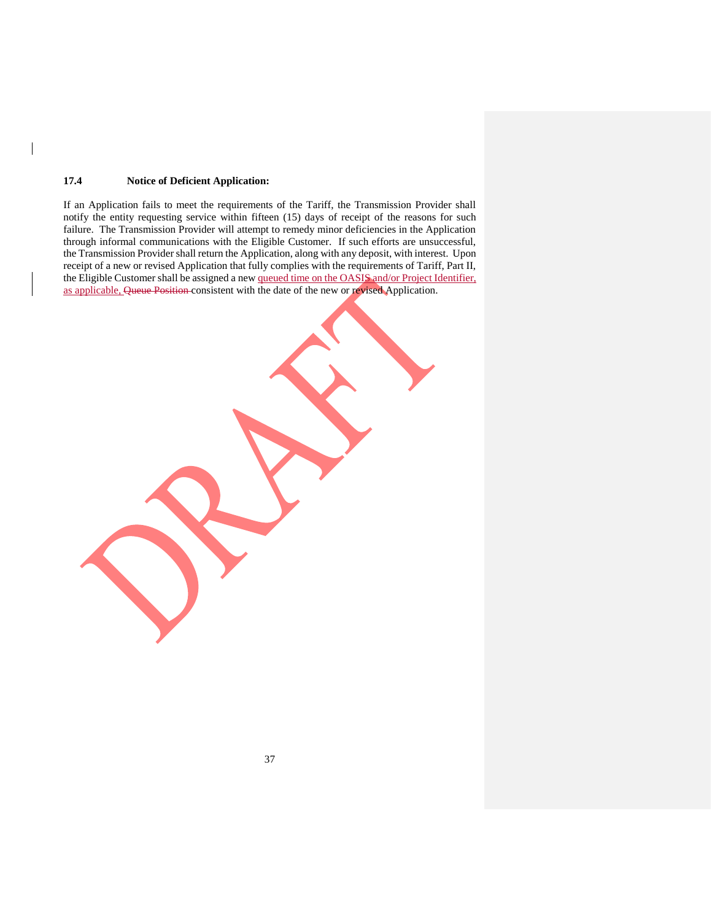### 17.4 Notice of Deficient Application:

If an Application fails to meet the requirements of the Tariff, the Transmission Provider shall notify the entity requesting service within fifteen (15) days of receipt of the reasons for such failure. The Transmission Provider will attempt to remedy minor deficiencies in the Application through informal communications with the Eligible Customer. If such efforts are unsuccessful, the Transmission Provider shall return the Application, along with any deposit, with interest. Upon receipt of a new or revised Application that fully complies with the requirements of Tariff, Part II, the Eligible Customer shall be assigned a new queued time on the OASIS and/or Project Identifier, as applicable, ~~Queue Position~~ consistent with the date of the new or revised Application.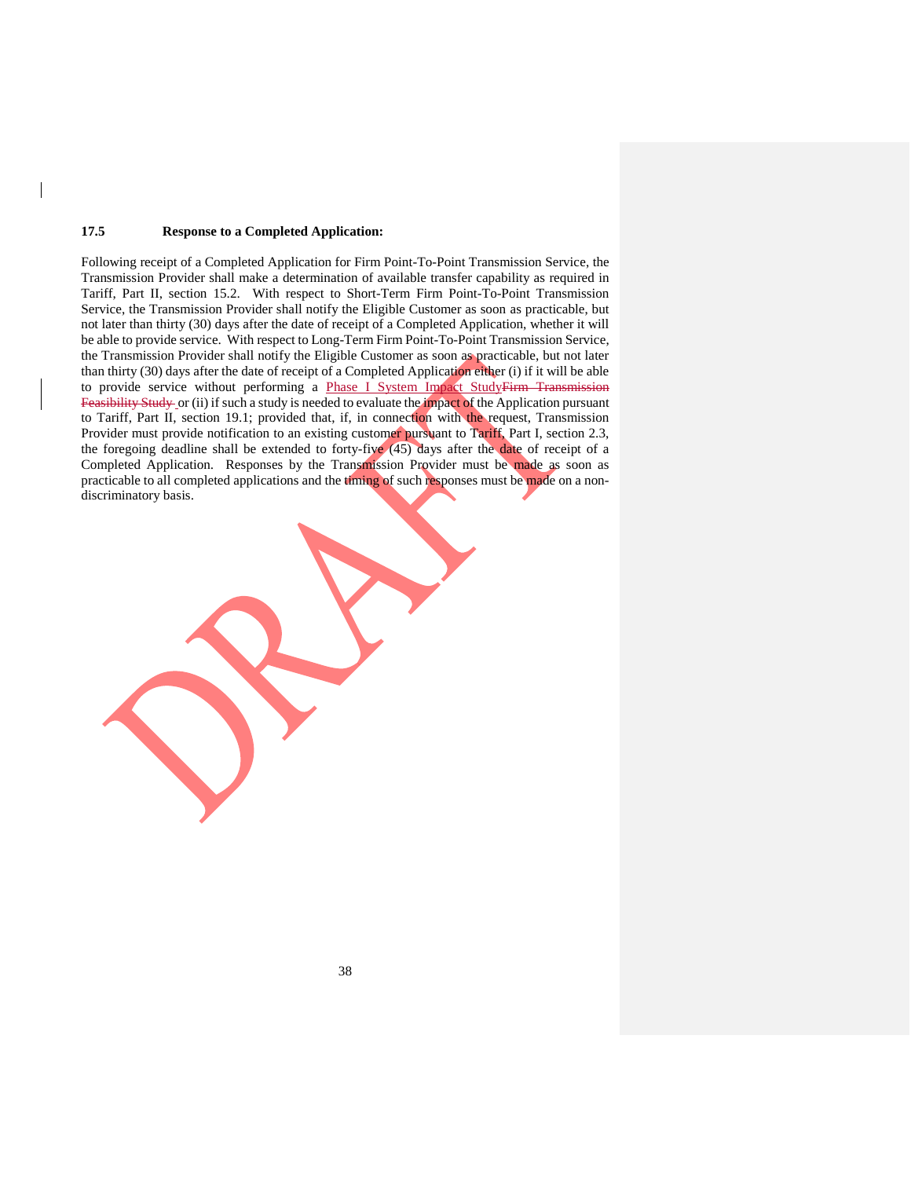### 17.5 Response to a Completed Application:

Following receipt of a Completed Application for Firm Point-To-Point Transmission Service, the Transmission Provider shall make a determination of available transfer capability as required in Tariff, Part II, section 15.2. With respect to Short-Term Firm Point-To-Point Transmission Service, the Transmission Provider shall notify the Eligible Customer as soon as practicable, but not later than thirty (30) days after the date of receipt of a Completed Application, whether it will be able to provide service. With respect to Long-Term Firm Point-To-Point Transmission Service, the Transmission Provider shall notify the Eligible Customer as soon as practicable, but not later than thirty (30) days after the date of receipt of a Completed Application either (i) if it will be able to provide service without performing a Phase I System Impact StudyFirm Transmission Feasibility Study or (ii) if such a study is needed to evaluate the impact of the Application pursuant to Tariff, Part II, section 19.1; provided that, if, in connection with the request, Transmission Provider must provide notification to an existing customer pursuant to Tariff, Part I, section 2.3, the foregoing deadline shall be extended to forty-five (45) days after the date of receipt of a Completed Application. Responses by the Transmission Provider must be made as soon as practicable to all completed applications and the timing of such responses must be made on a non-discriminatory basis.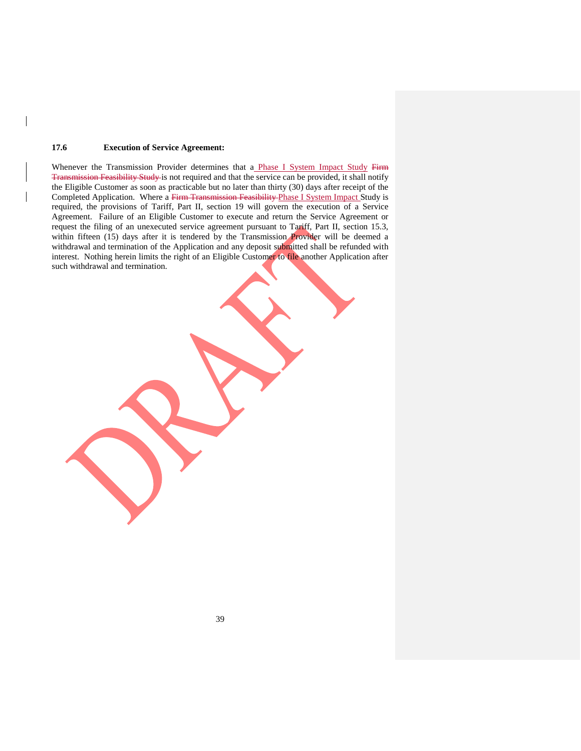**17.6 Execution of Service Agreement:**

Whenever the Transmission Provider determines that a Phase I System Impact Study ~~Firm Transmission Feasibility Study~~ is not required and that the service can be provided, it shall notify the Eligible Customer as soon as practicable but no later than thirty (30) days after receipt of the Completed Application. Where a ~~Firm Transmission Feasibility~~ Phase I System Impact Study is required, the provisions of Tariff, Part II, section 19 will govern the execution of a Service Agreement. Failure of an Eligible Customer to execute and return the Service Agreement or request the filing of an unexecuted service agreement pursuant to Tariff, Part II, section 15.3, within fifteen (15) days after it is tendered by the Transmission Provider will be deemed a withdrawal and termination of the Application and any deposit submitted shall be refunded with interest. Nothing herein limits the right of an Eligible Customer to file another Application after such withdrawal and termination.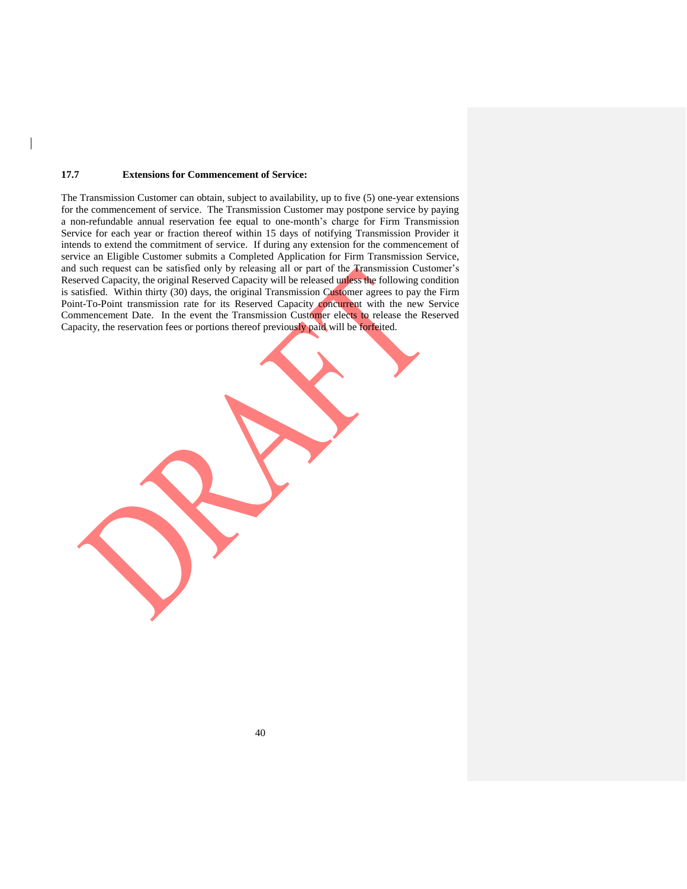### 17.7 Extensions for Commencement of Service:

The Transmission Customer can obtain, subject to availability, up to five (5) one-year extensions for the commencement of service. The Transmission Customer may postpone service by paying a non-refundable annual reservation fee equal to one-month's charge for Firm Transmission Service for each year or fraction thereof within 15 days of notifying Transmission Provider it intends to extend the commitment of service. If during any extension for the commencement of service an Eligible Customer submits a Completed Application for Firm Transmission Service, and such request can be satisfied only by releasing all or part of the Transmission Customer's Reserved Capacity, the original Reserved Capacity will be released unless the following condition is satisfied. Within thirty (30) days, the original Transmission Customer agrees to pay the Firm Point-To-Point transmission rate for its Reserved Capacity concurrent with the new Service Commencement Date. In the event the Transmission Customer elects to release the Reserved Capacity, the reservation fees or portions thereof previously paid will be forfeited.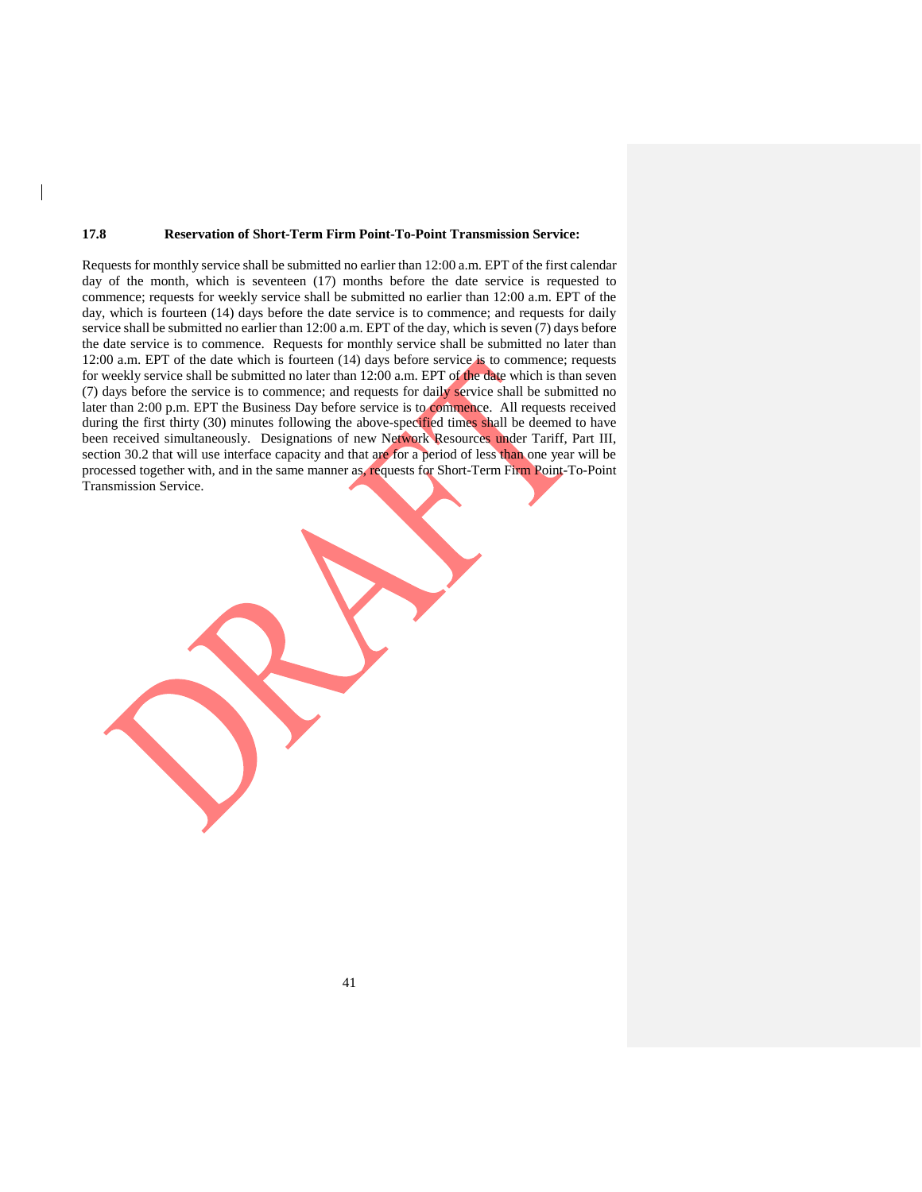### 17.8 Reservation of Short-Term Firm Point-To-Point Transmission Service:

Requests for monthly service shall be submitted no earlier than 12:00 a.m. EPT of the first calendar day of the month, which is seventeen (17) months before the date service is requested to commence; requests for weekly service shall be submitted no earlier than 12:00 a.m. EPT of the day, which is fourteen (14) days before the date service is to commence; and requests for daily service shall be submitted no earlier than 12:00 a.m. EPT of the day, which is seven (7) days before the date service is to commence. Requests for monthly service shall be submitted no later than 12:00 a.m. EPT of the date which is fourteen (14) days before service is to commence; requests for weekly service shall be submitted no later than 12:00 a.m. EPT of the date which is than seven (7) days before the service is to commence; and requests for daily service shall be submitted no later than 2:00 p.m. EPT the Business Day before service is to commence. All requests received during the first thirty (30) minutes following the above-specified times shall be deemed to have been received simultaneously. Designations of new Network Resources under Tariff, Part III, section 30.2 that will use interface capacity and that are for a period of less than one year will be processed together with, and in the same manner as, requests for Short-Term Firm Point-To-Point Transmission Service.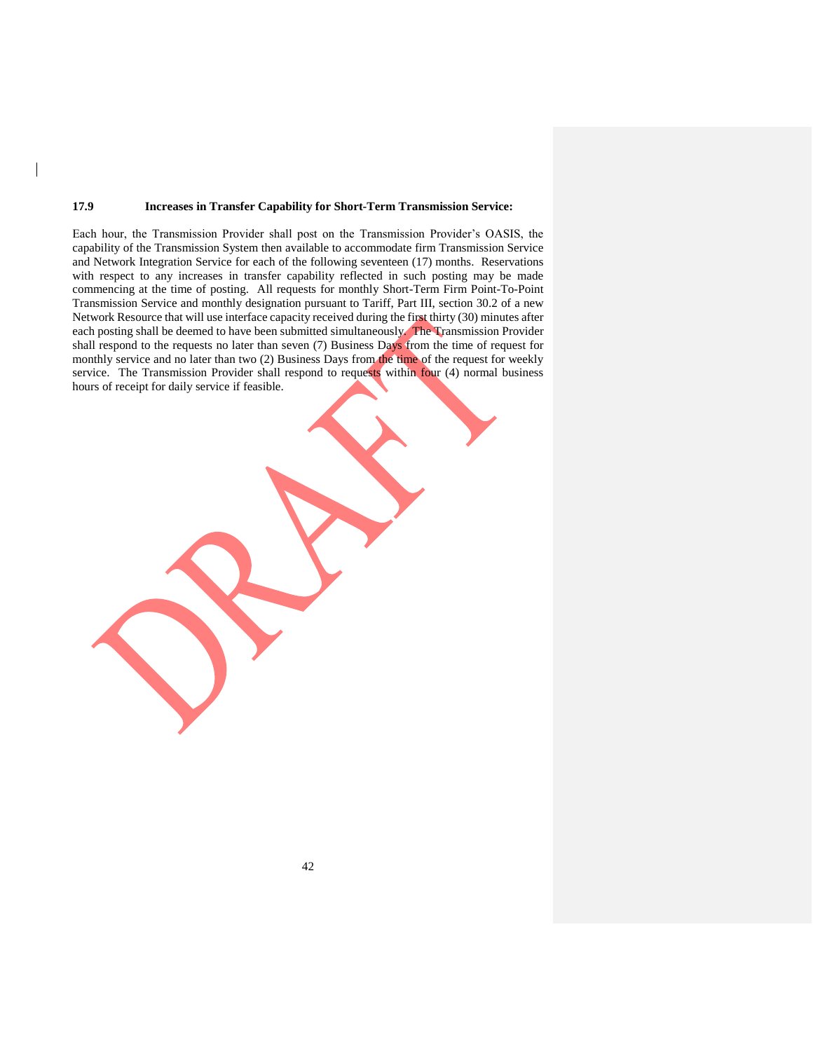### 17.9 Increases in Transfer Capability for Short-Term Transmission Service:

Each hour, the Transmission Provider shall post on the Transmission Provider's OASIS, the capability of the Transmission System then available to accommodate firm Transmission Service and Network Integration Service for each of the following seventeen (17) months. Reservations with respect to any increases in transfer capability reflected in such posting may be made commencing at the time of posting. All requests for monthly Short-Term Firm Point-To-Point Transmission Service and monthly designation pursuant to Tariff, Part III, section 30.2 of a new Network Resource that will use interface capacity received during the first thirty (30) minutes after each posting shall be deemed to have been submitted simultaneously. The Transmission Provider shall respond to the requests no later than seven (7) Business Days from the time of request for monthly service and no later than two (2) Business Days from the time of the request for weekly service. The Transmission Provider shall respond to requests within four (4) normal business hours of receipt for daily service if feasible.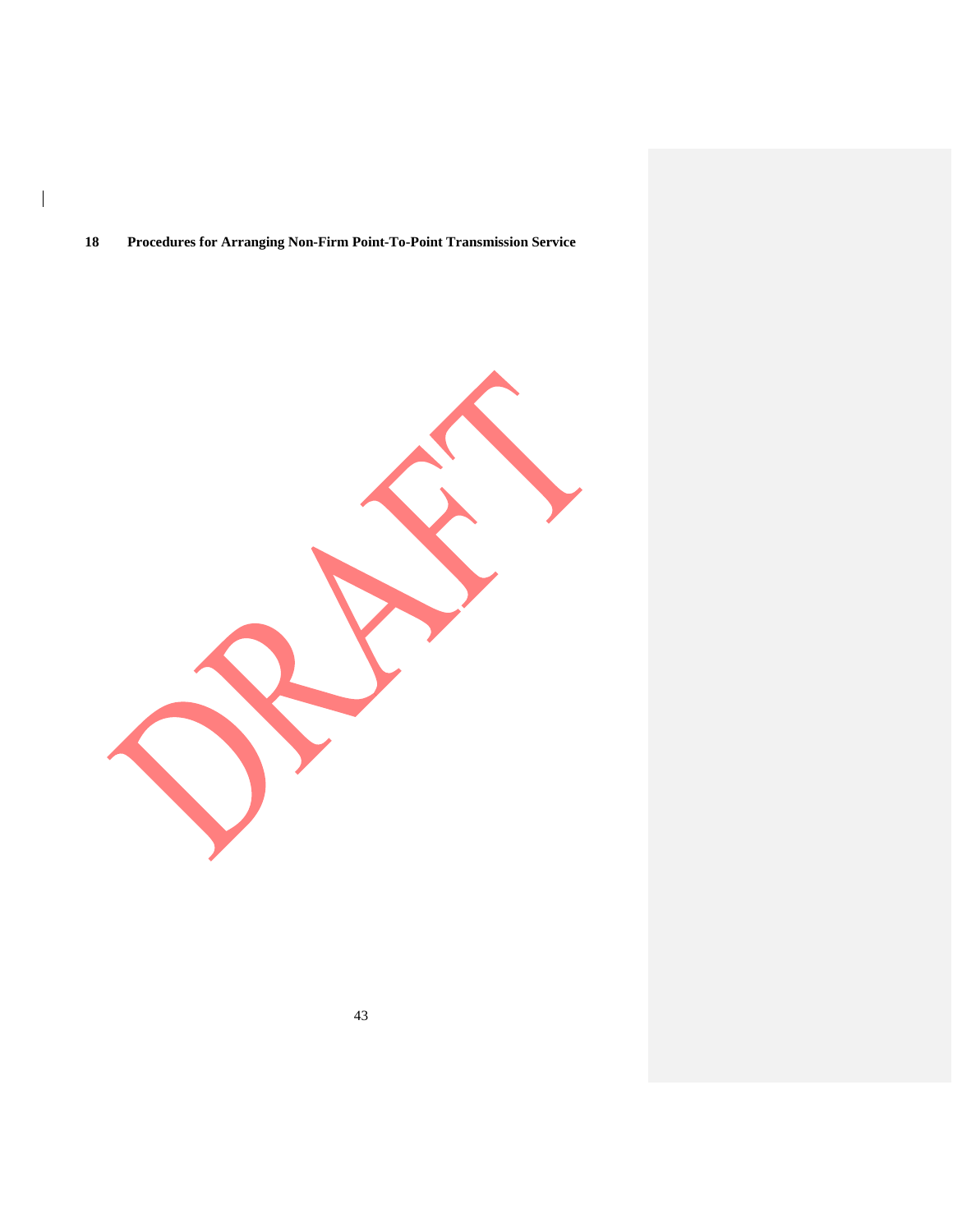## 18 Procedures for Arranging Non-Firm Point-To-Point Transmission Service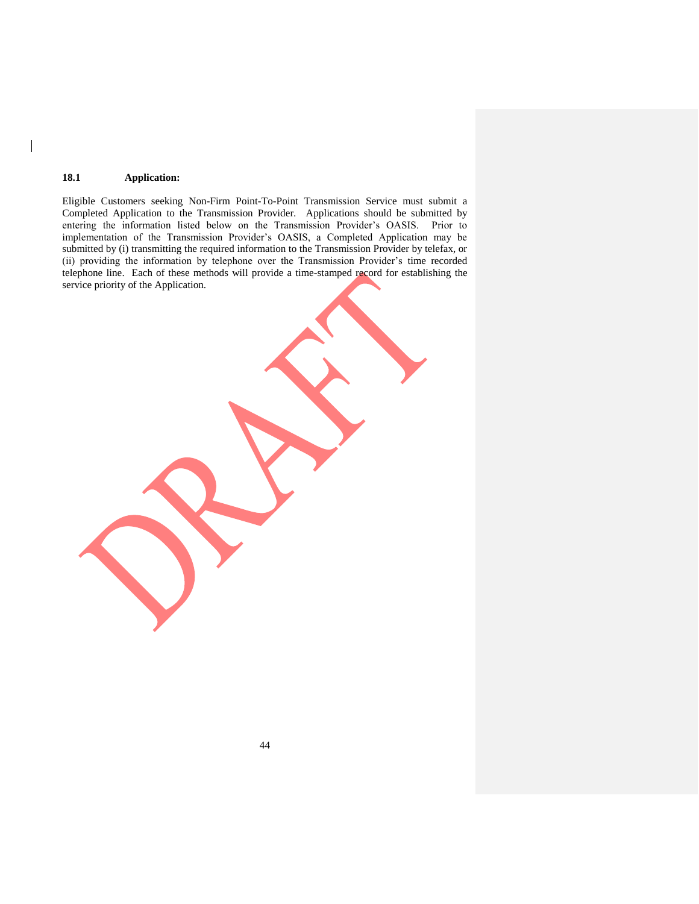### 18.1 Application:

Eligible Customers seeking Non-Firm Point-To-Point Transmission Service must submit a Completed Application to the Transmission Provider. Applications should be submitted by entering the information listed below on the Transmission Provider's OASIS. Prior to implementation of the Transmission Provider's OASIS, a Completed Application may be submitted by (i) transmitting the required information to the Transmission Provider by telefax, or (ii) providing the information by telephone over the Transmission Provider's time recorded telephone line. Each of these methods will provide a time-stamped record for establishing the service priority of the Application.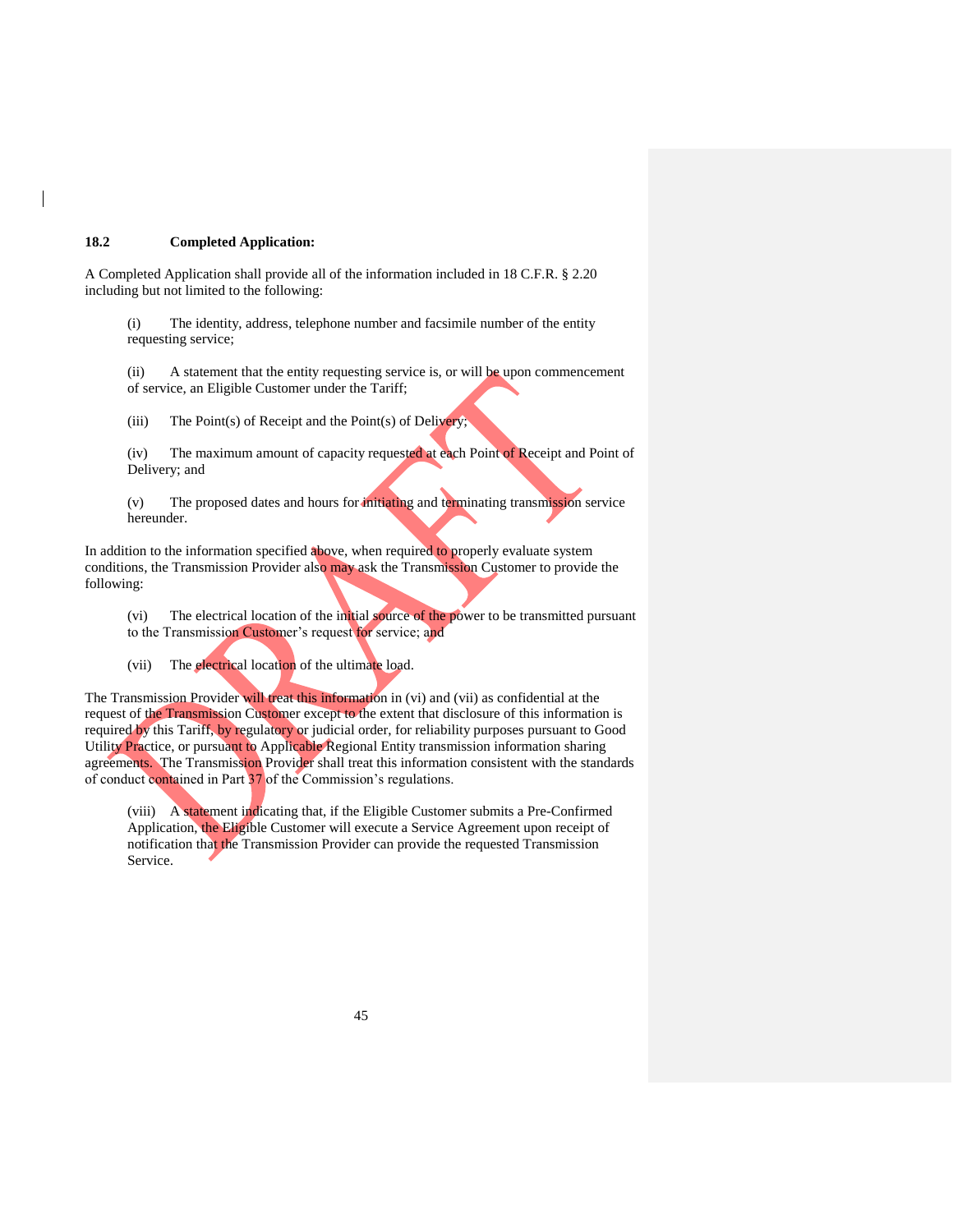**18.2 Completed Application:**

A Completed Application shall provide all of the information included in 18 C.F.R. § 2.20 including but not limited to the following:

(i) The identity, address, telephone number and facsimile number of the entity requesting service;

(ii) A statement that the entity requesting service is, or will be upon commencement of service, an Eligible Customer under the Tariff;

(iii) The Point(s) of Receipt and the Point(s) of Delivery;

(iv) The maximum amount of capacity requested at each Point of Receipt and Point of Delivery; and

(v) The proposed dates and hours for initiating and terminating transmission service hereunder.

In addition to the information specified above, when required to properly evaluate system conditions, the Transmission Provider also may ask the Transmission Customer to provide the following:

(vi) The electrical location of the initial source of the power to be transmitted pursuant to the Transmission Customer's request for service; and

(vii) The electrical location of the ultimate load.

The Transmission Provider will treat this information in (vi) and (vii) as confidential at the request of the Transmission Customer except to the extent that disclosure of this information is required by this Tariff, by regulatory or judicial order, for reliability purposes pursuant to Good Utility Practice, or pursuant to Applicable Regional Entity transmission information sharing agreements. The Transmission Provider shall treat this information consistent with the standards of conduct contained in Part 37 of the Commission's regulations.

(viii) A statement indicating that, if the Eligible Customer submits a Pre-Confirmed Application, the Eligible Customer will execute a Service Agreement upon receipt of notification that the Transmission Provider can provide the requested Transmission Service.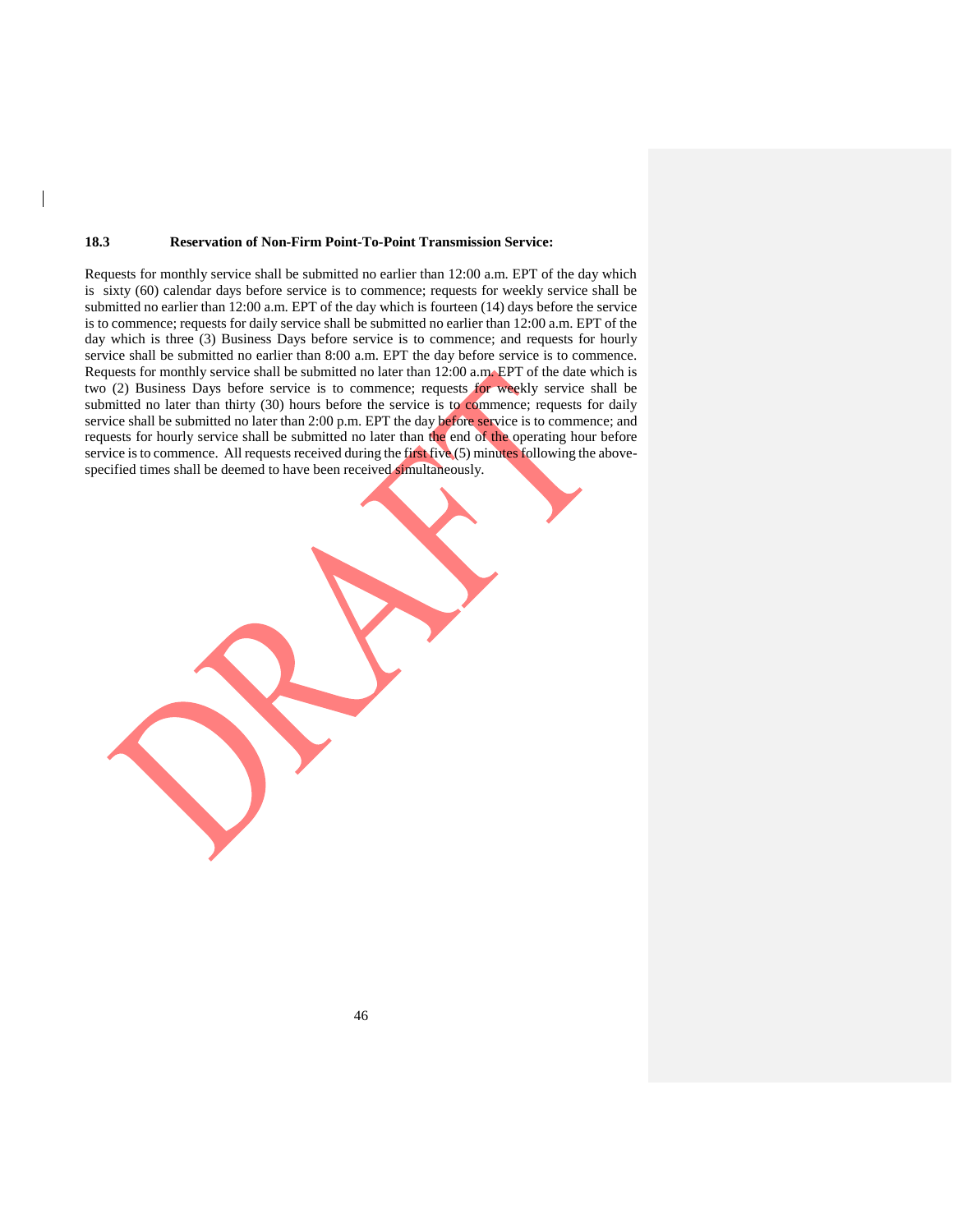### 18.3 Reservation of Non-Firm Point-To-Point Transmission Service:

Requests for monthly service shall be submitted no earlier than 12:00 a.m. EPT of the day which is sixty (60) calendar days before service is to commence; requests for weekly service shall be submitted no earlier than 12:00 a.m. EPT of the day which is fourteen (14) days before the service is to commence; requests for daily service shall be submitted no earlier than 12:00 a.m. EPT of the day which is three (3) Business Days before service is to commence; and requests for hourly service shall be submitted no earlier than 8:00 a.m. EPT the day before service is to commence. Requests for monthly service shall be submitted no later than 12:00 a.m. EPT of the date which is two (2) Business Days before service is to commence; requests for weekly service shall be submitted no later than thirty (30) hours before the service is to commence; requests for daily service shall be submitted no later than 2:00 p.m. EPT the day before service is to commence; and requests for hourly service shall be submitted no later than the end of the operating hour before service is to commence. All requests received during the first five (5) minutes following the above-specified times shall be deemed to have been received simultaneously.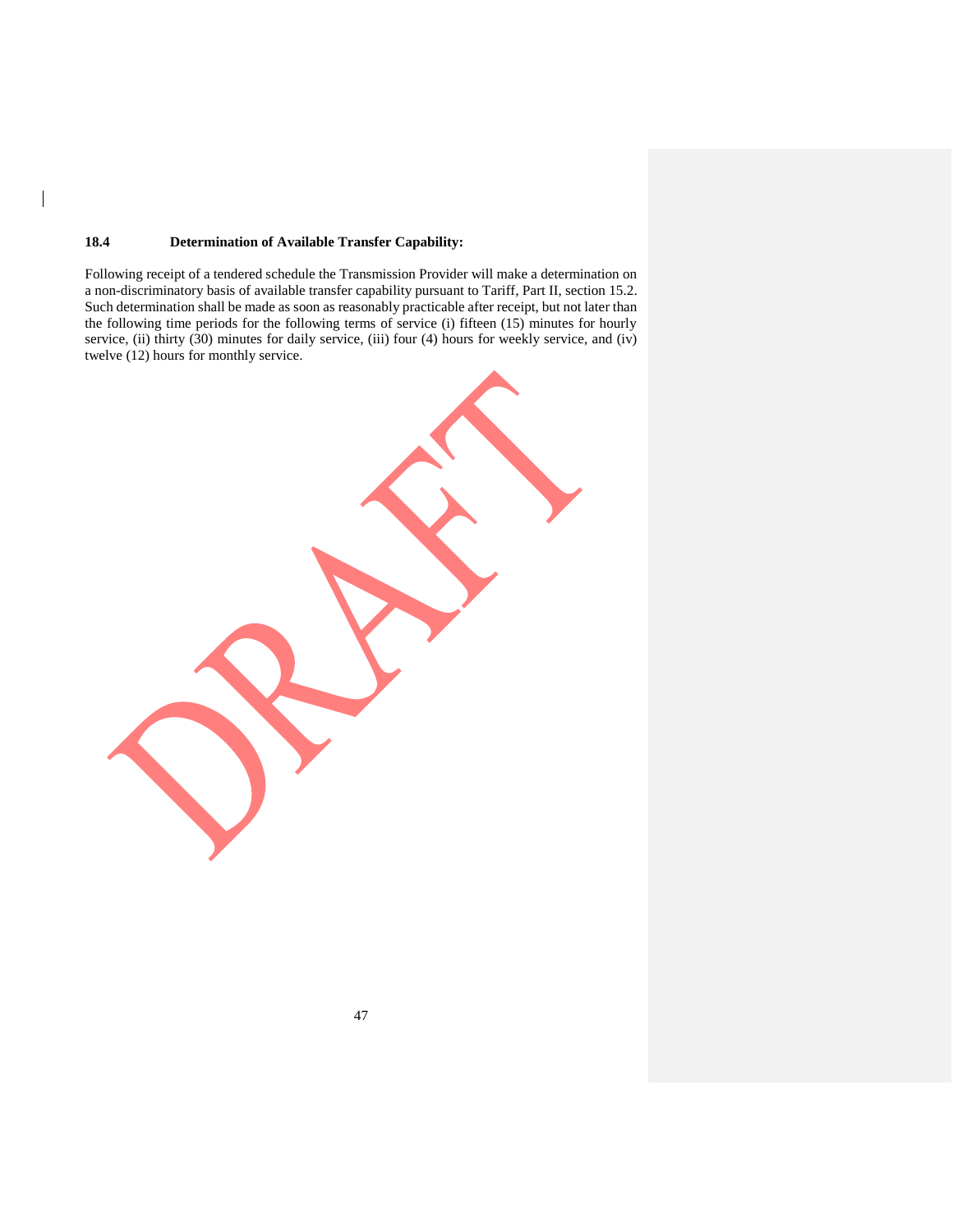### 18.4 Determination of Available Transfer Capability:

Following receipt of a tendered schedule the Transmission Provider will make a determination on a non-discriminatory basis of available transfer capability pursuant to Tariff, Part II, section 15.2. Such determination shall be made as soon as reasonably practicable after receipt, but not later than the following time periods for the following terms of service (i) fifteen (15) minutes for hourly service, (ii) thirty (30) minutes for daily service, (iii) four (4) hours for weekly service, and (iv) twelve (12) hours for monthly service.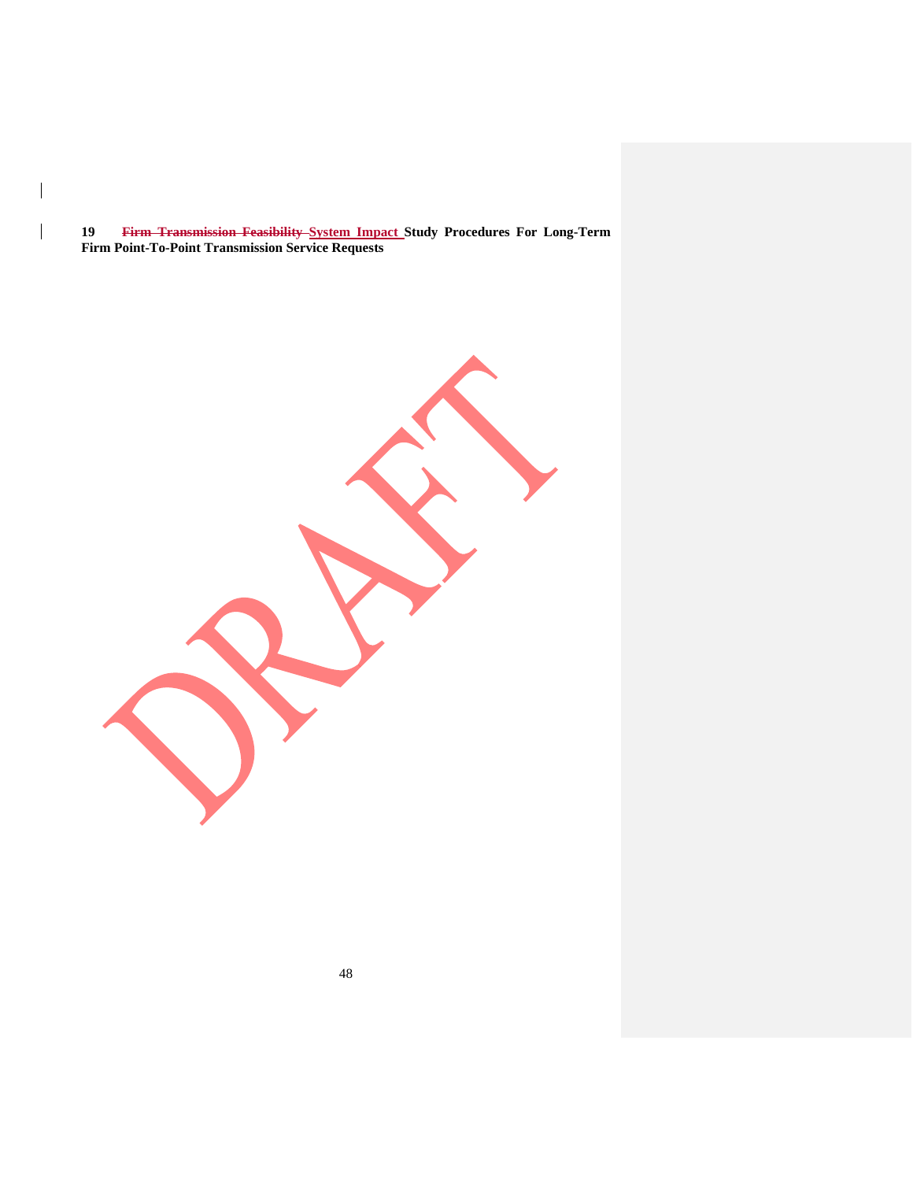## 19 ~~Firm Transmission Feasibility~~ System Impact Study Procedures For Long-Term Firm Point-To-Point Transmission Service Requests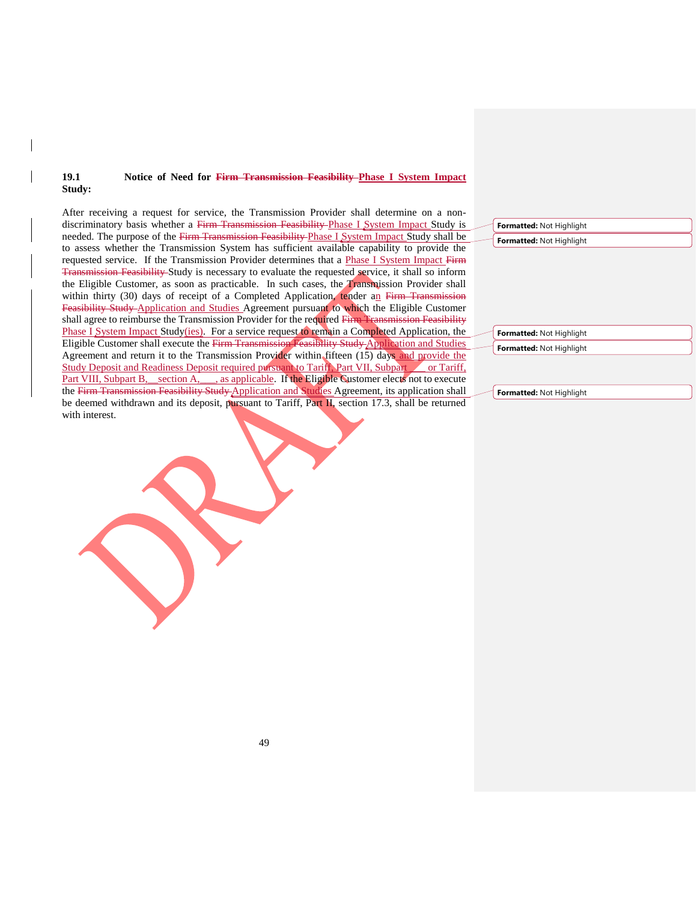**19.1 Notice of Need for ~~Firm Transmission Feasibility~~ Phase I System Impact Study:**

After receiving a request for service, the Transmission Provider shall determine on a non-discriminatory basis whether a ~~Firm Transmission Feasibility~~ Phase I System Impact Study is needed. The purpose of the ~~Firm Transmission Feasibility~~ Phase I System Impact Study shall be to assess whether the Transmission System has sufficient available capability to provide the requested service. If the Transmission Provider determines that a Phase I System Impact ~~Firm Transmission Feasibility~~ Study is necessary to evaluate the requested service, it shall so inform the Eligible Customer, as soon as practicable. In such cases, the Transmission Provider shall within thirty (30) days of receipt of a Completed Application, tender an ~~Firm Transmission Feasibility Study~~ Application and Studies Agreement pursuant to which the Eligible Customer shall agree to reimburse the Transmission Provider for the required ~~Firm Transmission Feasibility~~ Phase I System Impact Study(ies). For a service request to remain a Completed Application, the Eligible Customer shall execute the ~~Firm Transmission Feasibility Study~~ Application and Studies Agreement and return it to the Transmission Provider within fifteen (15) days and provide the Study Deposit and Readiness Deposit required pursuant to Tariff, Part VII, Subpart ___ or Tariff, Part VIII, Subpart B, __section A, ___, as applicable. If the Eligible Customer elects not to execute the ~~Firm Transmission Feasibility Study~~ Application and Studies Agreement, its application shall be deemed withdrawn and its deposit, pursuant to Tariff, Part II, section 17.3, shall be returned with interest.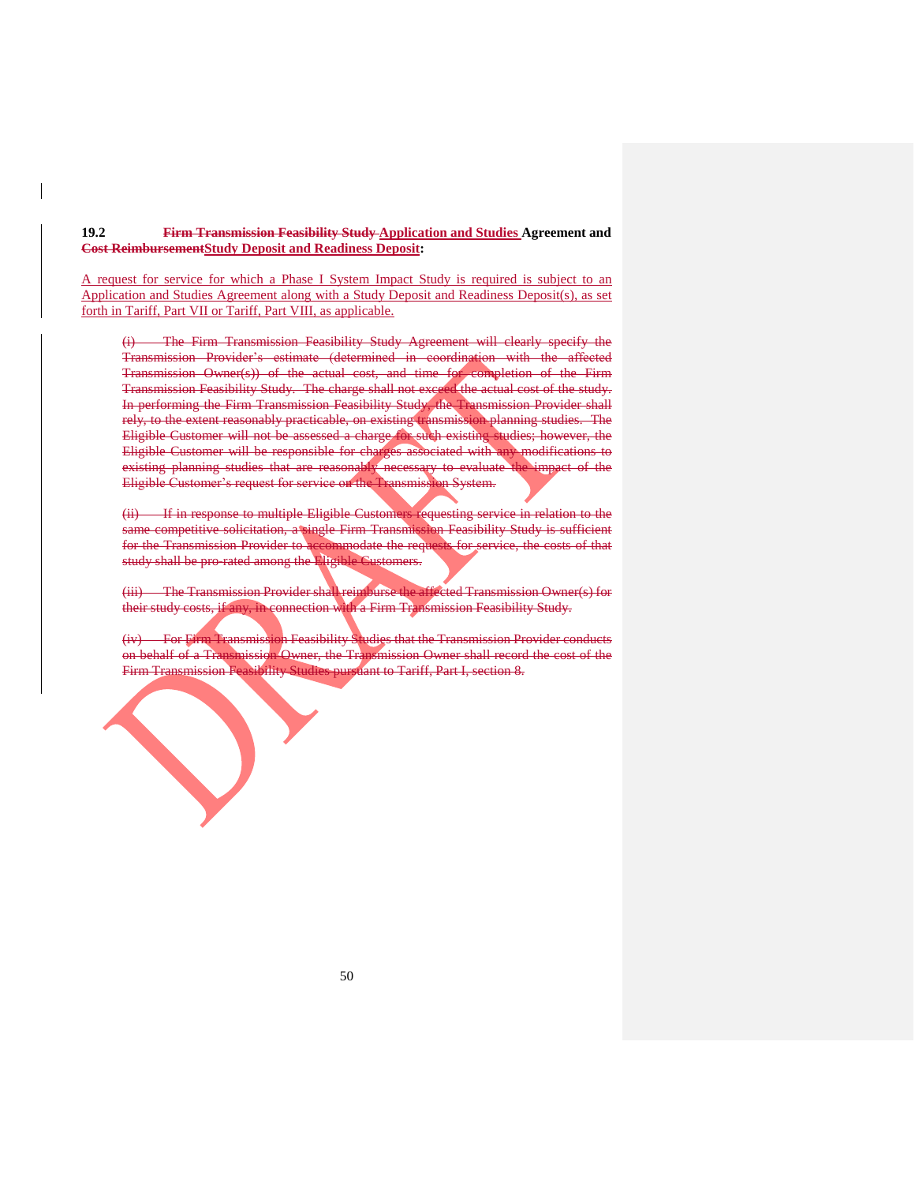**19.2 ~~Firm Transmission Feasibility Study~~ Application and Studies Agreement and ~~Cost Reimbursement~~Study Deposit and Readiness Deposit:**

A request for service for which a Phase I System Impact Study is required is subject to an Application and Studies Agreement along with a Study Deposit and Readiness Deposit(s), as set forth in Tariff, Part VII or Tariff, Part VIII, as applicable.

~~(i) The Firm Transmission Feasibility Study Agreement will clearly specify the Transmission Provider's estimate (determined in coordination with the affected Transmission Owner(s)) of the actual cost, and time for completion of the Firm Transmission Feasibility Study. The charge shall not exceed the actual cost of the study. In performing the Firm Transmission Feasibility Study, the Transmission Provider shall rely, to the extent reasonably practicable, on existing transmission planning studies. The Eligible Customer will not be assessed a charge for such existing studies; however, the Eligible Customer will be responsible for charges associated with any modifications to existing planning studies that are reasonably necessary to evaluate the impact of the Eligible Customer's request for service on the Transmission System.~~

~~(ii) If in response to multiple Eligible Customers requesting service in relation to the same competitive solicitation, a single Firm Transmission Feasibility Study is sufficient for the Transmission Provider to accommodate the requests for service, the costs of that study shall be pro-rated among the Eligible Customers.~~

~~(iii) The Transmission Provider shall reimburse the affected Transmission Owner(s) for their study costs, if any, in connection with a Firm Transmission Feasibility Study.~~

~~(iv) For Firm Transmission Feasibility Studies that the Transmission Provider conducts on behalf of a Transmission Owner, the Transmission Owner shall record the cost of the Firm Transmission Feasibility Studies pursuant to Tariff, Part I, section 8.~~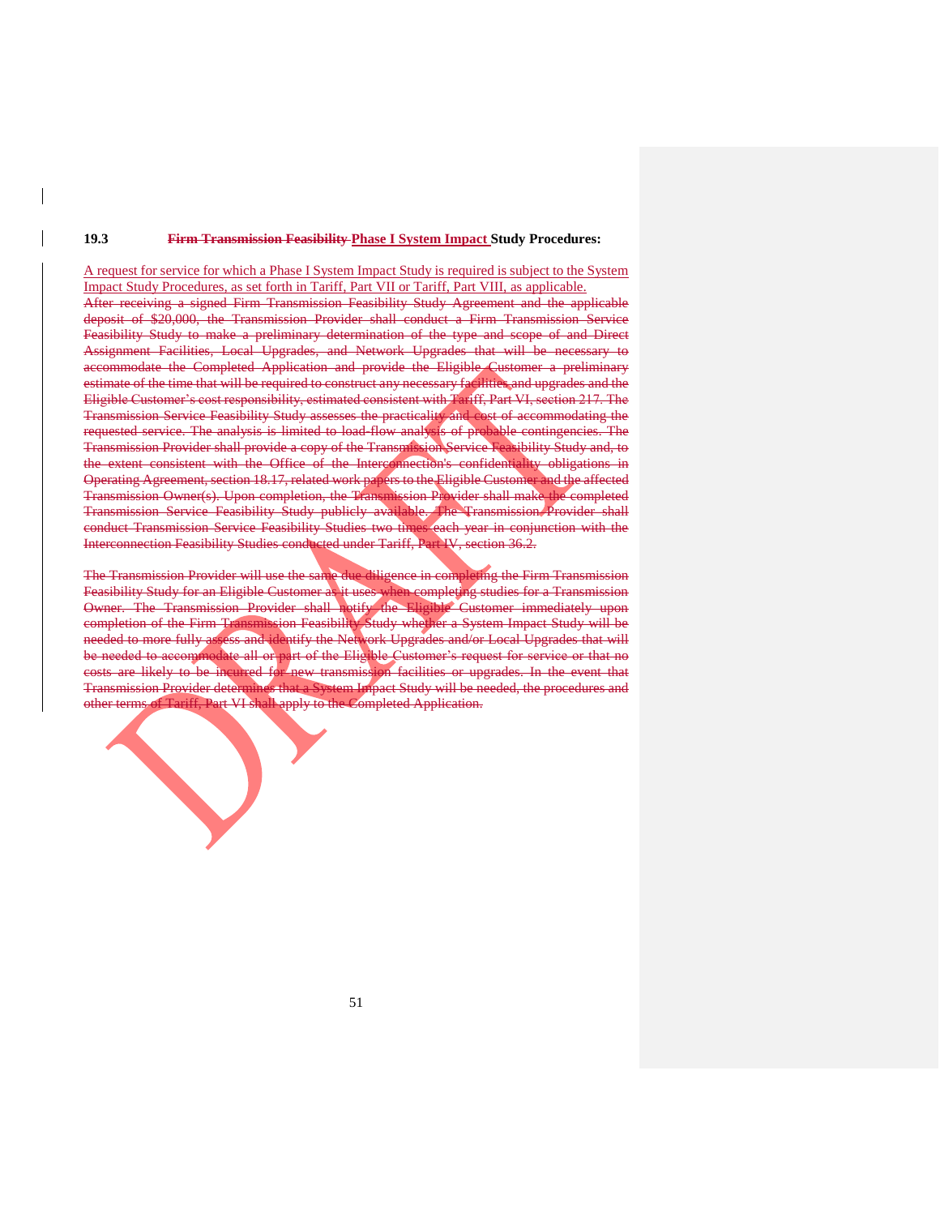**19.3 ~~Firm Transmission Feasibility~~ Phase I System Impact Study Procedures:**

A request for service for which a Phase I System Impact Study is required is subject to the System Impact Study Procedures, as set forth in Tariff, Part VII or Tariff, Part VIII, as applicable.

~~After receiving a signed Firm Transmission Feasibility Study Agreement and the applicable deposit of $20,000, the Transmission Provider shall conduct a Firm Transmission Service Feasibility Study to make a preliminary determination of the type and scope of and Direct Assignment Facilities, Local Upgrades, and Network Upgrades that will be necessary to accommodate the Completed Application and provide the Eligible Customer a preliminary estimate of the time that will be required to construct any necessary facilities and upgrades and the Eligible Customer's cost responsibility, estimated consistent with Tariff, Part VI, section 217. The Transmission Service Feasibility Study assesses the practicality and cost of accommodating the requested service. The analysis is limited to load-flow analysis of probable contingencies. The Transmission Provider shall provide a copy of the Transmission Service Feasibility Study and, to the extent consistent with the Office of the Interconnection's confidentiality obligations in Operating Agreement, section 18.17, related work papers to the Eligible Customer and the affected Transmission Owner(s). Upon completion, the Transmission Provider shall make the completed Transmission Service Feasibility Study publicly available. The Transmission Provider shall conduct Transmission Service Feasibility Studies two times each year in conjunction with the Interconnection Feasibility Studies conducted under Tariff, Part IV, section 36.2.~~

~~The Transmission Provider will use the same due diligence in completing the Firm Transmission Feasibility Study for an Eligible Customer as it uses when completing studies for a Transmission Owner. The Transmission Provider shall notify the Eligible Customer immediately upon completion of the Firm Transmission Feasibility Study whether a System Impact Study will be needed to more fully assess and identify the Network Upgrades and/or Local Upgrades that will be needed to accommodate all or part of the Eligible Customer's request for service or that no costs are likely to be incurred for new transmission facilities or upgrades. In the event that Transmission Provider determines that a System Impact Study will be needed, the procedures and other terms of Tariff, Part VI shall apply to the Completed Application.~~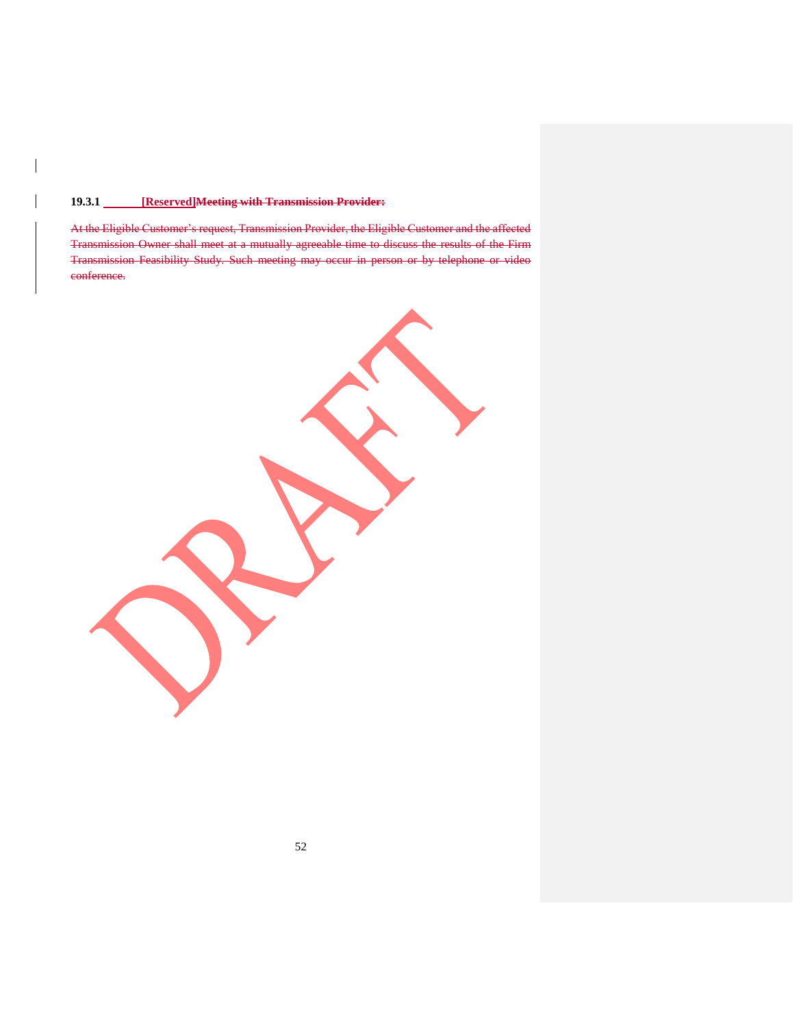**19.3.1 [Reserved]~~Meeting with Transmission Provider:~~**

~~At the Eligible Customer's request, Transmission Provider, the Eligible Customer and the affected Transmission Owner shall meet at a mutually agreeable time to discuss the results of the Firm Transmission Feasibility Study. Such meeting may occur in person or by telephone or video conference.~~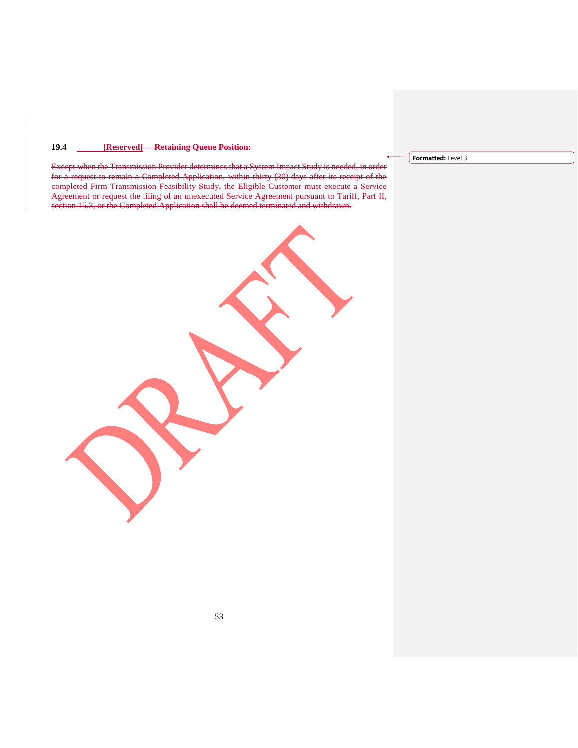**19.4 [Reserved] ~~Retaining Queue Position:~~**

~~Except when the Transmission Provider determines that a System Impact Study is needed, in order for a request to remain a Completed Application, within thirty (30) days after its receipt of the completed Firm Transmission Feasibility Study, the Eligible Customer must execute a Service Agreement or request the filing of an unexecuted Service Agreement pursuant to Tariff, Part II, section 15.3, or the Completed Application shall be deemed terminated and withdrawn.~~

**Formatted:** Level 3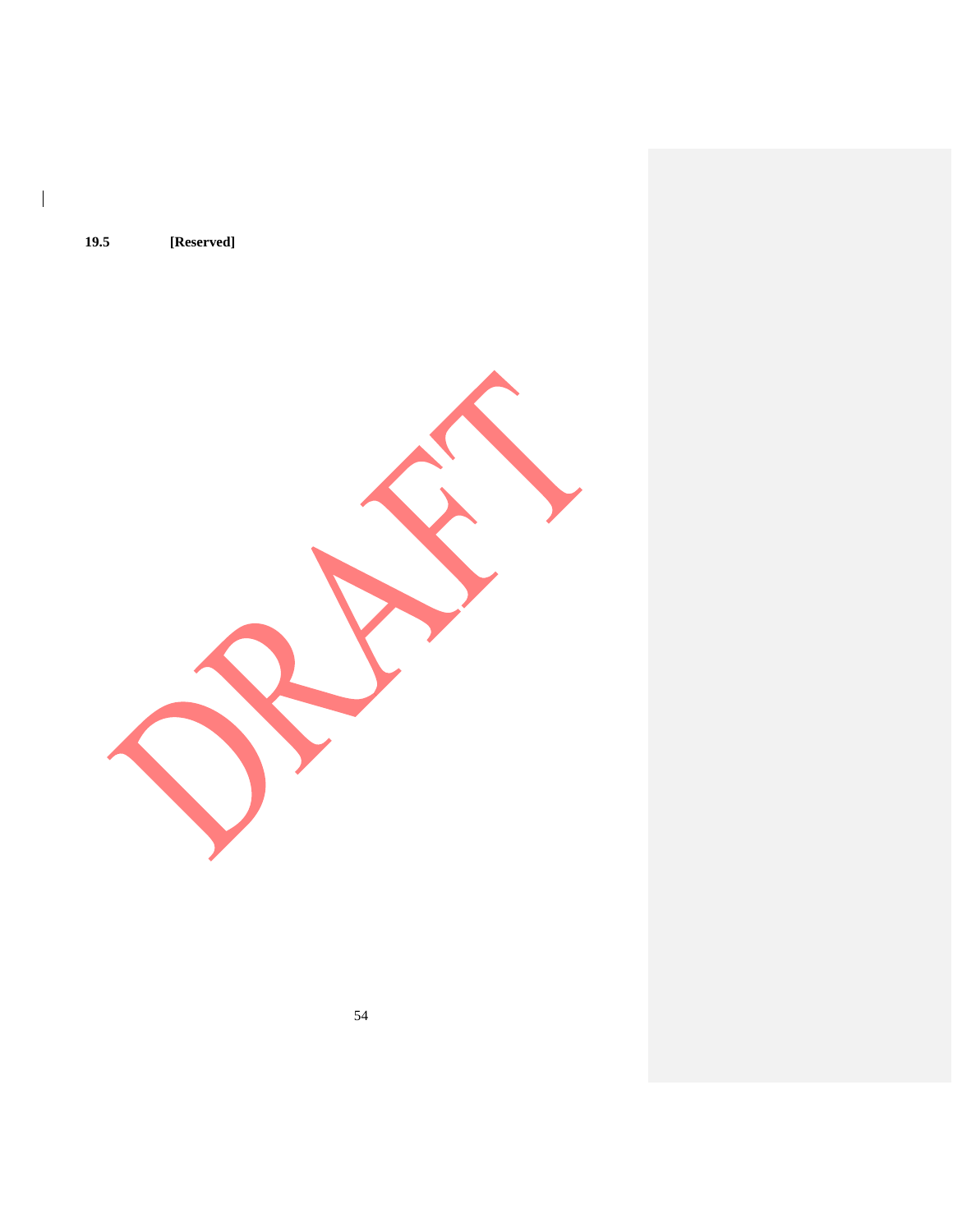**19.5 [Reserved]**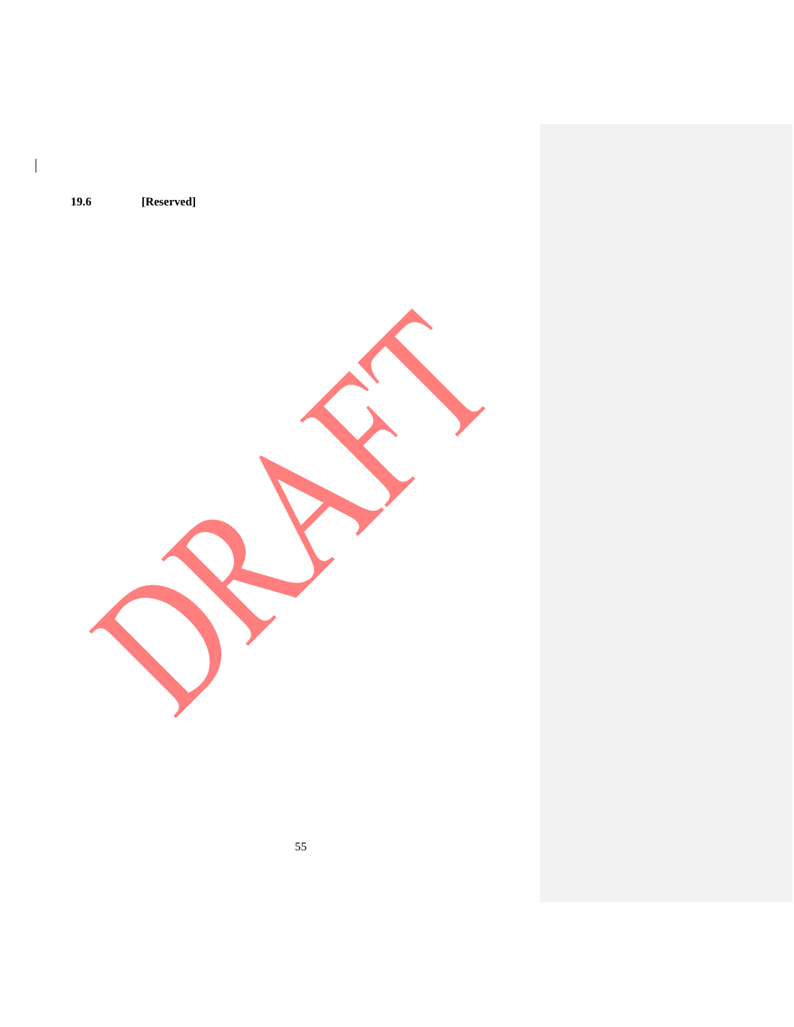**19.6 [Reserved]**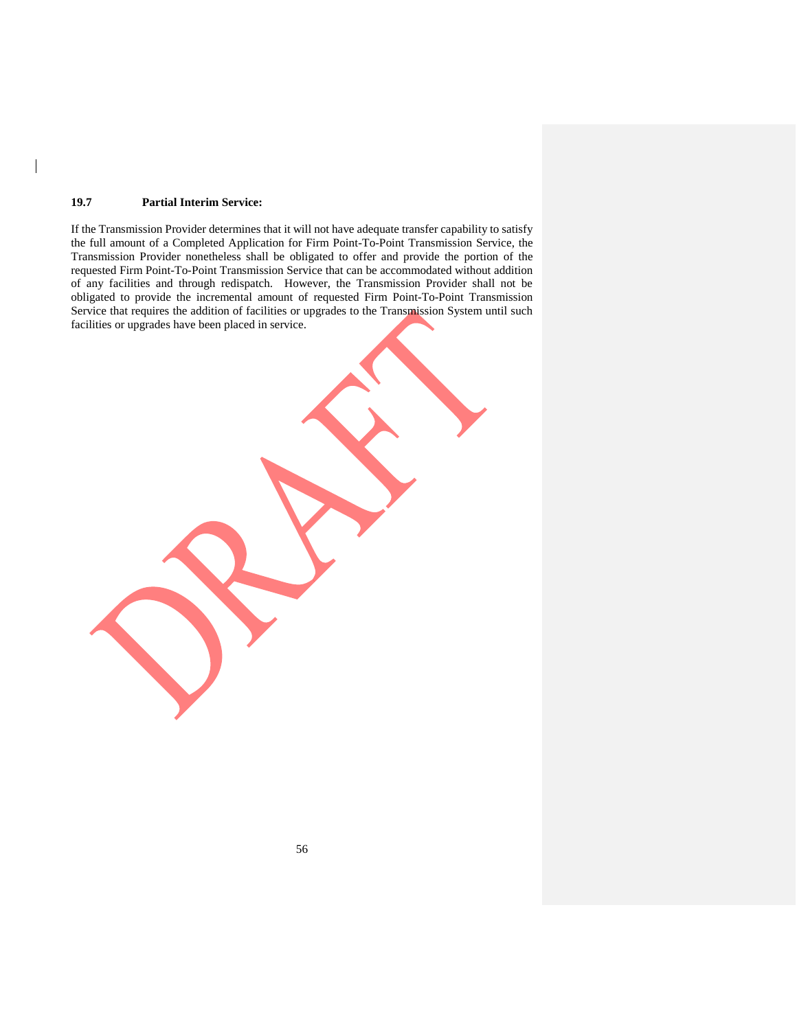### 19.7 Partial Interim Service:

If the Transmission Provider determines that it will not have adequate transfer capability to satisfy the full amount of a Completed Application for Firm Point-To-Point Transmission Service, the Transmission Provider nonetheless shall be obligated to offer and provide the portion of the requested Firm Point-To-Point Transmission Service that can be accommodated without addition of any facilities and through redispatch. However, the Transmission Provider shall not be obligated to provide the incremental amount of requested Firm Point-To-Point Transmission Service that requires the addition of facilities or upgrades to the Transmission System until such facilities or upgrades have been placed in service.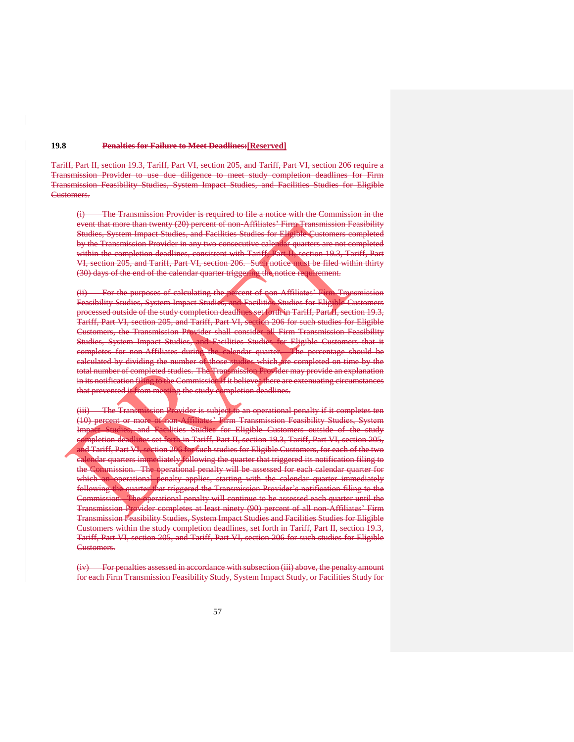**19.8 ~~Penalties for Failure to Meet Deadlines:~~[Reserved]**

~~Tariff, Part II, section 19.3, Tariff, Part VI, section 205, and Tariff, Part VI, section 206 require a Transmission Provider to use due diligence to meet study completion deadlines for Firm Transmission Feasibility Studies, System Impact Studies, and Facilities Studies for Eligible Customers.~~

~~(i) The Transmission Provider is required to file a notice with the Commission in the event that more than twenty (20) percent of non-Affiliates' Firm Transmission Feasibility Studies, System Impact Studies, and Facilities Studies for Eligible Customers completed by the Transmission Provider in any two consecutive calendar quarters are not completed within the completion deadlines, consistent with Tariff, Part II, section 19.3, Tariff, Part VI, section 205, and Tariff, Part VI, section 206. Such notice must be filed within thirty (30) days of the end of the calendar quarter triggering the notice requirement.~~

~~(ii) For the purposes of calculating the percent of non-Affiliates' Firm Transmission Feasibility Studies, System Impact Studies, and Facilities Studies for Eligible Customers processed outside of the study completion deadlines set forth in Tariff, Part II, section 19.3, Tariff, Part VI, section 205, and Tariff, Part VI, section 206 for such studies for Eligible Customers, the Transmission Provider shall consider all Firm Transmission Feasibility Studies, System Impact Studies, and Facilities Studies for Eligible Customers that it completes for non-Affiliates during the calendar quarter. The percentage should be calculated by dividing the number of those studies which are completed on time by the total number of completed studies. The Transmission Provider may provide an explanation in its notification filing to the Commission if it believes there are extenuating circumstances that prevented it from meeting the study completion deadlines.~~

~~(iii) The Transmission Provider is subject to an operational penalty if it completes ten (10) percent or more of non-Affiliates' Firm Transmission Feasibility Studies, System Impact Studies, and Facilities Studies for Eligible Customers outside of the study completion deadlines set forth in Tariff, Part II, section 19.3, Tariff, Part VI, section 205, and Tariff, Part VI, section 206 for such studies for Eligible Customers, for each of the two calendar quarters immediately following the quarter that triggered its notification filing to the Commission. The operational penalty will be assessed for each calendar quarter for which an operational penalty applies, starting with the calendar quarter immediately following the quarter that triggered the Transmission Provider's notification filing to the Commission. The operational penalty will continue to be assessed each quarter until the Transmission Provider completes at least ninety (90) percent of all non-Affiliates' Firm Transmission Feasibility Studies, System Impact Studies and Facilities Studies for Eligible Customers within the study completion deadlines, set forth in Tariff, Part II, section 19.3, Tariff, Part VI, section 205, and Tariff, Part VI, section 206 for such studies for Eligible Customers.~~

~~(iv) For penalties assessed in accordance with subsection (iii) above, the penalty amount for each Firm Transmission Feasibility Study, System Impact Study, or Facilities Study for~~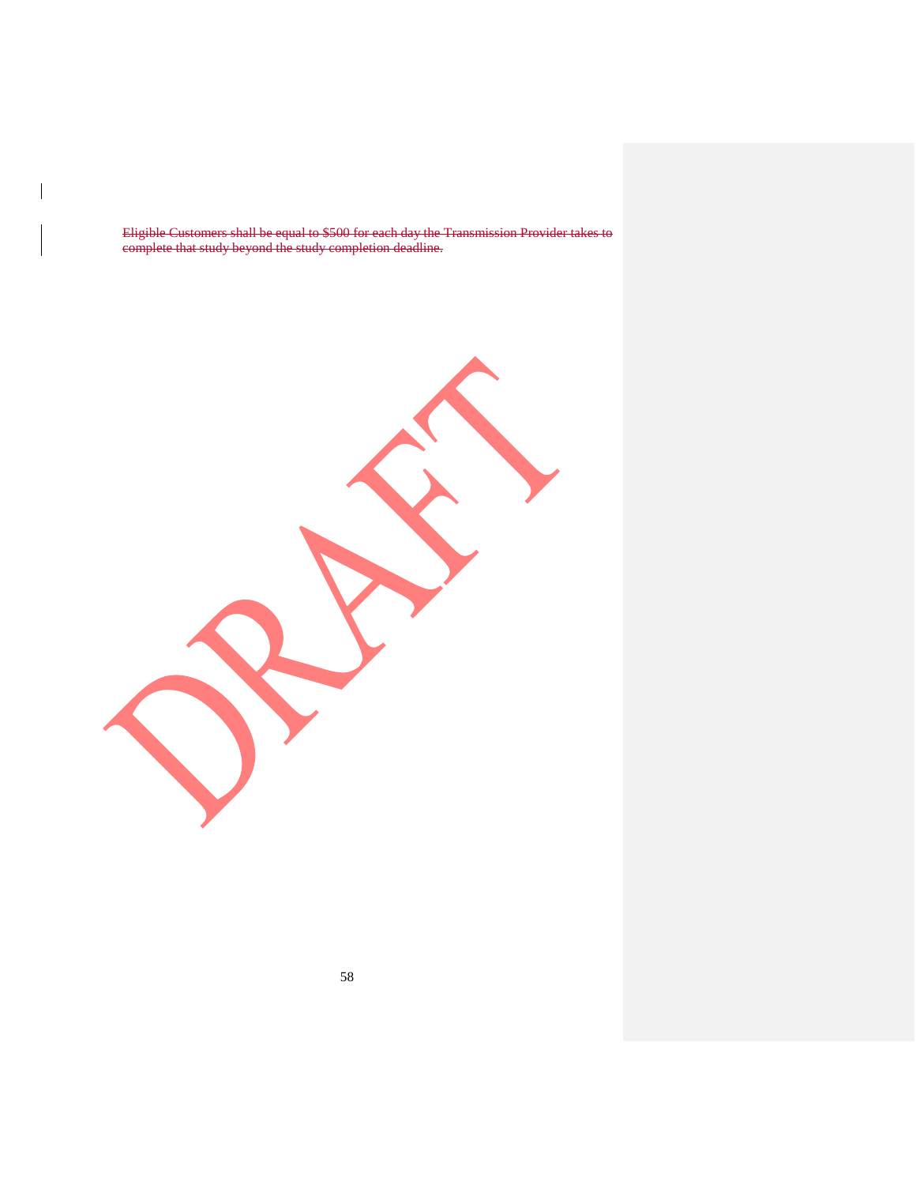~~Eligible Customers shall be equal to $500 for each day the Transmission Provider takes to complete that study beyond the study completion deadline.~~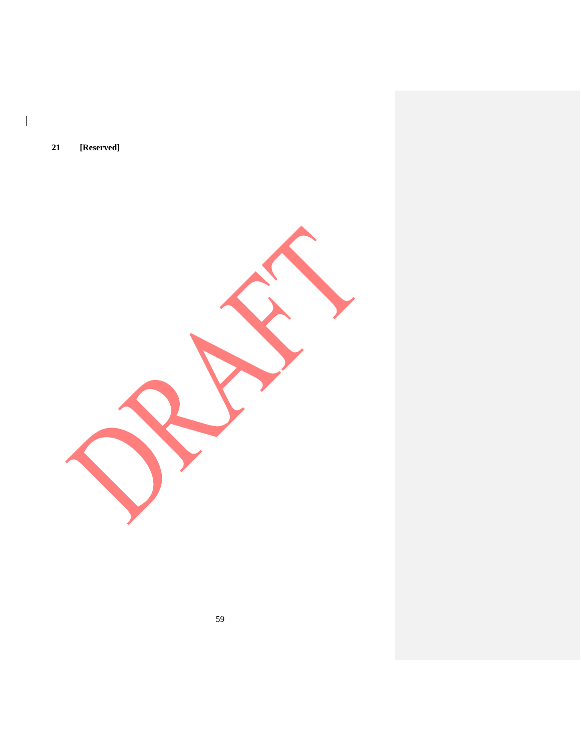## 21 [Reserved]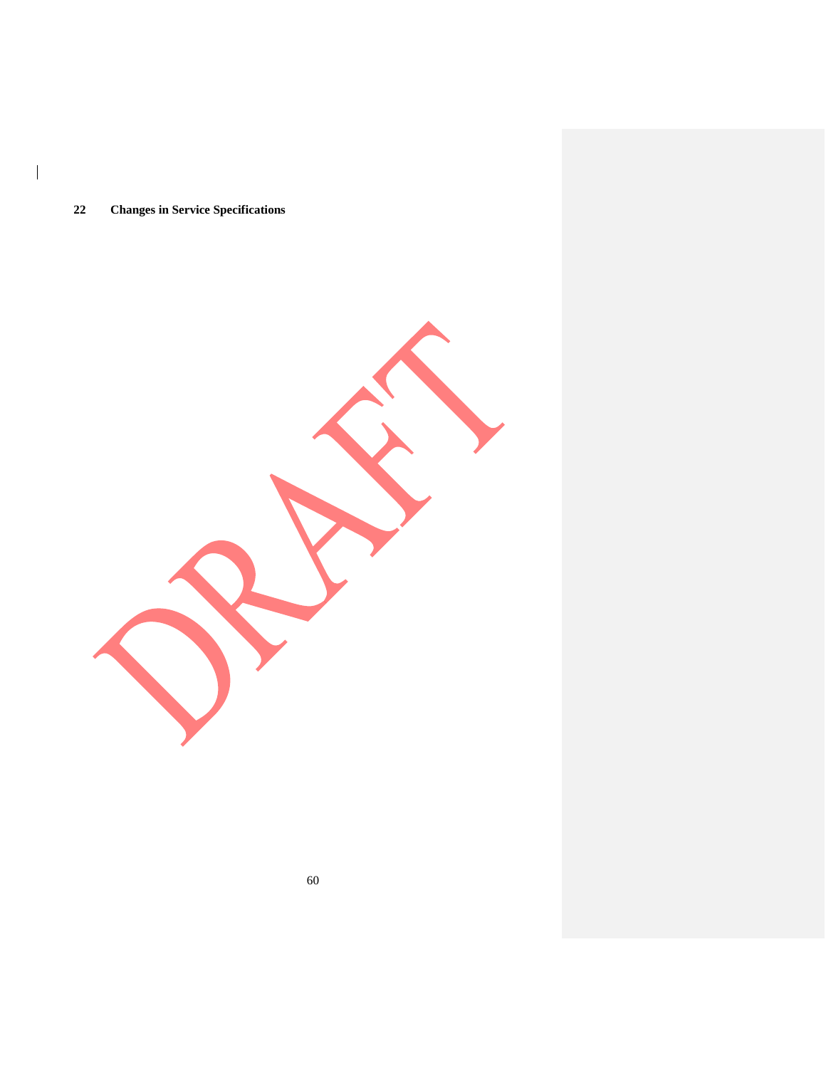## 22 Changes in Service Specifications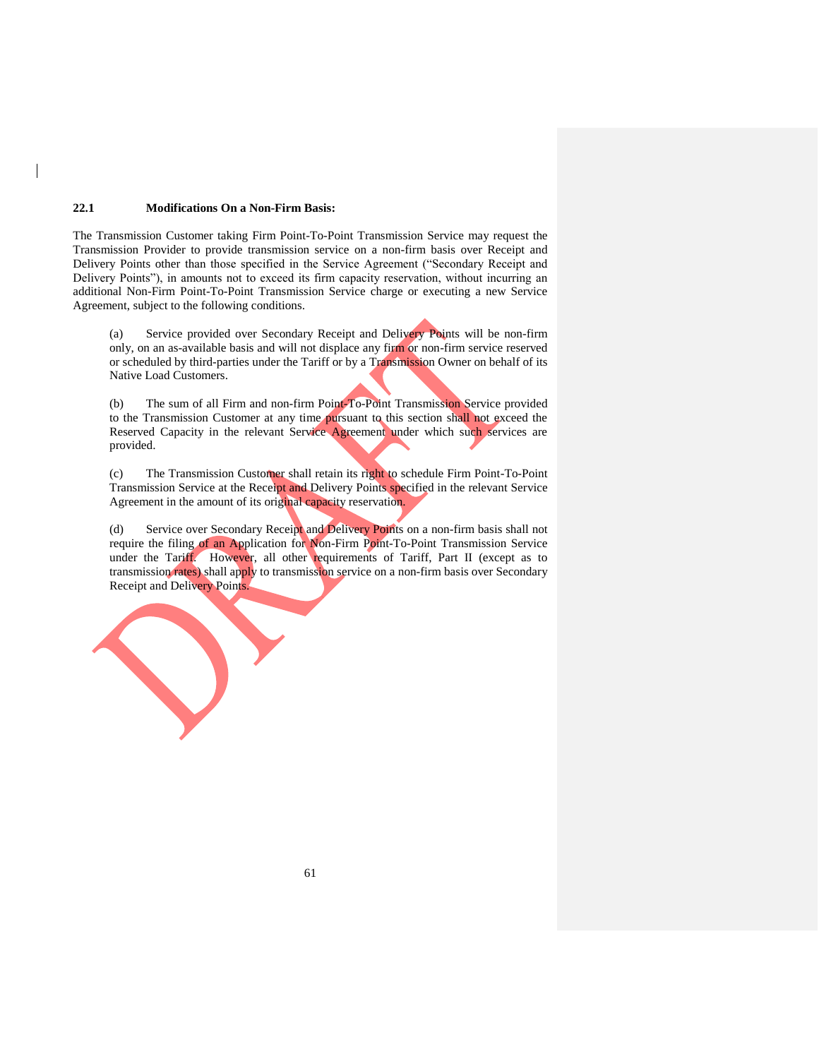### 22.1 Modifications On a Non-Firm Basis:

The Transmission Customer taking Firm Point-To-Point Transmission Service may request the Transmission Provider to provide transmission service on a non-firm basis over Receipt and Delivery Points other than those specified in the Service Agreement ("Secondary Receipt and Delivery Points"), in amounts not to exceed its firm capacity reservation, without incurring an additional Non-Firm Point-To-Point Transmission Service charge or executing a new Service Agreement, subject to the following conditions.

(a) Service provided over Secondary Receipt and Delivery Points will be non-firm only, on an as-available basis and will not displace any firm or non-firm service reserved or scheduled by third-parties under the Tariff or by a Transmission Owner on behalf of its Native Load Customers.

(b) The sum of all Firm and non-firm Point-To-Point Transmission Service provided to the Transmission Customer at any time pursuant to this section shall not exceed the Reserved Capacity in the relevant Service Agreement under which such services are provided.

(c) The Transmission Customer shall retain its right to schedule Firm Point-To-Point Transmission Service at the Receipt and Delivery Points specified in the relevant Service Agreement in the amount of its original capacity reservation.

(d) Service over Secondary Receipt and Delivery Points on a non-firm basis shall not require the filing of an Application for Non-Firm Point-To-Point Transmission Service under the Tariff. However, all other requirements of Tariff, Part II (except as to transmission rates) shall apply to transmission service on a non-firm basis over Secondary Receipt and Delivery Points.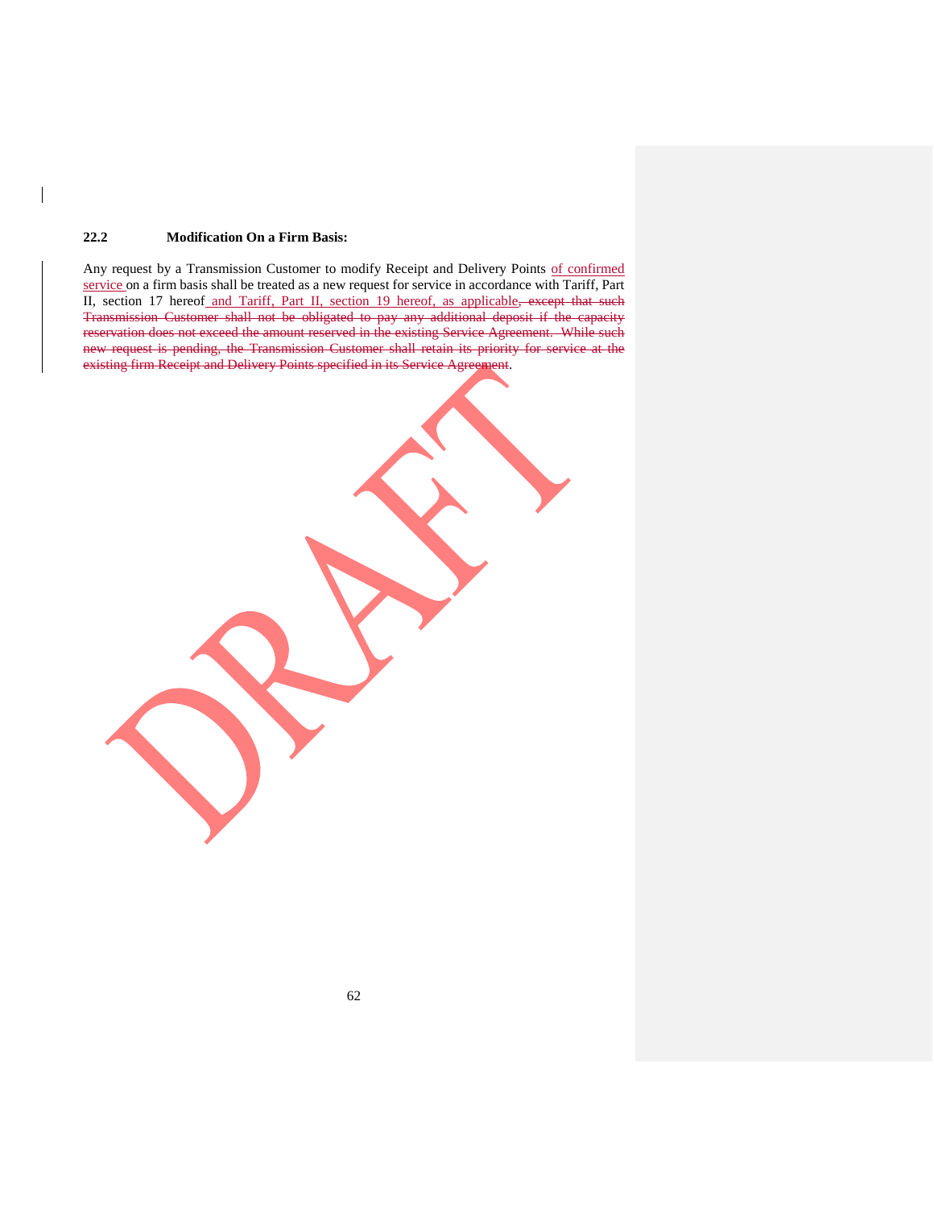**22.2 Modification On a Firm Basis:**

Any request by a Transmission Customer to modify Receipt and Delivery Points of confirmed service on a firm basis shall be treated as a new request for service in accordance with Tariff, Part II, section 17 hereof and Tariff, Part II, section 19 hereof, as applicable~~, except that such Transmission Customer shall not be obligated to pay any additional deposit if the capacity reservation does not exceed the amount reserved in the existing Service Agreement. While such new request is pending, the Transmission Customer shall retain its priority for service at the existing firm Receipt and Delivery Points specified in its Service Agreement~~.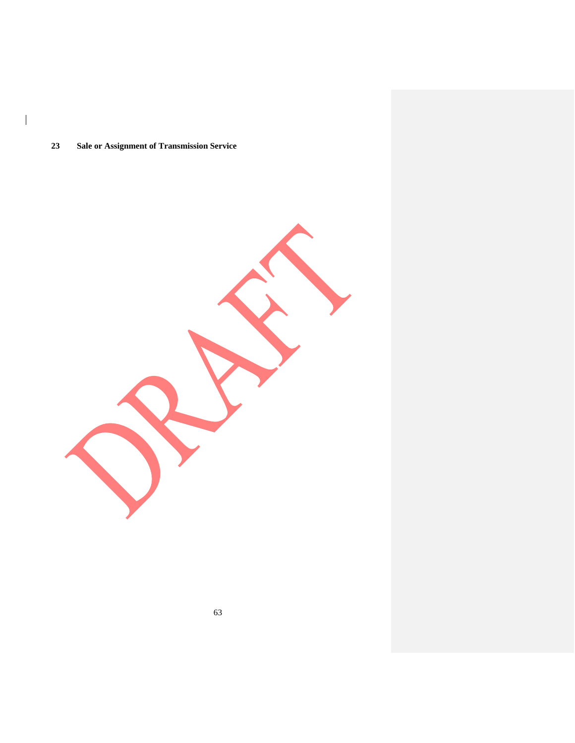# 23 Sale or Assignment of Transmission Service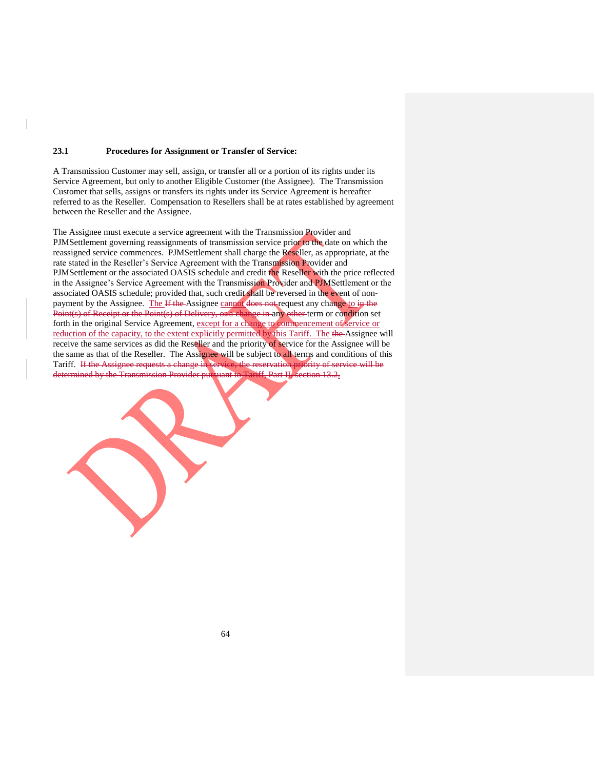### 23.1 Procedures for Assignment or Transfer of Service:

A Transmission Customer may sell, assign, or transfer all or a portion of its rights under its Service Agreement, but only to another Eligible Customer (the Assignee). The Transmission Customer that sells, assigns or transfers its rights under its Service Agreement is hereafter referred to as the Reseller. Compensation to Resellers shall be at rates established by agreement between the Reseller and the Assignee.

The Assignee must execute a service agreement with the Transmission Provider and PJMSettlement governing reassignments of transmission service prior to the date on which the reassigned service commences. PJMSettlement shall charge the Reseller, as appropriate, at the rate stated in the Reseller's Service Agreement with the Transmission Provider and PJMSettlement or the associated OASIS schedule and credit the Reseller with the price reflected in the Assignee's Service Agreement with the Transmission Provider and PJMSettlement or the associated OASIS schedule; provided that, such credit shall be reversed in the event of non-payment by the Assignee. The ~~If the~~ Assignee cannot ~~does not~~ request any change to ~~in the Point(s) of Receipt or the Point(s) of Delivery, or a change in~~ any ~~other~~ term or condition set forth in the original Service Agreement, except for a change to commencement of service or reduction of the capacity, to the extent explicitly permitted by this Tariff. The ~~the~~ Assignee will receive the same services as did the Reseller and the priority of service for the Assignee will be the same as that of the Reseller. The Assignee will be subject to all terms and conditions of this Tariff. ~~If the Assignee requests a change in service, the reservation priority of service will be determined by the Transmission Provider pursuant to Tariff, Part II, section 13.2.~~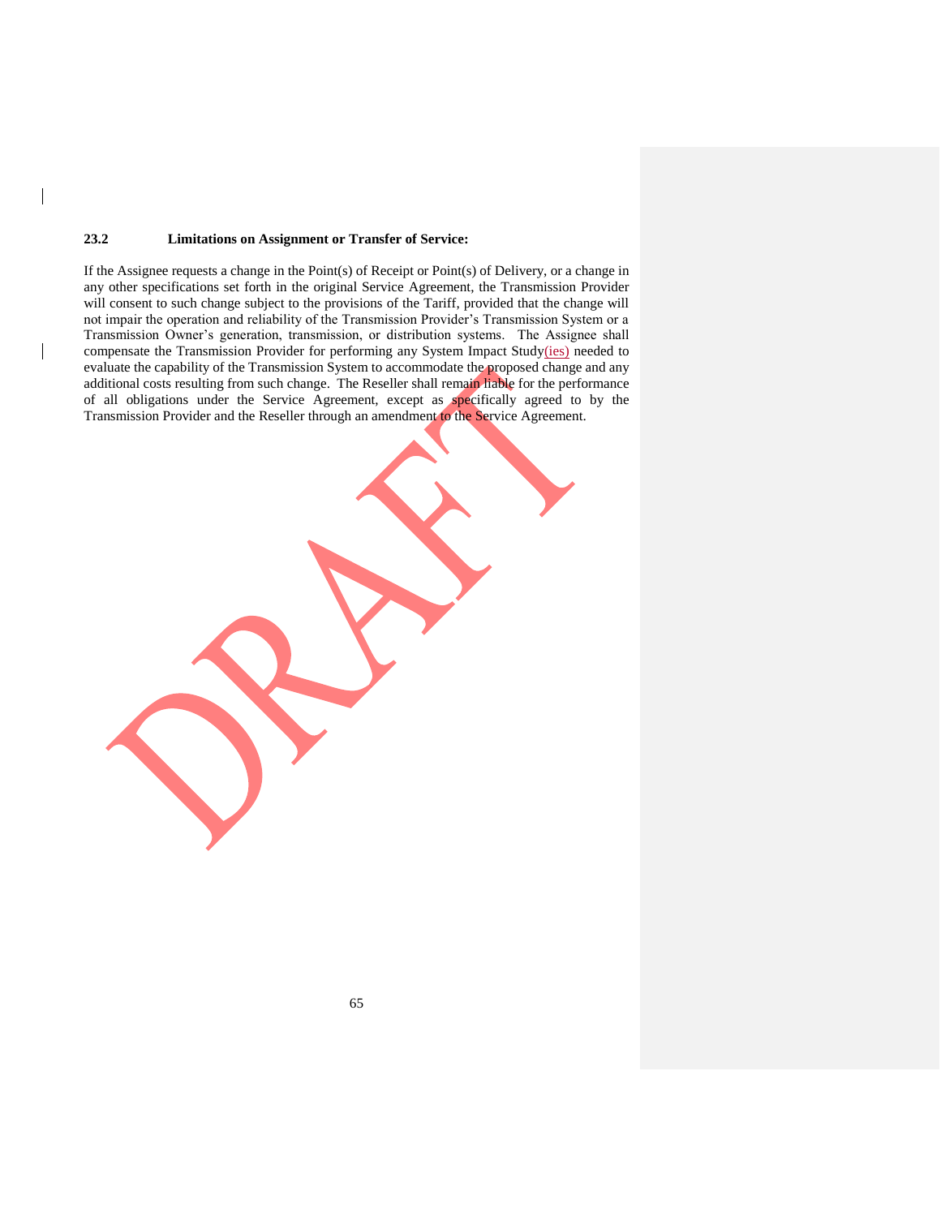**23.2 Limitations on Assignment or Transfer of Service:**

If the Assignee requests a change in the Point(s) of Receipt or Point(s) of Delivery, or a change in any other specifications set forth in the original Service Agreement, the Transmission Provider will consent to such change subject to the provisions of the Tariff, provided that the change will not impair the operation and reliability of the Transmission Provider's Transmission System or a Transmission Owner's generation, transmission, or distribution systems. The Assignee shall compensate the Transmission Provider for performing any System Impact Study(ies) needed to evaluate the capability of the Transmission System to accommodate the proposed change and any additional costs resulting from such change. The Reseller shall remain liable for the performance of all obligations under the Service Agreement, except as specifically agreed to by the Transmission Provider and the Reseller through an amendment to the Service Agreement.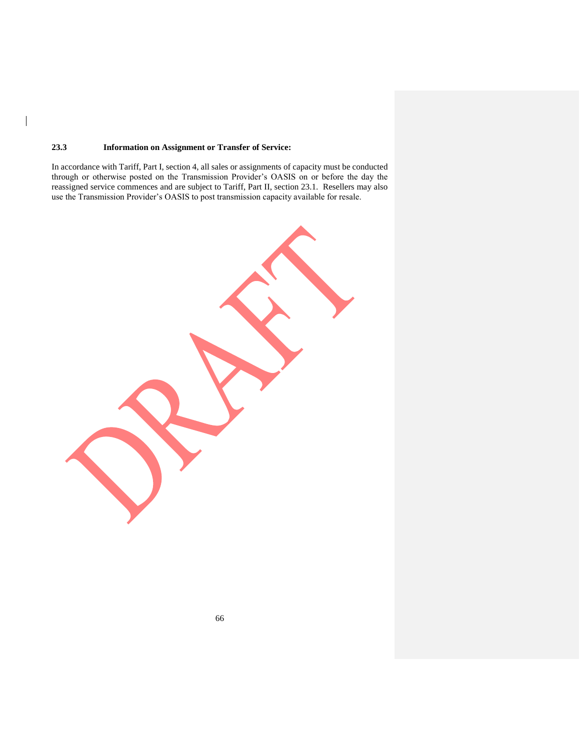### 23.3 Information on Assignment or Transfer of Service:

In accordance with Tariff, Part I, section 4, all sales or assignments of capacity must be conducted through or otherwise posted on the Transmission Provider's OASIS on or before the day the reassigned service commences and are subject to Tariff, Part II, section 23.1. Resellers may also use the Transmission Provider's OASIS to post transmission capacity available for resale.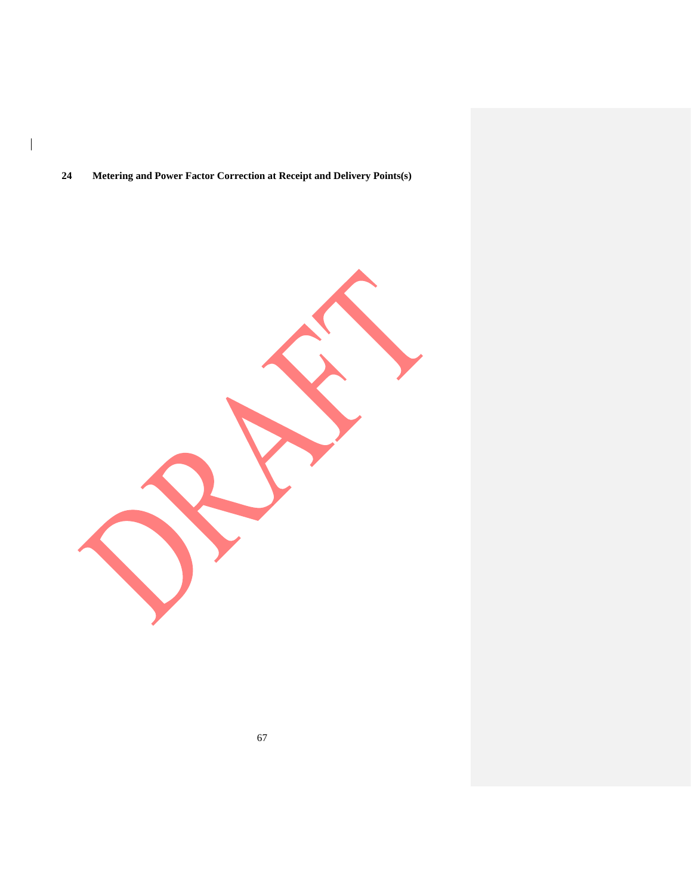# 24 Metering and Power Factor Correction at Receipt and Delivery Points(s)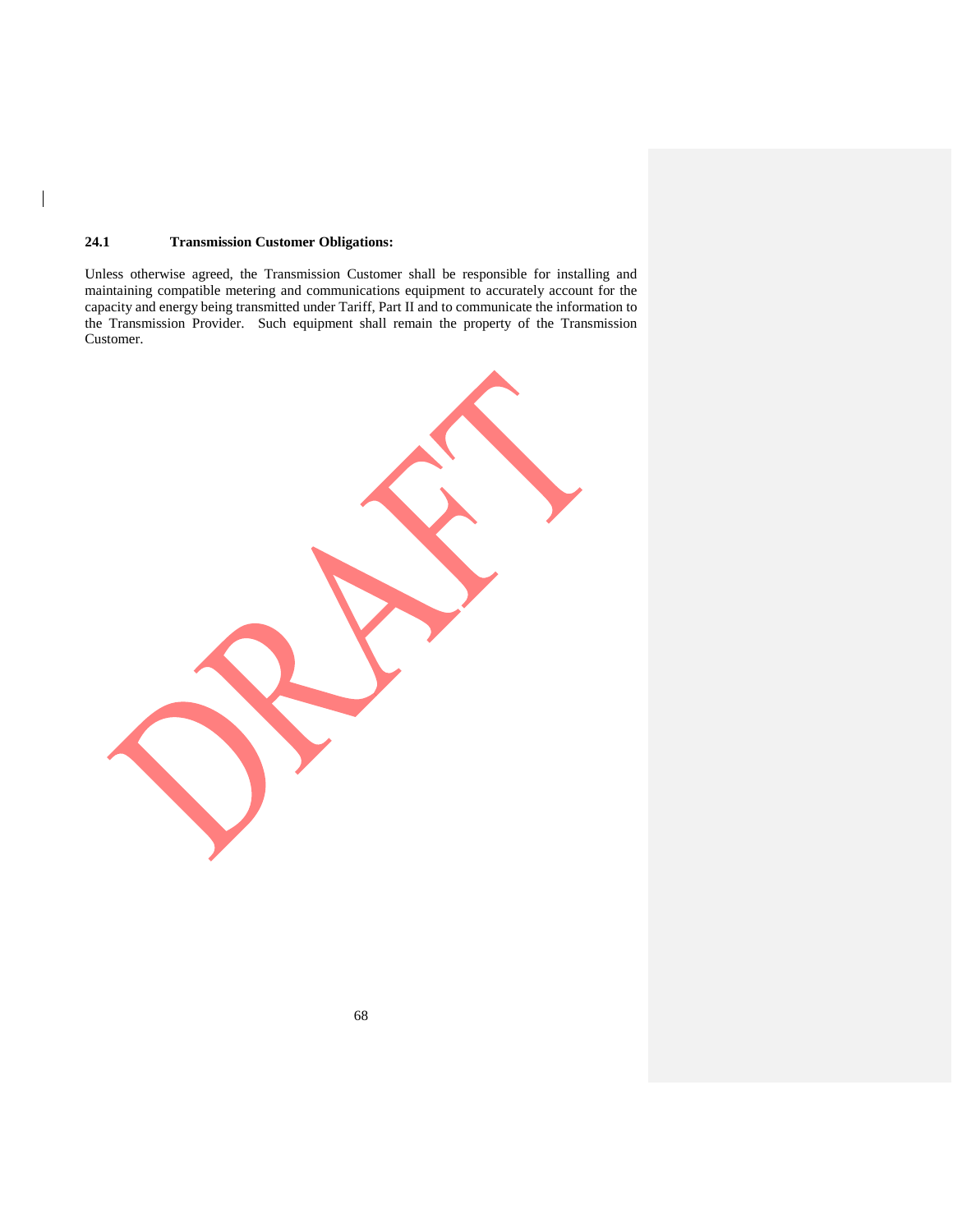**24.1 Transmission Customer Obligations:**

Unless otherwise agreed, the Transmission Customer shall be responsible for installing and maintaining compatible metering and communications equipment to accurately account for the capacity and energy being transmitted under Tariff, Part II and to communicate the information to the Transmission Provider. Such equipment shall remain the property of the Transmission Customer.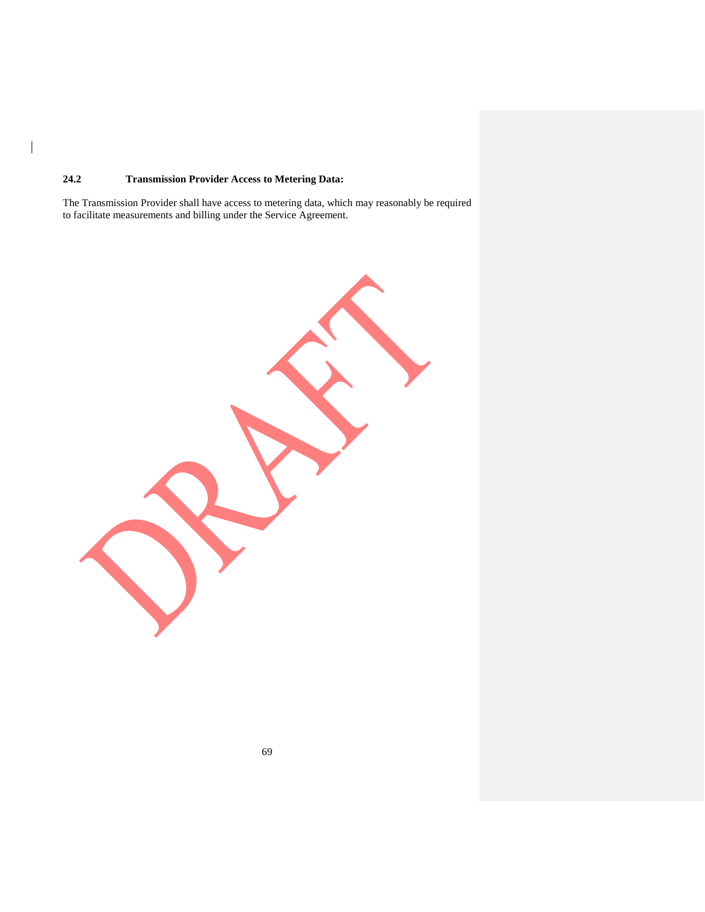### 24.2 Transmission Provider Access to Metering Data:

The Transmission Provider shall have access to metering data, which may reasonably be required to facilitate measurements and billing under the Service Agreement.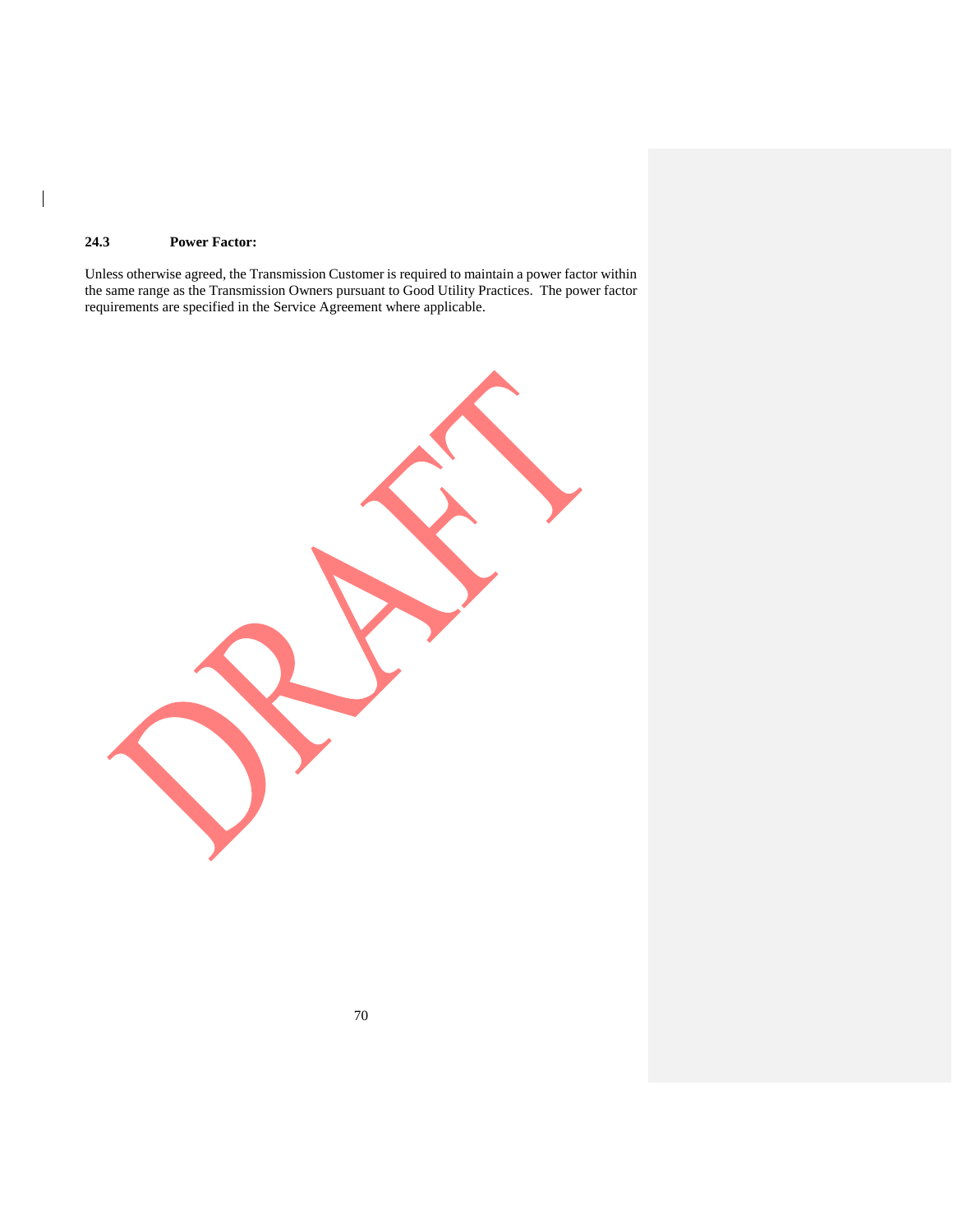### 24.3 Power Factor:

Unless otherwise agreed, the Transmission Customer is required to maintain a power factor within the same range as the Transmission Owners pursuant to Good Utility Practices. The power factor requirements are specified in the Service Agreement where applicable.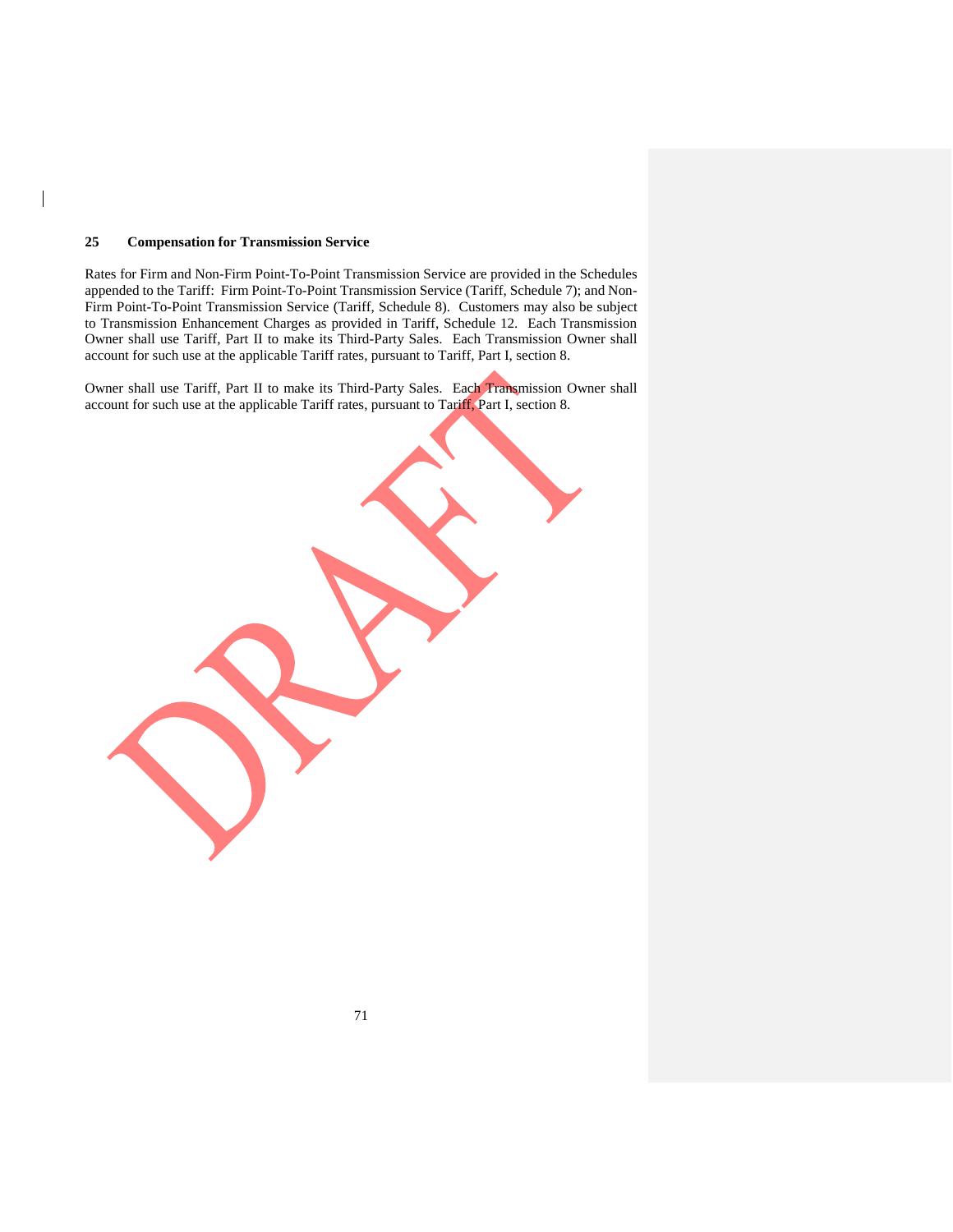### 25 Compensation for Transmission Service

Rates for Firm and Non-Firm Point-To-Point Transmission Service are provided in the Schedules appended to the Tariff: Firm Point-To-Point Transmission Service (Tariff, Schedule 7); and Non-Firm Point-To-Point Transmission Service (Tariff, Schedule 8). Customers may also be subject to Transmission Enhancement Charges as provided in Tariff, Schedule 12. Each Transmission Owner shall use Tariff, Part II to make its Third-Party Sales. Each Transmission Owner shall account for such use at the applicable Tariff rates, pursuant to Tariff, Part I, section 8.

Owner shall use Tariff, Part II to make its Third-Party Sales. Each Transmission Owner shall account for such use at the applicable Tariff rates, pursuant to Tariff, Part I, section 8.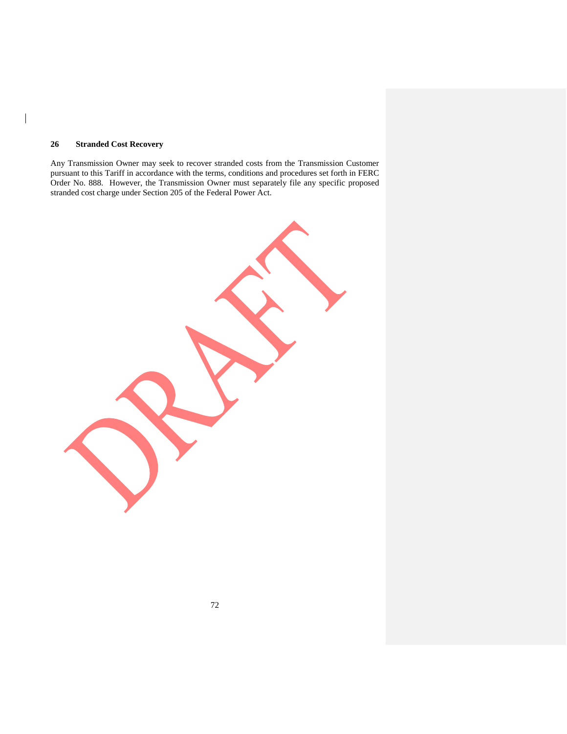## 26 Stranded Cost Recovery

Any Transmission Owner may seek to recover stranded costs from the Transmission Customer pursuant to this Tariff in accordance with the terms, conditions and procedures set forth in FERC Order No. 888. However, the Transmission Owner must separately file any specific proposed stranded cost charge under Section 205 of the Federal Power Act.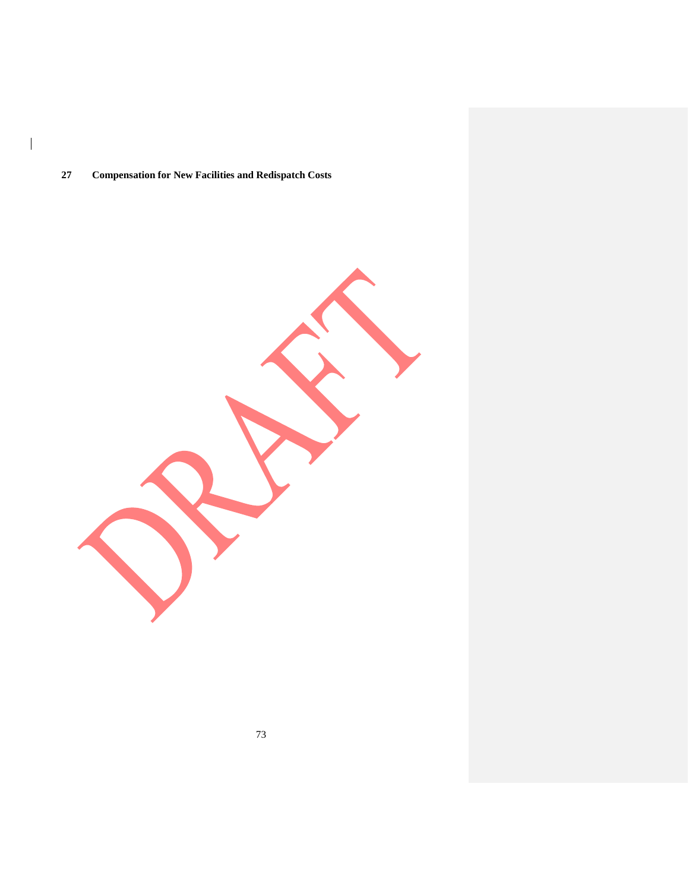## 27 Compensation for New Facilities and Redispatch Costs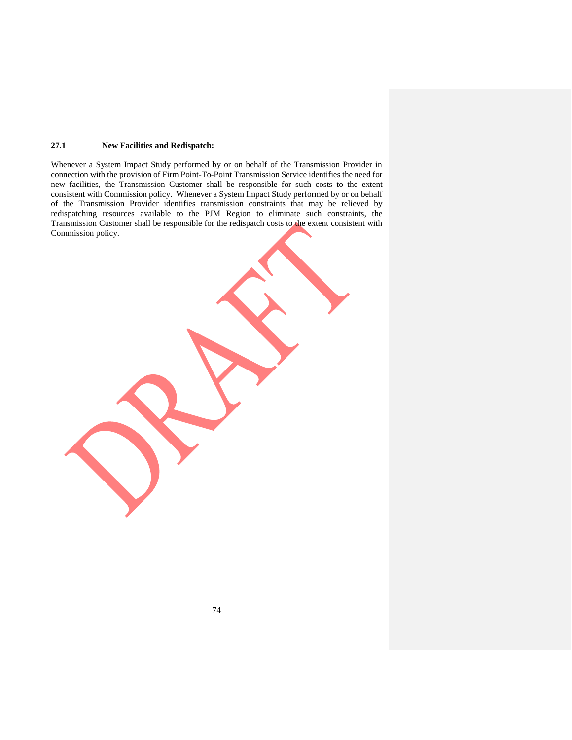### 27.1 New Facilities and Redispatch:

Whenever a System Impact Study performed by or on behalf of the Transmission Provider in connection with the provision of Firm Point-To-Point Transmission Service identifies the need for new facilities, the Transmission Customer shall be responsible for such costs to the extent consistent with Commission policy. Whenever a System Impact Study performed by or on behalf of the Transmission Provider identifies transmission constraints that may be relieved by redispatching resources available to the PJM Region to eliminate such constraints, the Transmission Customer shall be responsible for the redispatch costs to the extent consistent with Commission policy.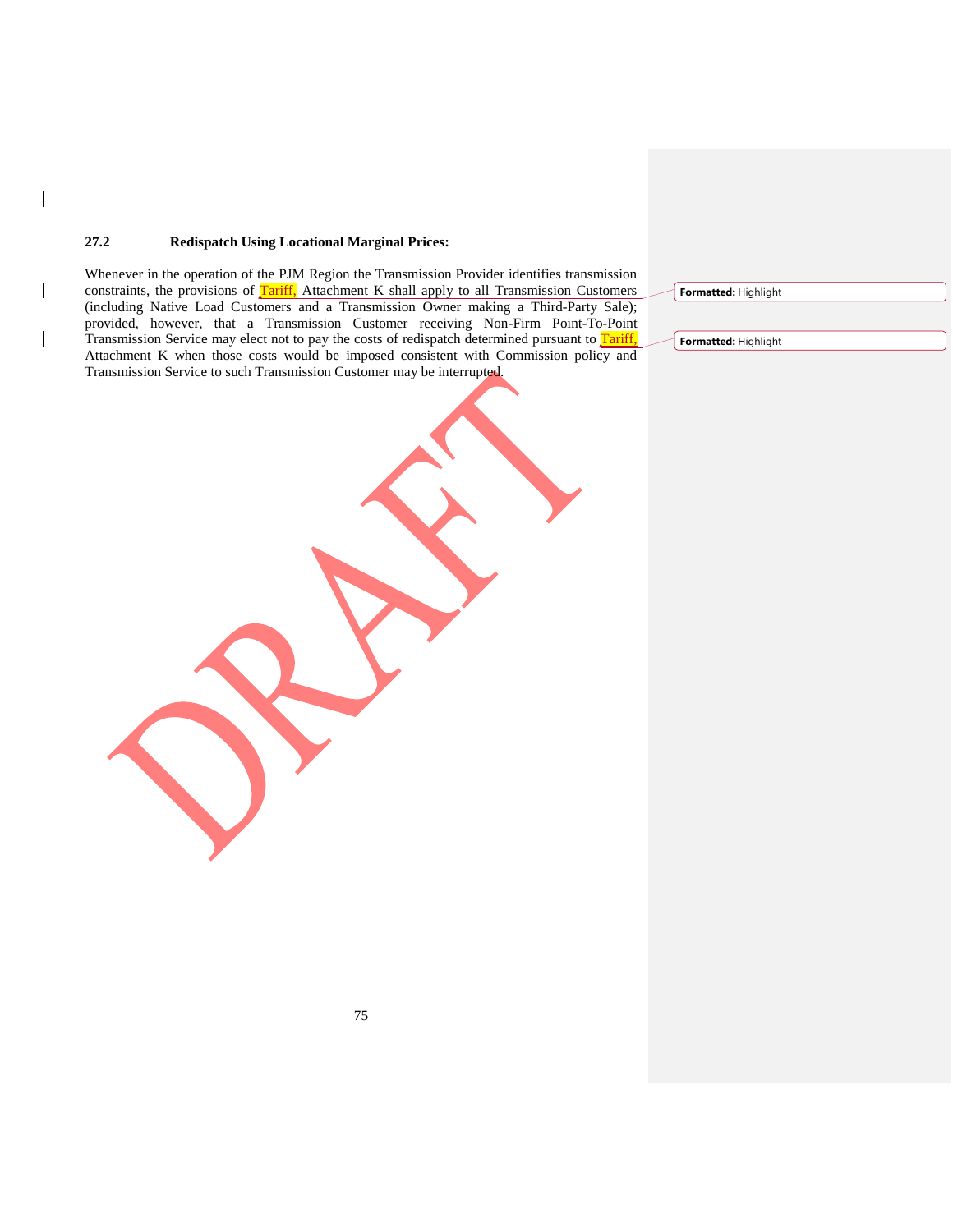### 27.2 Redispatch Using Locational Marginal Prices:

Whenever in the operation of the PJM Region the Transmission Provider identifies transmission constraints, the provisions of Tariff, Attachment K shall apply to all Transmission Customers (including Native Load Customers and a Transmission Owner making a Third-Party Sale); provided, however, that a Transmission Customer receiving Non-Firm Point-To-Point Transmission Service may elect not to pay the costs of redispatch determined pursuant to Tariff, Attachment K when those costs would be imposed consistent with Commission policy and Transmission Service to such Transmission Customer may be interrupted.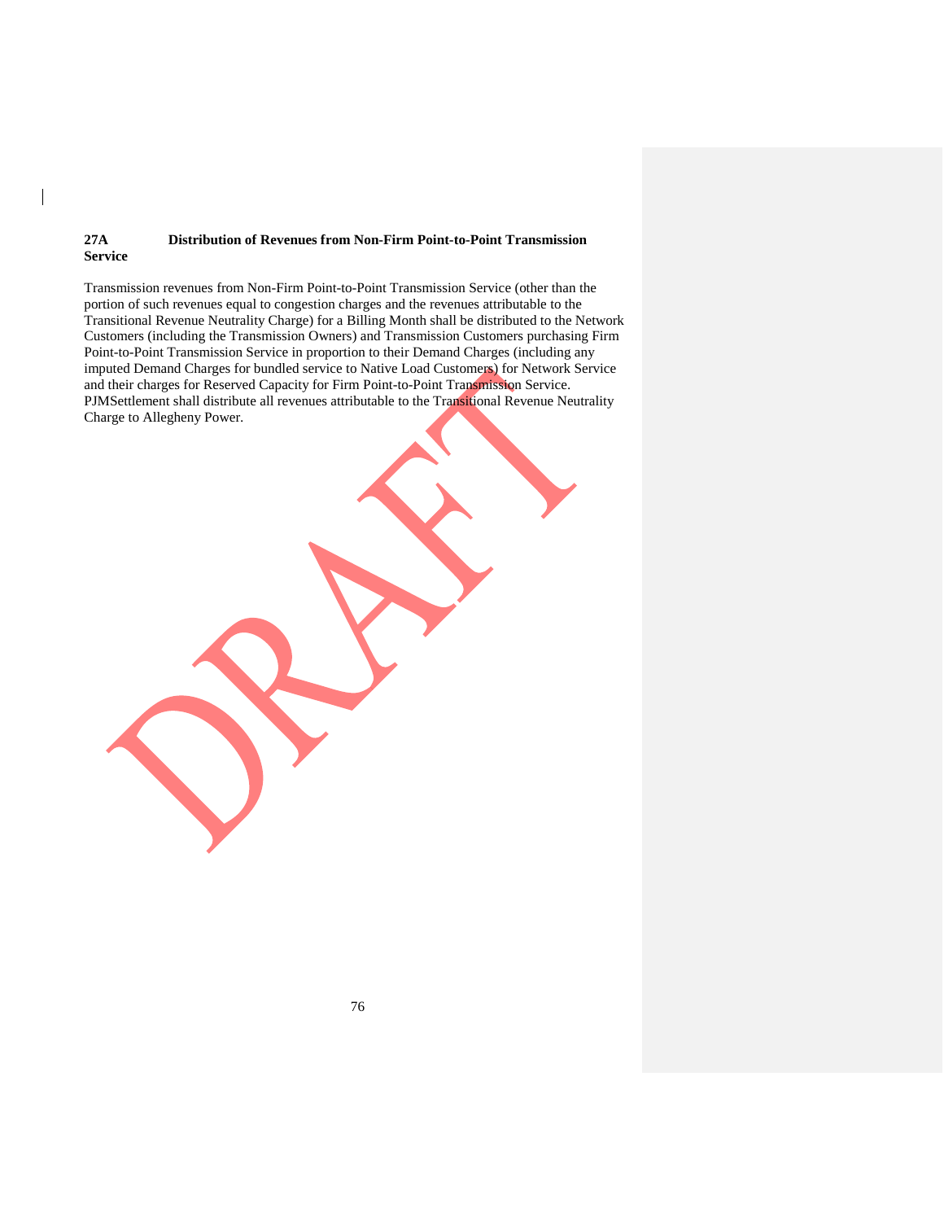**27A Distribution of Revenues from Non-Firm Point-to-Point Transmission Service**

Transmission revenues from Non-Firm Point-to-Point Transmission Service (other than the portion of such revenues equal to congestion charges and the revenues attributable to the Transitional Revenue Neutrality Charge) for a Billing Month shall be distributed to the Network Customers (including the Transmission Owners) and Transmission Customers purchasing Firm Point-to-Point Transmission Service in proportion to their Demand Charges (including any imputed Demand Charges for bundled service to Native Load Customers) for Network Service and their charges for Reserved Capacity for Firm Point-to-Point Transmission Service. PJMSettlement shall distribute all revenues attributable to the Transitional Revenue Neutrality Charge to Allegheny Power.